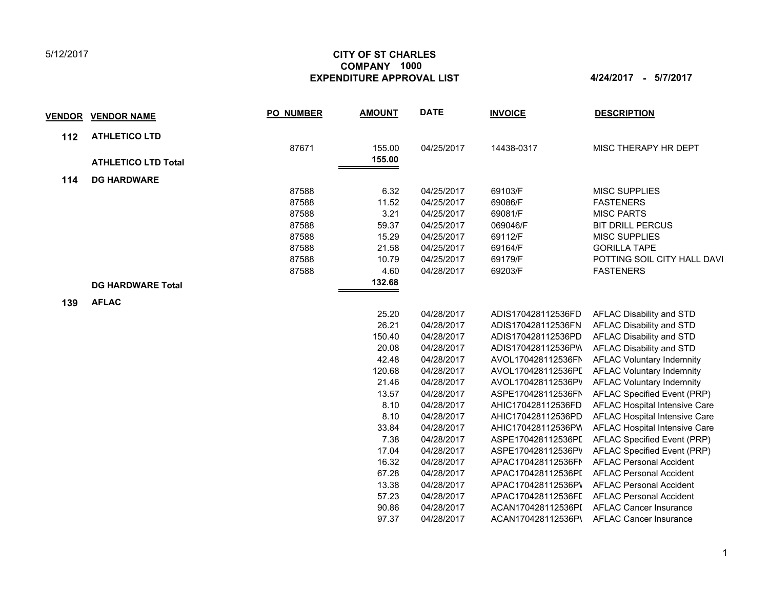5/12/2017

# CITY OF ST CHARLES
## COMPANY 1000
## EXPENDITURE APPROVAL LIST

**4/24/2017 - 5/7/2017**

| VENDOR | VENDOR NAME | PO_NUMBER | AMOUNT | DATE | INVOICE | DESCRIPTION |
|---|---|---|---|---|---|---|
| **112** | **ATHLETICO LTD** | | | | | |
| | | 87671 | 155.00 | 04/25/2017 | 14438-0317 | MISC THERAPY HR DEPT |
| | **ATHLETICO LTD Total** | | **155.00** | | | |
| **114** | **DG HARDWARE** | | | | | |
| | | 87588 | 6.32 | 04/25/2017 | 69103/F | MISC SUPPLIES |
| | | 87588 | 11.52 | 04/25/2017 | 69086/F | FASTENERS |
| | | 87588 | 3.21 | 04/25/2017 | 69081/F | MISC PARTS |
| | | 87588 | 59.37 | 04/25/2017 | 069046/F | BIT DRILL PERCUS |
| | | 87588 | 15.29 | 04/25/2017 | 69112/F | MISC SUPPLIES |
| | | 87588 | 21.58 | 04/25/2017 | 69164/F | GORILLA TAPE |
| | | 87588 | 10.79 | 04/25/2017 | 69179/F | POTTING SOIL CITY HALL DAVI |
| | | 87588 | 4.60 | 04/28/2017 | 69203/F | FASTENERS |
| | **DG HARDWARE Total** | | **132.68** | | | |
| **139** | **AFLAC** | | | | | |
| | | | 25.20 | 04/28/2017 | ADIS170428112536FD | AFLAC Disability and STD |
| | | | 26.21 | 04/28/2017 | ADIS170428112536FN | AFLAC Disability and STD |
| | | | 150.40 | 04/28/2017 | ADIS170428112536PD | AFLAC Disability and STD |
| | | | 20.08 | 04/28/2017 | ADIS170428112536PW | AFLAC Disability and STD |
| | | | 42.48 | 04/28/2017 | AVOL170428112536FN | AFLAC Voluntary Indemnity |
| | | | 120.68 | 04/28/2017 | AVOL170428112536PD | AFLAC Voluntary Indemnity |
| | | | 21.46 | 04/28/2017 | AVOL170428112536PW | AFLAC Voluntary Indemnity |
| | | | 13.57 | 04/28/2017 | ASPE170428112536FN | AFLAC Specified Event (PRP) |
| | | | 8.10 | 04/28/2017 | AHIC170428112536FD | AFLAC Hospital Intensive Care |
| | | | 8.10 | 04/28/2017 | AHIC170428112536PD | AFLAC Hospital Intensive Care |
| | | | 33.84 | 04/28/2017 | AHIC170428112536PW | AFLAC Hospital Intensive Care |
| | | | 7.38 | 04/28/2017 | ASPE170428112536PD | AFLAC Specified Event (PRP) |
| | | | 17.04 | 04/28/2017 | ASPE170428112536PW | AFLAC Specified Event (PRP) |
| | | | 16.32 | 04/28/2017 | APAC170428112536FN | AFLAC Personal Accident |
| | | | 67.28 | 04/28/2017 | APAC170428112536PD | AFLAC Personal Accident |
| | | | 13.38 | 04/28/2017 | APAC170428112536PW | AFLAC Personal Accident |
| | | | 57.23 | 04/28/2017 | APAC170428112536FD | AFLAC Personal Accident |
| | | | 90.86 | 04/28/2017 | ACAN170428112536PD | AFLAC Cancer Insurance |
| | | | 97.37 | 04/28/2017 | ACAN170428112536PW | AFLAC Cancer Insurance |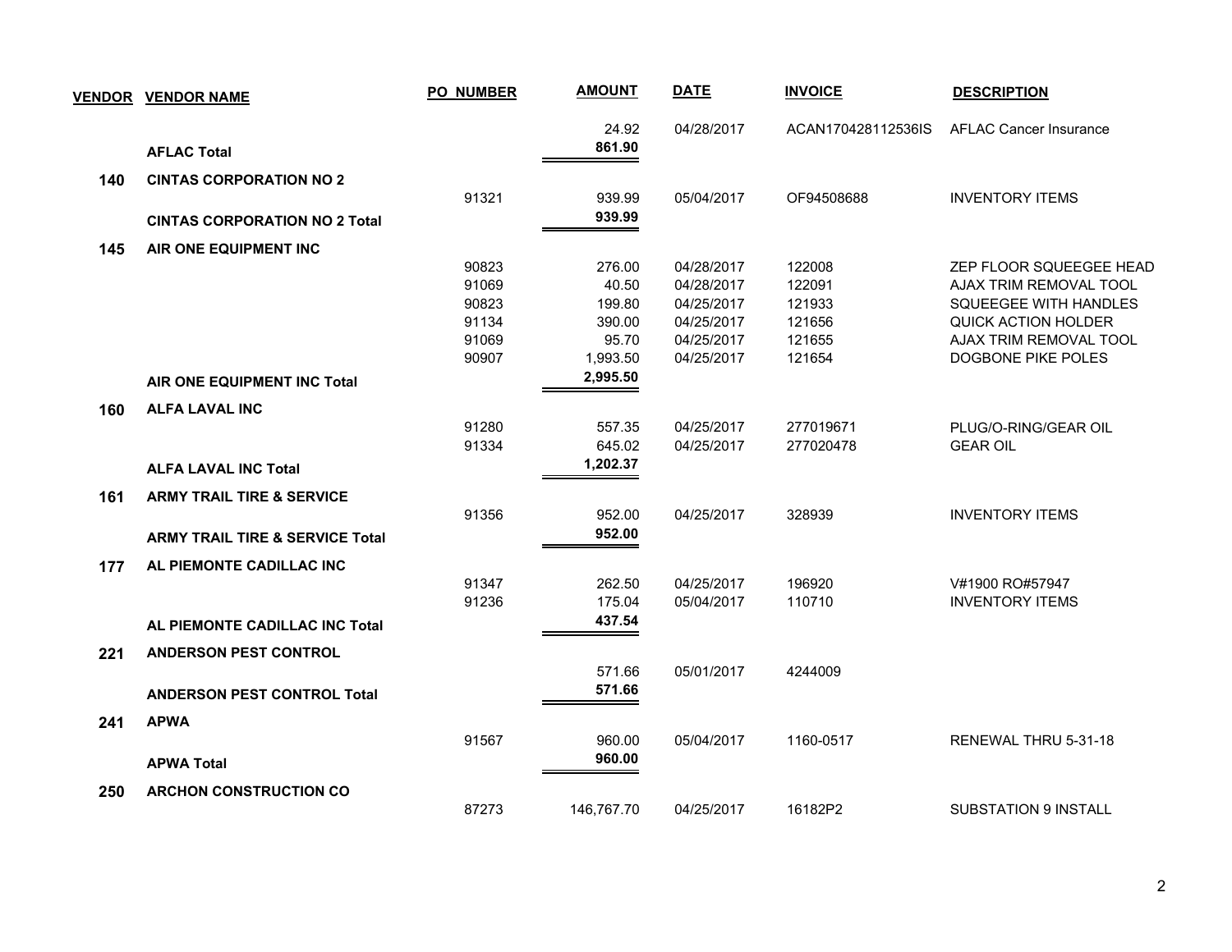| VENDOR | VENDOR NAME | PO NUMBER | AMOUNT | DATE | INVOICE | DESCRIPTION |
|---|---|---|---|---|---|---|
| | | | 24.92 | 04/28/2017 | ACAN170428112536IS | AFLAC Cancer Insurance |
| | **AFLAC Total** | | **861.90** | | | |
| **140** | **CINTAS CORPORATION NO 2** | | | | | |
| | | 91321 | 939.99 | 05/04/2017 | OF94508688 | INVENTORY ITEMS |
| | **CINTAS CORPORATION NO 2 Total** | | **939.99** | | | |
| **145** | **AIR ONE EQUIPMENT INC** | | | | | |
| | | 90823 | 276.00 | 04/28/2017 | 122008 | ZEP FLOOR SQUEEGEE HEAD |
| | | 91069 | 40.50 | 04/28/2017 | 122091 | AJAX TRIM REMOVAL TOOL |
| | | 90823 | 199.80 | 04/25/2017 | 121933 | SQUEEGEE WITH HANDLES |
| | | 91134 | 390.00 | 04/25/2017 | 121656 | QUICK ACTION HOLDER |
| | | 91069 | 95.70 | 04/25/2017 | 121655 | AJAX TRIM REMOVAL TOOL |
| | | 90907 | 1,993.50 | 04/25/2017 | 121654 | DOGBONE PIKE POLES |
| | **AIR ONE EQUIPMENT INC Total** | | **2,995.50** | | | |
| **160** | **ALFA LAVAL INC** | | | | | |
| | | 91280 | 557.35 | 04/25/2017 | 277019671 | PLUG/O-RING/GEAR OIL |
| | | 91334 | 645.02 | 04/25/2017 | 277020478 | GEAR OIL |
| | **ALFA LAVAL INC Total** | | **1,202.37** | | | |
| **161** | **ARMY TRAIL TIRE & SERVICE** | | | | | |
| | | 91356 | 952.00 | 04/25/2017 | 328939 | INVENTORY ITEMS |
| | **ARMY TRAIL TIRE & SERVICE Total** | | **952.00** | | | |
| **177** | **AL PIEMONTE CADILLAC INC** | | | | | |
| | | 91347 | 262.50 | 04/25/2017 | 196920 | V#1900 RO#57947 |
| | | 91236 | 175.04 | 05/04/2017 | 110710 | INVENTORY ITEMS |
| | **AL PIEMONTE CADILLAC INC Total** | | **437.54** | | | |
| **221** | **ANDERSON PEST CONTROL** | | | | | |
| | | | 571.66 | 05/01/2017 | 4244009 | |
| | **ANDERSON PEST CONTROL Total** | | **571.66** | | | |
| **241** | **APWA** | | | | | |
| | | 91567 | 960.00 | 05/04/2017 | 1160-0517 | RENEWAL THRU 5-31-18 |
| | **APWA Total** | | **960.00** | | | |
| **250** | **ARCHON CONSTRUCTION CO** | | | | | |
| | | 87273 | 146,767.70 | 04/25/2017 | 16182P2 | SUBSTATION 9 INSTALL |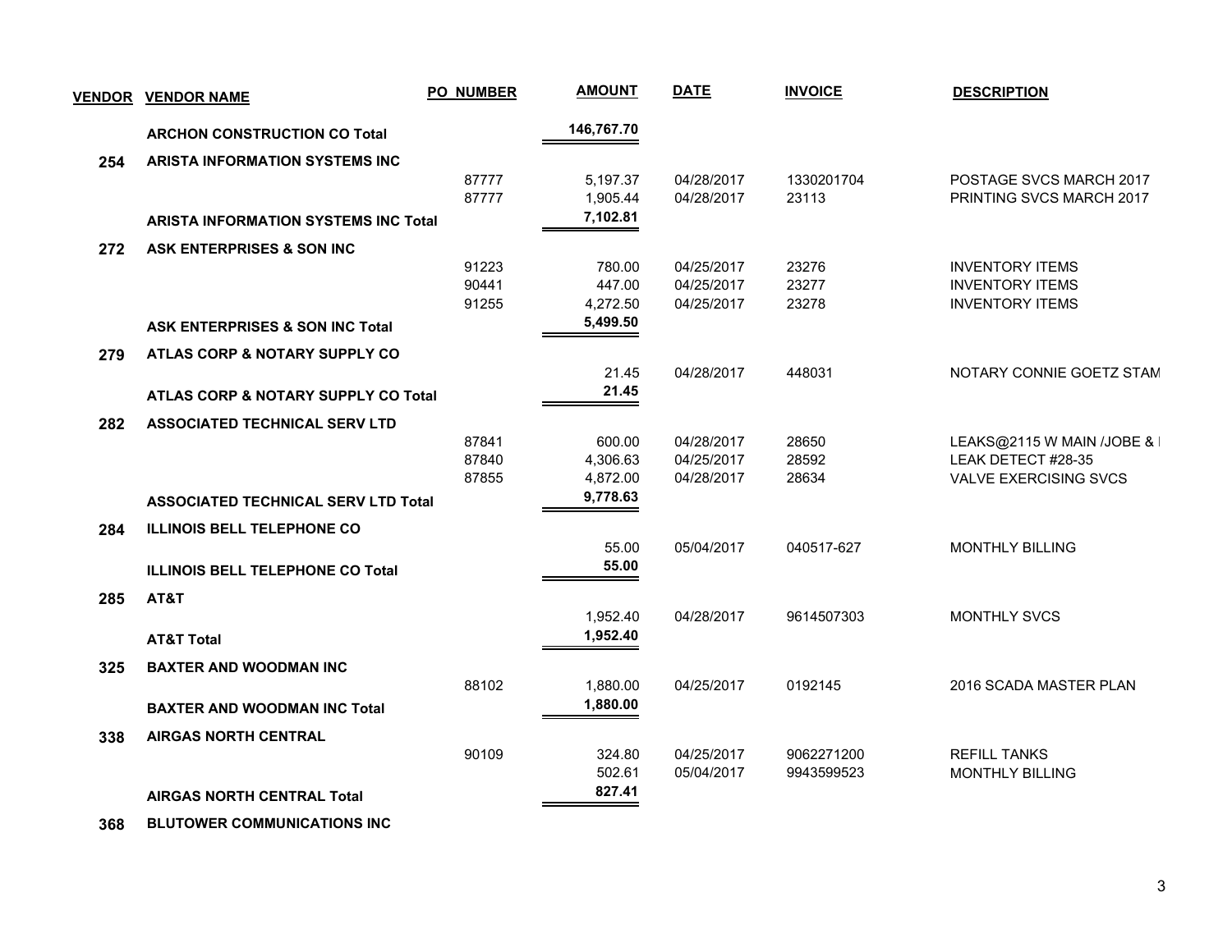| VENDOR | VENDOR NAME | PO NUMBER | AMOUNT | DATE | INVOICE | DESCRIPTION |
|---|---|---|---|---|---|---|
| | **ARCHON CONSTRUCTION CO Total** | | **146,767.70** | | | |
| **254** | **ARISTA INFORMATION SYSTEMS INC** | | | | | |
| | | 87777 | 5,197.37 | 04/28/2017 | 1330201704 | POSTAGE SVCS MARCH 2017 |
| | | 87777 | 1,905.44 | 04/28/2017 | 23113 | PRINTING SVCS MARCH 2017 |
| | **ARISTA INFORMATION SYSTEMS INC Total** | | **7,102.81** | | | |
| **272** | **ASK ENTERPRISES & SON INC** | | | | | |
| | | 91223 | 780.00 | 04/25/2017 | 23276 | INVENTORY ITEMS |
| | | 90441 | 447.00 | 04/25/2017 | 23277 | INVENTORY ITEMS |
| | | 91255 | 4,272.50 | 04/25/2017 | 23278 | INVENTORY ITEMS |
| | **ASK ENTERPRISES & SON INC Total** | | **5,499.50** | | | |
| **279** | **ATLAS CORP & NOTARY SUPPLY CO** | | | | | |
| | | | 21.45 | 04/28/2017 | 448031 | NOTARY CONNIE GOETZ STAM |
| | **ATLAS CORP & NOTARY SUPPLY CO Total** | | **21.45** | | | |
| **282** | **ASSOCIATED TECHNICAL SERV LTD** | | | | | |
| | | 87841 | 600.00 | 04/28/2017 | 28650 | LEAKS@2115 W MAIN /JOBE & |
| | | 87840 | 4,306.63 | 04/25/2017 | 28592 | LEAK DETECT #28-35 |
| | | 87855 | 4,872.00 | 04/28/2017 | 28634 | VALVE EXERCISING SVCS |
| | **ASSOCIATED TECHNICAL SERV LTD Total** | | **9,778.63** | | | |
| **284** | **ILLINOIS BELL TELEPHONE CO** | | | | | |
| | | | 55.00 | 05/04/2017 | 040517-627 | MONTHLY BILLING |
| | **ILLINOIS BELL TELEPHONE CO Total** | | **55.00** | | | |
| **285** | **AT&T** | | | | | |
| | | | 1,952.40 | 04/28/2017 | 9614507303 | MONTHLY SVCS |
| | **AT&T Total** | | **1,952.40** | | | |
| **325** | **BAXTER AND WOODMAN INC** | | | | | |
| | | 88102 | 1,880.00 | 04/25/2017 | 0192145 | 2016 SCADA MASTER PLAN |
| | **BAXTER AND WOODMAN INC Total** | | **1,880.00** | | | |
| **338** | **AIRGAS NORTH CENTRAL** | | | | | |
| | | 90109 | 324.80 | 04/25/2017 | 9062271200 | REFILL TANKS |
| | | | 502.61 | 05/04/2017 | 9943599523 | MONTHLY BILLING |
| | **AIRGAS NORTH CENTRAL Total** | | **827.41** | | | |
| **368** | **BLUTOWER COMMUNICATIONS INC** | | | | | |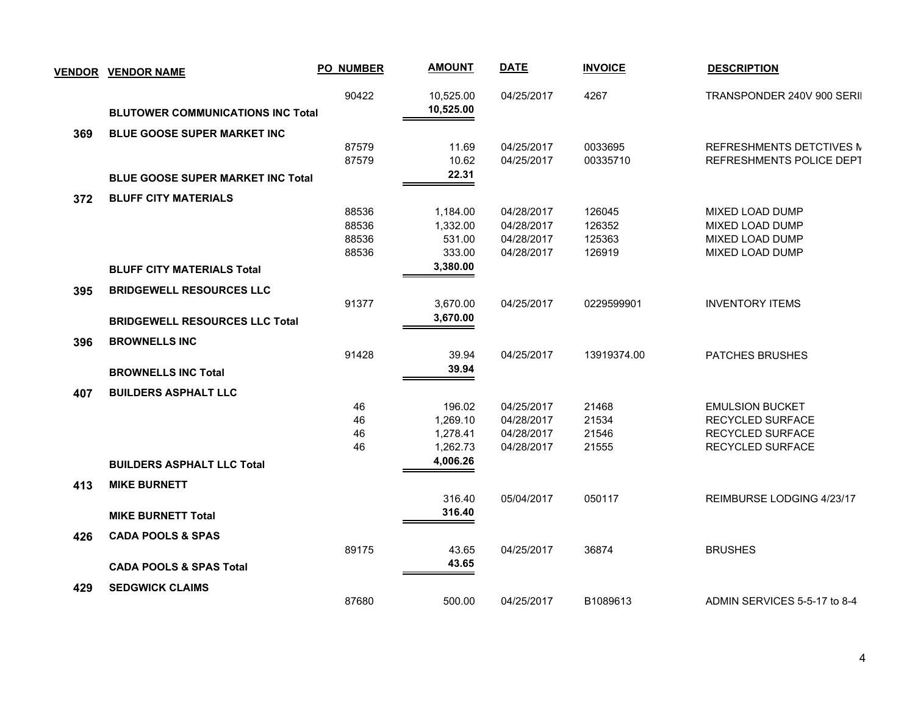| VENDOR | VENDOR NAME | PO NUMBER | AMOUNT | DATE | INVOICE | DESCRIPTION |
|---|---|---|---|---|---|---|
| | | 90422 | 10,525.00 | 04/25/2017 | 4267 | TRANSPONDER 240V 900 SERII |
| | **BLUTOWER COMMUNICATIONS INC Total** | | **10,525.00** | | | |
| **369** | **BLUE GOOSE SUPER MARKET INC** | | | | | |
| | | 87579 | 11.69 | 04/25/2017 | 0033695 | REFRESHMENTS DETCTIVES M |
| | | 87579 | 10.62 | 04/25/2017 | 00335710 | REFRESHMENTS POLICE DEPT |
| | **BLUE GOOSE SUPER MARKET INC Total** | | **22.31** | | | |
| **372** | **BLUFF CITY MATERIALS** | | | | | |
| | | 88536 | 1,184.00 | 04/28/2017 | 126045 | MIXED LOAD DUMP |
| | | 88536 | 1,332.00 | 04/28/2017 | 126352 | MIXED LOAD DUMP |
| | | 88536 | 531.00 | 04/28/2017 | 125363 | MIXED LOAD DUMP |
| | | 88536 | 333.00 | 04/28/2017 | 126919 | MIXED LOAD DUMP |
| | **BLUFF CITY MATERIALS Total** | | **3,380.00** | | | |
| **395** | **BRIDGEWELL RESOURCES LLC** | | | | | |
| | | 91377 | 3,670.00 | 04/25/2017 | 0229599901 | INVENTORY ITEMS |
| | **BRIDGEWELL RESOURCES LLC Total** | | **3,670.00** | | | |
| **396** | **BROWNELLS INC** | | | | | |
| | | 91428 | 39.94 | 04/25/2017 | 13919374.00 | PATCHES BRUSHES |
| | **BROWNELLS INC Total** | | **39.94** | | | |
| **407** | **BUILDERS ASPHALT LLC** | | | | | |
| | | 46 | 196.02 | 04/25/2017 | 21468 | EMULSION BUCKET |
| | | 46 | 1,269.10 | 04/28/2017 | 21534 | RECYCLED SURFACE |
| | | 46 | 1,278.41 | 04/28/2017 | 21546 | RECYCLED SURFACE |
| | | 46 | 1,262.73 | 04/28/2017 | 21555 | RECYCLED SURFACE |
| | **BUILDERS ASPHALT LLC Total** | | **4,006.26** | | | |
| **413** | **MIKE BURNETT** | | | | | |
| | | | 316.40 | 05/04/2017 | 050117 | REIMBURSE LODGING 4/23/17 |
| | **MIKE BURNETT Total** | | **316.40** | | | |
| **426** | **CADA POOLS & SPAS** | | | | | |
| | | 89175 | 43.65 | 04/25/2017 | 36874 | BRUSHES |
| | **CADA POOLS & SPAS Total** | | **43.65** | | | |
| **429** | **SEDGWICK CLAIMS** | | | | | |
| | | 87680 | 500.00 | 04/25/2017 | B1089613 | ADMIN SERVICES 5-5-17 to 8-4 |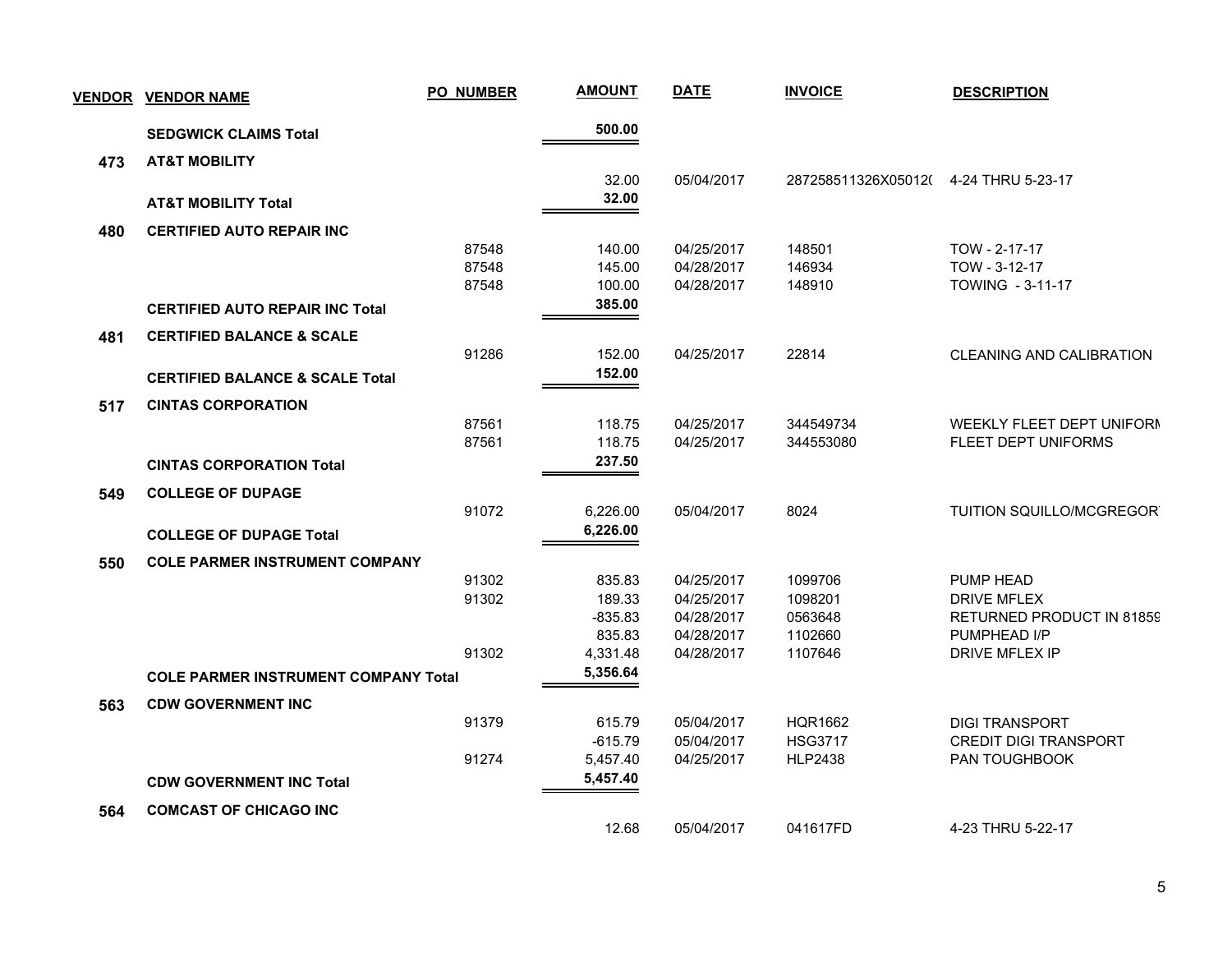| VENDOR | VENDOR NAME | PO_NUMBER | AMOUNT | DATE | INVOICE | DESCRIPTION |
|---|---|---|---|---|---|---|
| | **SEDGWICK CLAIMS Total** | | **500.00** | | | |
| **473** | **AT&T MOBILITY** | | | | | |
| | | | 32.00 | 05/04/2017 | 287258511326X05012( | 4-24 THRU 5-23-17 |
| | **AT&T MOBILITY Total** | | **32.00** | | | |
| **480** | **CERTIFIED AUTO REPAIR INC** | | | | | |
| | | 87548 | 140.00 | 04/25/2017 | 148501 | TOW - 2-17-17 |
| | | 87548 | 145.00 | 04/28/2017 | 146934 | TOW - 3-12-17 |
| | | 87548 | 100.00 | 04/28/2017 | 148910 | TOWING - 3-11-17 |
| | **CERTIFIED AUTO REPAIR INC Total** | | **385.00** | | | |
| **481** | **CERTIFIED BALANCE & SCALE** | | | | | |
| | | 91286 | 152.00 | 04/25/2017 | 22814 | CLEANING AND CALIBRATION |
| | **CERTIFIED BALANCE & SCALE Total** | | **152.00** | | | |
| **517** | **CINTAS CORPORATION** | | | | | |
| | | 87561 | 118.75 | 04/25/2017 | 344549734 | WEEKLY FLEET DEPT UNIFORM |
| | | 87561 | 118.75 | 04/25/2017 | 344553080 | FLEET DEPT UNIFORMS |
| | **CINTAS CORPORATION Total** | | **237.50** | | | |
| **549** | **COLLEGE OF DUPAGE** | | | | | |
| | | 91072 | 6,226.00 | 05/04/2017 | 8024 | TUITION SQUILLO/MCGREGOR |
| | **COLLEGE OF DUPAGE Total** | | **6,226.00** | | | |
| **550** | **COLE PARMER INSTRUMENT COMPANY** | | | | | |
| | | 91302 | 835.83 | 04/25/2017 | 1099706 | PUMP HEAD |
| | | 91302 | 189.33 | 04/25/2017 | 1098201 | DRIVE MFLEX |
| | | | -835.83 | 04/28/2017 | 0563648 | RETURNED PRODUCT IN 81859 |
| | | | 835.83 | 04/28/2017 | 1102660 | PUMPHEAD I/P |
| | | 91302 | 4,331.48 | 04/28/2017 | 1107646 | DRIVE MFLEX IP |
| | **COLE PARMER INSTRUMENT COMPANY Total** | | **5,356.64** | | | |
| **563** | **CDW GOVERNMENT INC** | | | | | |
| | | 91379 | 615.79 | 05/04/2017 | HQR1662 | DIGI TRANSPORT |
| | | | -615.79 | 05/04/2017 | HSG3717 | CREDIT DIGI TRANSPORT |
| | | 91274 | 5,457.40 | 04/25/2017 | HLP2438 | PAN TOUGHBOOK |
| | **CDW GOVERNMENT INC Total** | | **5,457.40** | | | |
| **564** | **COMCAST OF CHICAGO INC** | | | | | |
| | | | 12.68 | 05/04/2017 | 041617FD | 4-23 THRU 5-22-17 |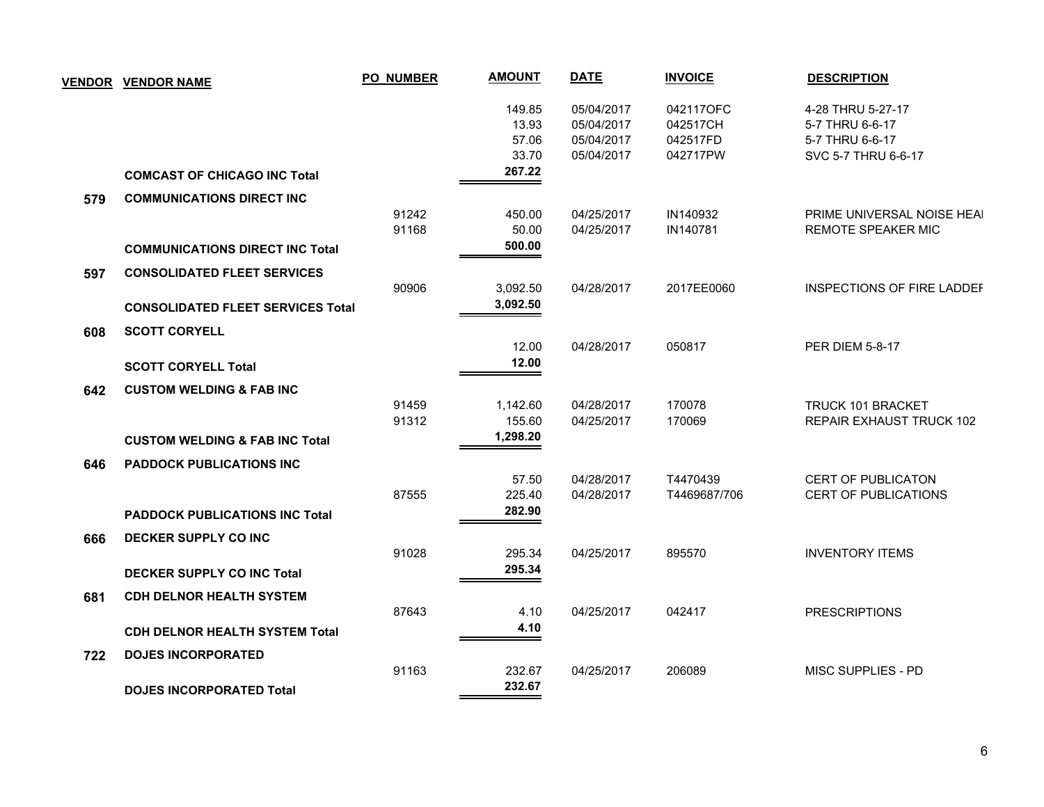| VENDOR | VENDOR NAME | PO NUMBER | AMOUNT | DATE | INVOICE | DESCRIPTION |
|---|---|---|---|---|---|---|
| | | | 149.85 | 05/04/2017 | 042117OFC | 4-28 THRU 5-27-17 |
| | | | 13.93 | 05/04/2017 | 042517CH | 5-7 THRU 6-6-17 |
| | | | 57.06 | 05/04/2017 | 042517FD | 5-7 THRU 6-6-17 |
| | | | 33.70 | 05/04/2017 | 042717PW | SVC 5-7 THRU 6-6-17 |
| | **COMCAST OF CHICAGO INC Total** | | **267.22** | | | |
| **579** | **COMMUNICATIONS DIRECT INC** | | | | | |
| | | 91242 | 450.00 | 04/25/2017 | IN140932 | PRIME UNIVERSAL NOISE HEAI |
| | | 91168 | 50.00 | 04/25/2017 | IN140781 | REMOTE SPEAKER MIC |
| | **COMMUNICATIONS DIRECT INC Total** | | **500.00** | | | |
| **597** | **CONSOLIDATED FLEET SERVICES** | | | | | |
| | | 90906 | 3,092.50 | 04/28/2017 | 2017EE0060 | INSPECTIONS OF FIRE LADDEF |
| | **CONSOLIDATED FLEET SERVICES Total** | | **3,092.50** | | | |
| **608** | **SCOTT CORYELL** | | | | | |
| | | | 12.00 | 04/28/2017 | 050817 | PER DIEM 5-8-17 |
| | **SCOTT CORYELL Total** | | **12.00** | | | |
| **642** | **CUSTOM WELDING & FAB INC** | | | | | |
| | | 91459 | 1,142.60 | 04/28/2017 | 170078 | TRUCK 101 BRACKET |
| | | 91312 | 155.60 | 04/25/2017 | 170069 | REPAIR EXHAUST TRUCK 102 |
| | **CUSTOM WELDING & FAB INC Total** | | **1,298.20** | | | |
| **646** | **PADDOCK PUBLICATIONS INC** | | | | | |
| | | | 57.50 | 04/28/2017 | T4470439 | CERT OF PUBLICATON |
| | | 87555 | 225.40 | 04/28/2017 | T4469687/706 | CERT OF PUBLICATIONS |
| | **PADDOCK PUBLICATIONS INC Total** | | **282.90** | | | |
| **666** | **DECKER SUPPLY CO INC** | | | | | |
| | | 91028 | 295.34 | 04/25/2017 | 895570 | INVENTORY ITEMS |
| | **DECKER SUPPLY CO INC Total** | | **295.34** | | | |
| **681** | **CDH DELNOR HEALTH SYSTEM** | | | | | |
| | | 87643 | 4.10 | 04/25/2017 | 042417 | PRESCRIPTIONS |
| | **CDH DELNOR HEALTH SYSTEM Total** | | **4.10** | | | |
| **722** | **DOJES INCORPORATED** | | | | | |
| | | 91163 | 232.67 | 04/25/2017 | 206089 | MISC SUPPLIES - PD |
| | **DOJES INCORPORATED Total** | | **232.67** | | | |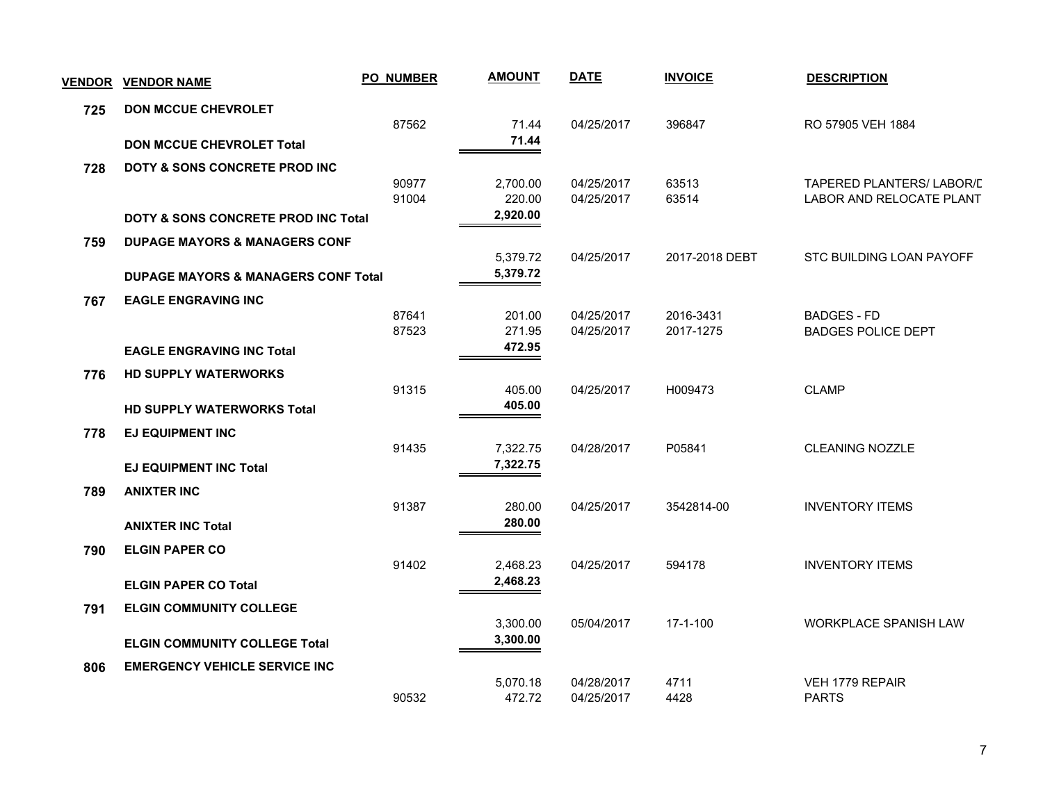| VENDOR | VENDOR NAME | PO NUMBER | AMOUNT | DATE | INVOICE | DESCRIPTION |
|---|---|---|---|---|---|---|
| **725** | **DON MCCUE CHEVROLET** | | | | | |
| | | 87562 | 71.44 | 04/25/2017 | 396847 | RO 57905 VEH 1884 |
| | **DON MCCUE CHEVROLET Total** | | **71.44** | | | |
| **728** | **DOTY & SONS CONCRETE PROD INC** | | | | | |
| | | 90977 | 2,700.00 | 04/25/2017 | 63513 | TAPERED PLANTERS/ LABOR/D |
| | | 91004 | 220.00 | 04/25/2017 | 63514 | LABOR AND RELOCATE PLANT |
| | **DOTY & SONS CONCRETE PROD INC Total** | | **2,920.00** | | | |
| **759** | **DUPAGE MAYORS & MANAGERS CONF** | | | | | |
| | | | 5,379.72 | 04/25/2017 | 2017-2018 DEBT | STC BUILDING LOAN PAYOFF |
| | **DUPAGE MAYORS & MANAGERS CONF Total** | | **5,379.72** | | | |
| **767** | **EAGLE ENGRAVING INC** | | | | | |
| | | 87641 | 201.00 | 04/25/2017 | 2016-3431 | BADGES - FD |
| | | 87523 | 271.95 | 04/25/2017 | 2017-1275 | BADGES POLICE DEPT |
| | **EAGLE ENGRAVING INC Total** | | **472.95** | | | |
| **776** | **HD SUPPLY WATERWORKS** | | | | | |
| | | 91315 | 405.00 | 04/25/2017 | H009473 | CLAMP |
| | **HD SUPPLY WATERWORKS Total** | | **405.00** | | | |
| **778** | **EJ EQUIPMENT INC** | | | | | |
| | | 91435 | 7,322.75 | 04/28/2017 | P05841 | CLEANING NOZZLE |
| | **EJ EQUIPMENT INC Total** | | **7,322.75** | | | |
| **789** | **ANIXTER INC** | | | | | |
| | | 91387 | 280.00 | 04/25/2017 | 3542814-00 | INVENTORY ITEMS |
| | **ANIXTER INC Total** | | **280.00** | | | |
| **790** | **ELGIN PAPER CO** | | | | | |
| | | 91402 | 2,468.23 | 04/25/2017 | 594178 | INVENTORY ITEMS |
| | **ELGIN PAPER CO Total** | | **2,468.23** | | | |
| **791** | **ELGIN COMMUNITY COLLEGE** | | | | | |
| | | | 3,300.00 | 05/04/2017 | 17-1-100 | WORKPLACE SPANISH LAW |
| | **ELGIN COMMUNITY COLLEGE Total** | | **3,300.00** | | | |
| **806** | **EMERGENCY VEHICLE SERVICE INC** | | | | | |
| | | | 5,070.18 | 04/28/2017 | 4711 | VEH 1779 REPAIR |
| | | 90532 | 472.72 | 04/25/2017 | 4428 | PARTS |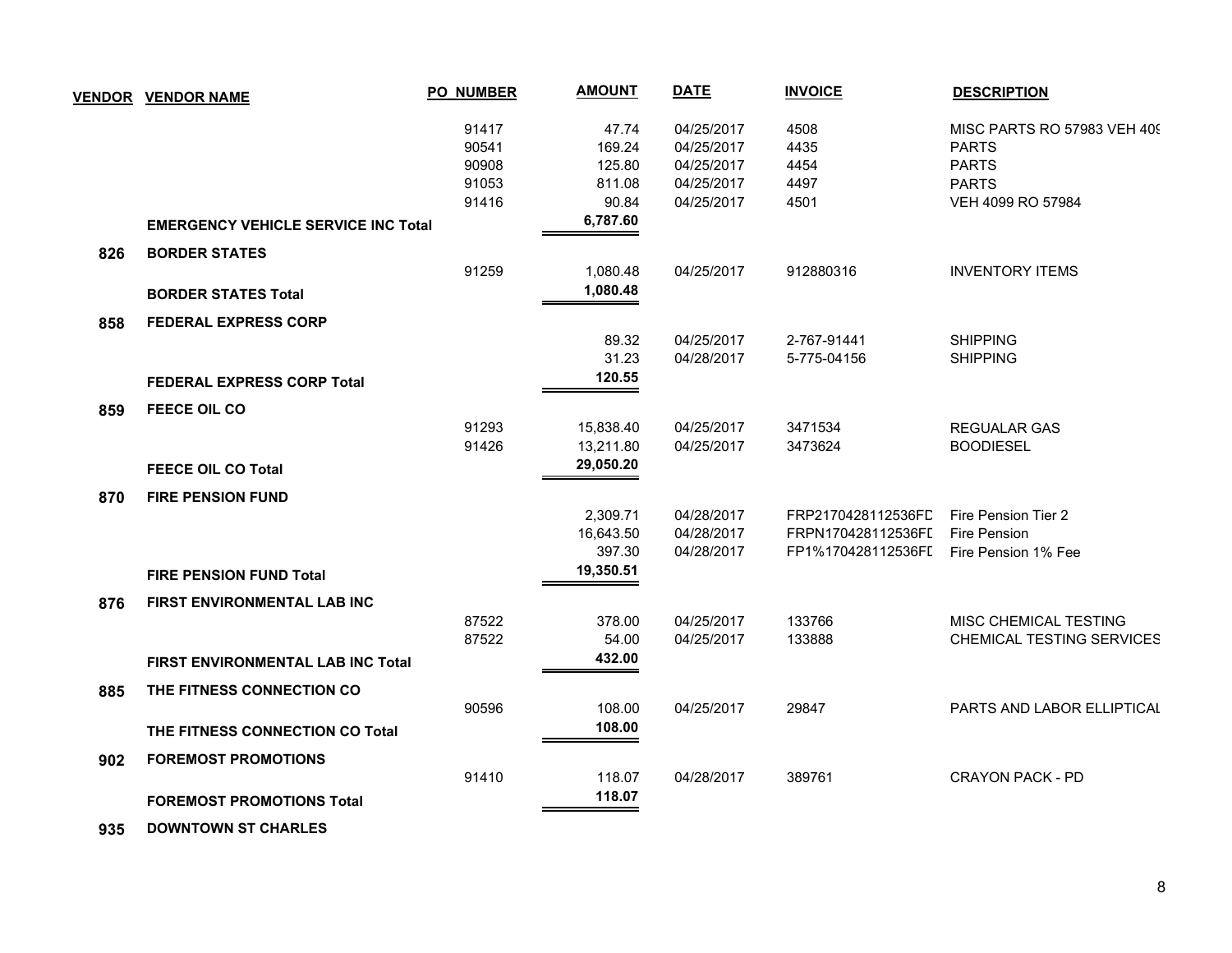| VENDOR | VENDOR NAME | PO NUMBER | AMOUNT | DATE | INVOICE | DESCRIPTION |
|---|---|---|---|---|---|---|
| | | 91417 | 47.74 | 04/25/2017 | 4508 | MISC PARTS RO 57983 VEH 409 |
| | | 90541 | 169.24 | 04/25/2017 | 4435 | PARTS |
| | | 90908 | 125.80 | 04/25/2017 | 4454 | PARTS |
| | | 91053 | 811.08 | 04/25/2017 | 4497 | PARTS |
| | | 91416 | 90.84 | 04/25/2017 | 4501 | VEH 4099 RO 57984 |
| | **EMERGENCY VEHICLE SERVICE INC Total** | | **6,787.60** | | | |
| **826** | **BORDER STATES** | | | | | |
| | | 91259 | 1,080.48 | 04/25/2017 | 912880316 | INVENTORY ITEMS |
| | **BORDER STATES Total** | | **1,080.48** | | | |
| **858** | **FEDERAL EXPRESS CORP** | | | | | |
| | | | 89.32 | 04/25/2017 | 2-767-91441 | SHIPPING |
| | | | 31.23 | 04/28/2017 | 5-775-04156 | SHIPPING |
| | **FEDERAL EXPRESS CORP Total** | | **120.55** | | | |
| **859** | **FEECE OIL CO** | | | | | |
| | | 91293 | 15,838.40 | 04/25/2017 | 3471534 | REGUALAR GAS |
| | | 91426 | 13,211.80 | 04/25/2017 | 3473624 | BOODIESEL |
| | **FEECE OIL CO Total** | | **29,050.20** | | | |
| **870** | **FIRE PENSION FUND** | | | | | |
| | | | 2,309.71 | 04/28/2017 | FRP2170428112536FD | Fire Pension Tier 2 |
| | | | 16,643.50 | 04/28/2017 | FRPN170428112536FD | Fire Pension |
| | | | 397.30 | 04/28/2017 | FP1%170428112536FD | Fire Pension 1% Fee |
| | **FIRE PENSION FUND Total** | | **19,350.51** | | | |
| **876** | **FIRST ENVIRONMENTAL LAB INC** | | | | | |
| | | 87522 | 378.00 | 04/25/2017 | 133766 | MISC CHEMICAL TESTING |
| | | 87522 | 54.00 | 04/25/2017 | 133888 | CHEMICAL TESTING SERVICES |
| | **FIRST ENVIRONMENTAL LAB INC Total** | | **432.00** | | | |
| **885** | **THE FITNESS CONNECTION CO** | | | | | |
| | | 90596 | 108.00 | 04/25/2017 | 29847 | PARTS AND LABOR ELLIPTICAL |
| | **THE FITNESS CONNECTION CO Total** | | **108.00** | | | |
| **902** | **FOREMOST PROMOTIONS** | | | | | |
| | | 91410 | 118.07 | 04/28/2017 | 389761 | CRAYON PACK - PD |
| | **FOREMOST PROMOTIONS Total** | | **118.07** | | | |
| **935** | **DOWNTOWN ST CHARLES** | | | | | |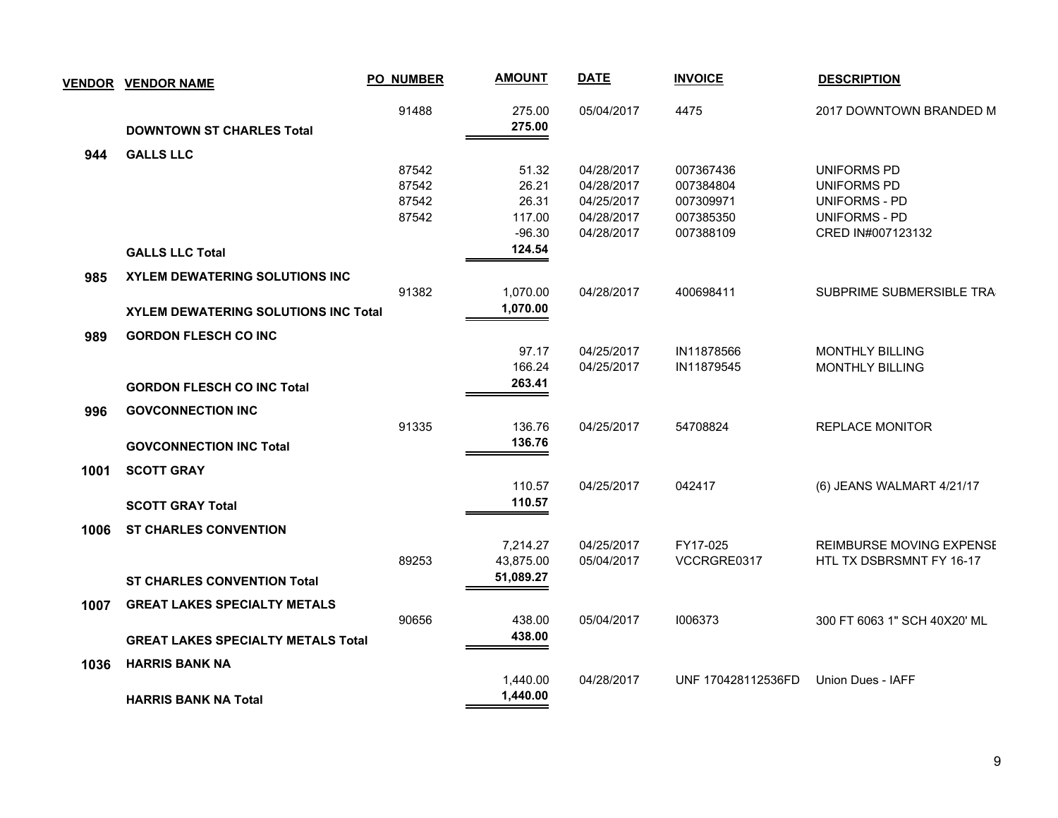| VENDOR | VENDOR NAME | PO NUMBER | AMOUNT | DATE | INVOICE | DESCRIPTION |
|---|---|---|---|---|---|---|
| | | 91488 | 275.00 | 05/04/2017 | 4475 | 2017 DOWNTOWN BRANDED M |
| | **DOWNTOWN ST CHARLES Total** | | **275.00** | | | |
| **944** | **GALLS LLC** | | | | | |
| | | 87542 | 51.32 | 04/28/2017 | 007367436 | UNIFORMS PD |
| | | 87542 | 26.21 | 04/28/2017 | 007384804 | UNIFORMS PD |
| | | 87542 | 26.31 | 04/25/2017 | 007309971 | UNIFORMS - PD |
| | | 87542 | 117.00 | 04/28/2017 | 007385350 | UNIFORMS - PD |
| | | | -96.30 | 04/28/2017 | 007388109 | CRED IN#007123132 |
| | **GALLS LLC Total** | | **124.54** | | | |
| **985** | **XYLEM DEWATERING SOLUTIONS INC** | | | | | |
| | | 91382 | 1,070.00 | 04/28/2017 | 400698411 | SUBPRIME SUBMERSIBLE TRA |
| | **XYLEM DEWATERING SOLUTIONS INC Total** | | **1,070.00** | | | |
| **989** | **GORDON FLESCH CO INC** | | | | | |
| | | | 97.17 | 04/25/2017 | IN11878566 | MONTHLY BILLING |
| | | | 166.24 | 04/25/2017 | IN11879545 | MONTHLY BILLING |
| | **GORDON FLESCH CO INC Total** | | **263.41** | | | |
| **996** | **GOVCONNECTION INC** | | | | | |
| | | 91335 | 136.76 | 04/25/2017 | 54708824 | REPLACE MONITOR |
| | **GOVCONNECTION INC Total** | | **136.76** | | | |
| **1001** | **SCOTT GRAY** | | | | | |
| | | | 110.57 | 04/25/2017 | 042417 | (6) JEANS WALMART 4/21/17 |
| | **SCOTT GRAY Total** | | **110.57** | | | |
| **1006** | **ST CHARLES CONVENTION** | | | | | |
| | | | 7,214.27 | 04/25/2017 | FY17-025 | REIMBURSE MOVING EXPENSE |
| | | 89253 | 43,875.00 | 05/04/2017 | VCCRGRE0317 | HTL TX DSBRSMNT FY 16-17 |
| | **ST CHARLES CONVENTION Total** | | **51,089.27** | | | |
| **1007** | **GREAT LAKES SPECIALTY METALS** | | | | | |
| | | 90656 | 438.00 | 05/04/2017 | I006373 | 300 FT 6063 1" SCH 40X20' ML |
| | **GREAT LAKES SPECIALTY METALS Total** | | **438.00** | | | |
| **1036** | **HARRIS BANK NA** | | | | | |
| | | | 1,440.00 | 04/28/2017 | UNF 170428112536FD | Union Dues - IAFF |
| | **HARRIS BANK NA Total** | | **1,440.00** | | | |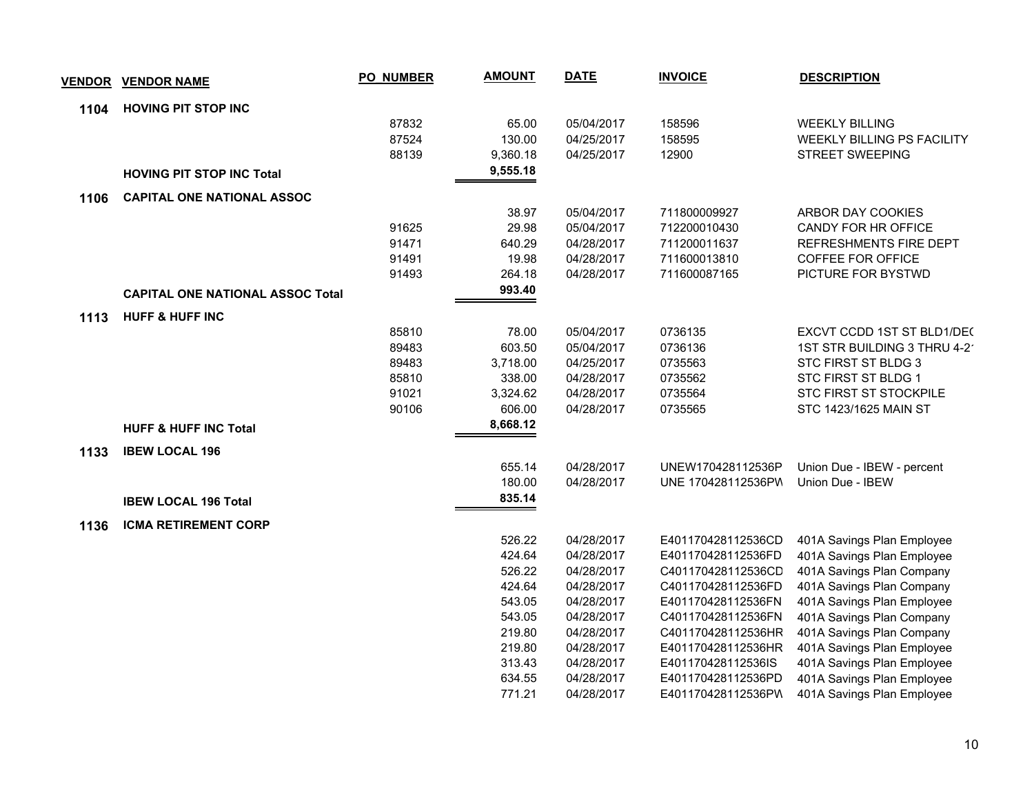| VENDOR | VENDOR NAME | PO NUMBER | AMOUNT | DATE | INVOICE | DESCRIPTION |
|---|---|---|---|---|---|---|
| 1104 | HOVING PIT STOP INC | | | | | |
| | | 87832 | 65.00 | 05/04/2017 | 158596 | WEEKLY BILLING |
| | | 87524 | 130.00 | 04/25/2017 | 158595 | WEEKLY BILLING PS FACILITY |
| | | 88139 | 9,360.18 | 04/25/2017 | 12900 | STREET SWEEPING |
| | **HOVING PIT STOP INC Total** | | **9,555.18** | | | |
| 1106 | CAPITAL ONE NATIONAL ASSOC | | | | | |
| | | | 38.97 | 05/04/2017 | 711800009927 | ARBOR DAY COOKIES |
| | | 91625 | 29.98 | 05/04/2017 | 712200010430 | CANDY FOR HR OFFICE |
| | | 91471 | 640.29 | 04/28/2017 | 711200011637 | REFRESHMENTS FIRE DEPT |
| | | 91491 | 19.98 | 04/28/2017 | 711600013810 | COFFEE FOR OFFICE |
| | | 91493 | 264.18 | 04/28/2017 | 711600087165 | PICTURE FOR BYSTWD |
| | **CAPITAL ONE NATIONAL ASSOC Total** | | **993.40** | | | |
| 1113 | HUFF & HUFF INC | | | | | |
| | | 85810 | 78.00 | 05/04/2017 | 0736135 | EXCVT CCDD 1ST ST BLD1/DE( |
| | | 89483 | 603.50 | 05/04/2017 | 0736136 | 1ST STR BUILDING 3 THRU 4-2 |
| | | 89483 | 3,718.00 | 04/25/2017 | 0735563 | STC FIRST ST BLDG 3 |
| | | 85810 | 338.00 | 04/28/2017 | 0735562 | STC FIRST ST BLDG 1 |
| | | 91021 | 3,324.62 | 04/28/2017 | 0735564 | STC FIRST ST STOCKPILE |
| | | 90106 | 606.00 | 04/28/2017 | 0735565 | STC 1423/1625 MAIN ST |
| | **HUFF & HUFF INC Total** | | **8,668.12** | | | |
| 1133 | IBEW LOCAL 196 | | | | | |
| | | | 655.14 | 04/28/2017 | UNEW170428112536P | Union Due - IBEW - percent |
| | | | 180.00 | 04/28/2017 | UNE 170428112536PW | Union Due - IBEW |
| | **IBEW LOCAL 196 Total** | | **835.14** | | | |
| 1136 | ICMA RETIREMENT CORP | | | | | |
| | | | 526.22 | 04/28/2017 | E401170428112536CD | 401A Savings Plan Employee |
| | | | 424.64 | 04/28/2017 | E401170428112536FD | 401A Savings Plan Employee |
| | | | 526.22 | 04/28/2017 | C401170428112536CD | 401A Savings Plan Company |
| | | | 424.64 | 04/28/2017 | C401170428112536FD | 401A Savings Plan Company |
| | | | 543.05 | 04/28/2017 | E401170428112536FN | 401A Savings Plan Employee |
| | | | 543.05 | 04/28/2017 | C401170428112536FN | 401A Savings Plan Company |
| | | | 219.80 | 04/28/2017 | C401170428112536HR | 401A Savings Plan Company |
| | | | 219.80 | 04/28/2017 | E401170428112536HR | 401A Savings Plan Employee |
| | | | 313.43 | 04/28/2017 | E401170428112536IS | 401A Savings Plan Employee |
| | | | 634.55 | 04/28/2017 | E401170428112536PD | 401A Savings Plan Employee |
| | | | 771.21 | 04/28/2017 | E401170428112536PW | 401A Savings Plan Employee |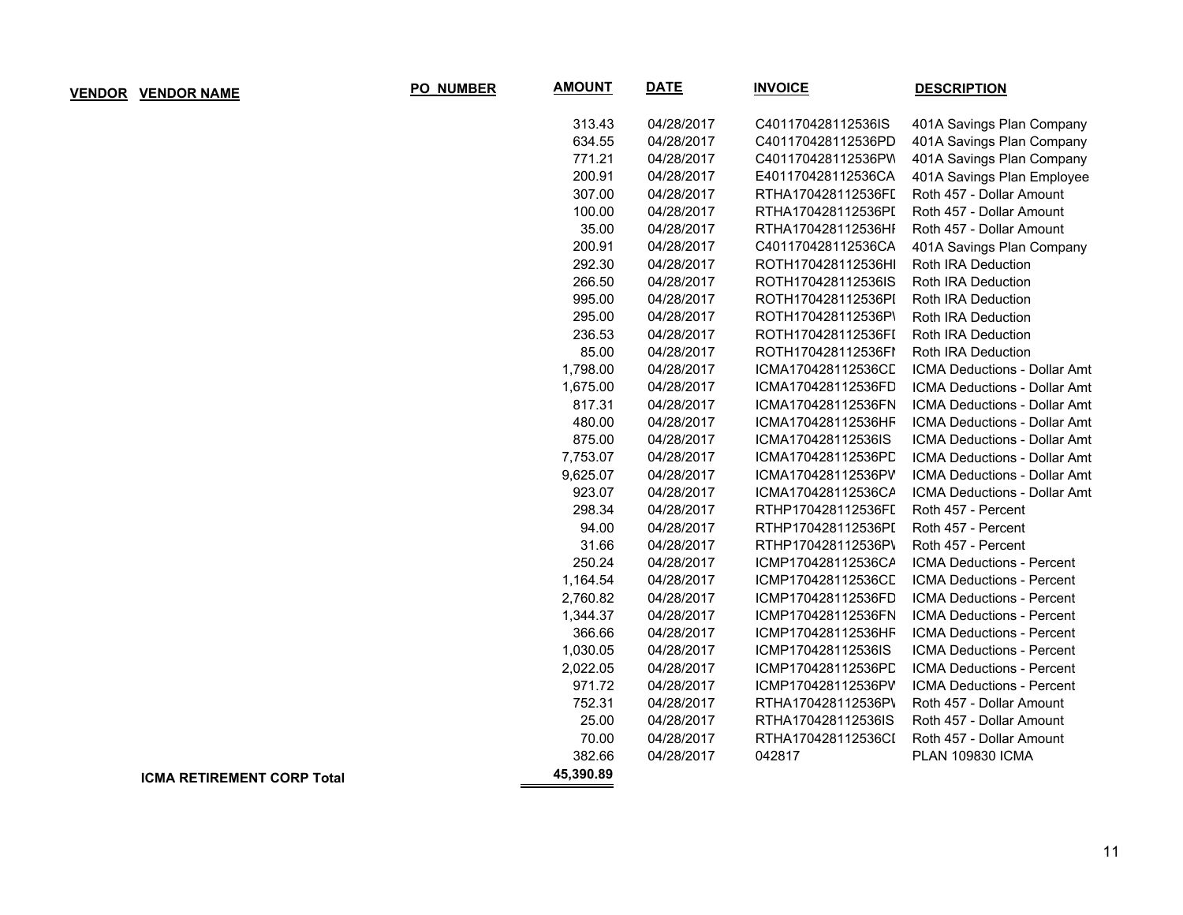| VENDOR | VENDOR NAME | PO_NUMBER | AMOUNT | DATE | INVOICE | DESCRIPTION |
|---|---|---|---|---|---|---|
| | | | 313.43 | 04/28/2017 | C401170428112536IS | 401A Savings Plan Company |
| | | | 634.55 | 04/28/2017 | C401170428112536PD | 401A Savings Plan Company |
| | | | 771.21 | 04/28/2017 | C401170428112536PW | 401A Savings Plan Company |
| | | | 200.91 | 04/28/2017 | E401170428112536CA | 401A Savings Plan Employee |
| | | | 307.00 | 04/28/2017 | RTHA170428112536FD | Roth 457 - Dollar Amount |
| | | | 100.00 | 04/28/2017 | RTHA170428112536PD | Roth 457 - Dollar Amount |
| | | | 35.00 | 04/28/2017 | RTHA170428112536HF | Roth 457 - Dollar Amount |
| | | | 200.91 | 04/28/2017 | C401170428112536CA | 401A Savings Plan Company |
| | | | 292.30 | 04/28/2017 | ROTH170428112536HI | Roth IRA Deduction |
| | | | 266.50 | 04/28/2017 | ROTH170428112536IS | Roth IRA Deduction |
| | | | 995.00 | 04/28/2017 | ROTH170428112536PD | Roth IRA Deduction |
| | | | 295.00 | 04/28/2017 | ROTH170428112536PV | Roth IRA Deduction |
| | | | 236.53 | 04/28/2017 | ROTH170428112536FD | Roth IRA Deduction |
| | | | 85.00 | 04/28/2017 | ROTH170428112536FN | Roth IRA Deduction |
| | | | 1,798.00 | 04/28/2017 | ICMA170428112536CD | ICMA Deductions - Dollar Amt |
| | | | 1,675.00 | 04/28/2017 | ICMA170428112536FD | ICMA Deductions - Dollar Amt |
| | | | 817.31 | 04/28/2017 | ICMA170428112536FN | ICMA Deductions - Dollar Amt |
| | | | 480.00 | 04/28/2017 | ICMA170428112536HR | ICMA Deductions - Dollar Amt |
| | | | 875.00 | 04/28/2017 | ICMA170428112536IS | ICMA Deductions - Dollar Amt |
| | | | 7,753.07 | 04/28/2017 | ICMA170428112536PD | ICMA Deductions - Dollar Amt |
| | | | 9,625.07 | 04/28/2017 | ICMA170428112536PW | ICMA Deductions - Dollar Amt |
| | | | 923.07 | 04/28/2017 | ICMA170428112536CA | ICMA Deductions - Dollar Amt |
| | | | 298.34 | 04/28/2017 | RTHP170428112536FD | Roth 457 - Percent |
| | | | 94.00 | 04/28/2017 | RTHP170428112536PD | Roth 457 - Percent |
| | | | 31.66 | 04/28/2017 | RTHP170428112536PV | Roth 457 - Percent |
| | | | 250.24 | 04/28/2017 | ICMP170428112536CA | ICMA Deductions - Percent |
| | | | 1,164.54 | 04/28/2017 | ICMP170428112536CD | ICMA Deductions - Percent |
| | | | 2,760.82 | 04/28/2017 | ICMP170428112536FD | ICMA Deductions - Percent |
| | | | 1,344.37 | 04/28/2017 | ICMP170428112536FN | ICMA Deductions - Percent |
| | | | 366.66 | 04/28/2017 | ICMP170428112536HR | ICMA Deductions - Percent |
| | | | 1,030.05 | 04/28/2017 | ICMP170428112536IS | ICMA Deductions - Percent |
| | | | 2,022.05 | 04/28/2017 | ICMP170428112536PD | ICMA Deductions - Percent |
| | | | 971.72 | 04/28/2017 | ICMP170428112536PW | ICMA Deductions - Percent |
| | | | 752.31 | 04/28/2017 | RTHA170428112536PV | Roth 457 - Dollar Amount |
| | | | 25.00 | 04/28/2017 | RTHA170428112536IS | Roth 457 - Dollar Amount |
| | | | 70.00 | 04/28/2017 | RTHA170428112536CD | Roth 457 - Dollar Amount |
| | | | 382.66 | 04/28/2017 | 042817 | PLAN 109830 ICMA |
| | **ICMA RETIREMENT CORP Total** | | **45,390.89** | | | |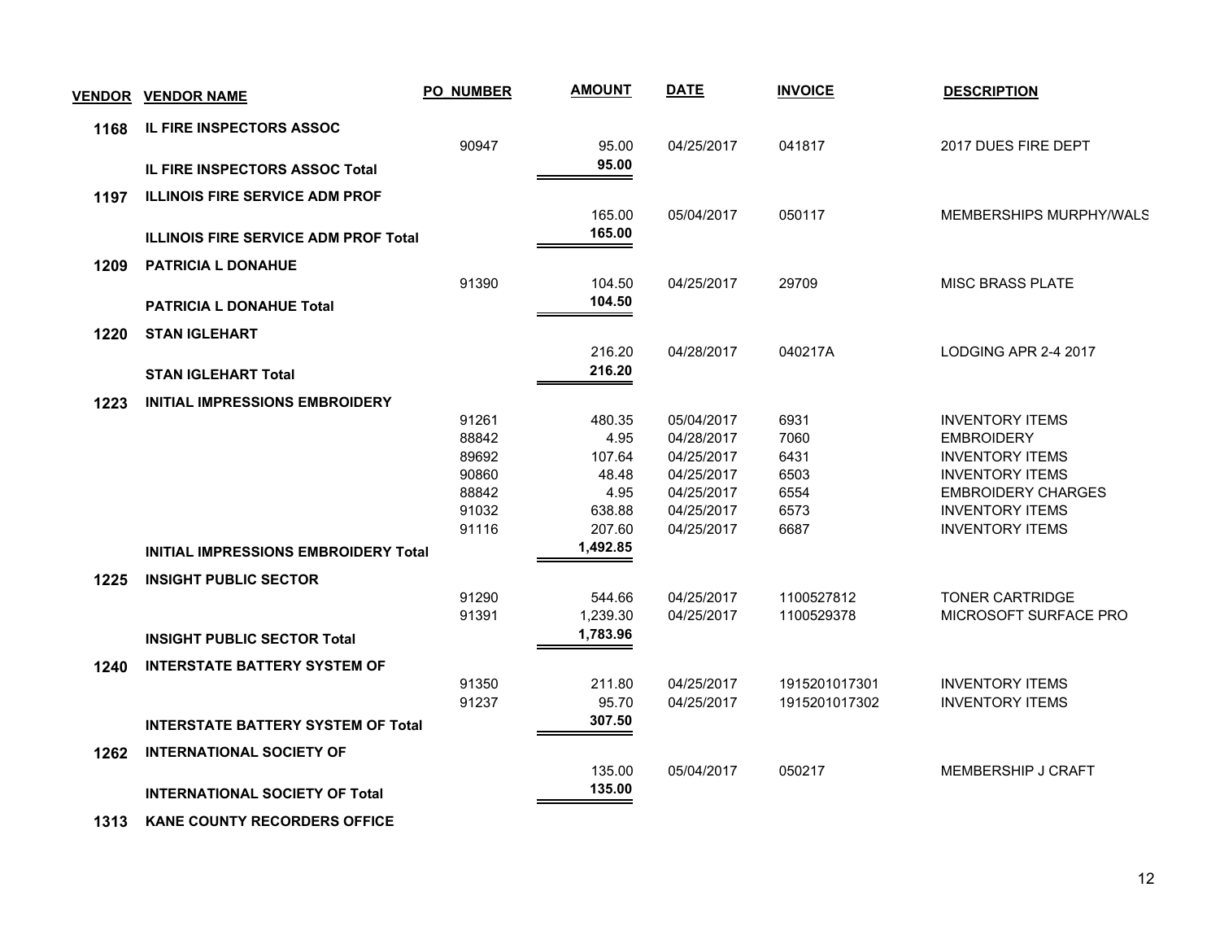| VENDOR | VENDOR NAME | PO NUMBER | AMOUNT | DATE | INVOICE | DESCRIPTION |
|---|---|---|---|---|---|---|
| **1168** | **IL FIRE INSPECTORS ASSOC** | | | | | |
| | | 90947 | 95.00 | 04/25/2017 | 041817 | 2017 DUES FIRE DEPT |
| | **IL FIRE INSPECTORS ASSOC Total** | | **95.00** | | | |
| **1197** | **ILLINOIS FIRE SERVICE ADM PROF** | | | | | |
| | | | 165.00 | 05/04/2017 | 050117 | MEMBERSHIPS MURPHY/WALS |
| | **ILLINOIS FIRE SERVICE ADM PROF Total** | | **165.00** | | | |
| **1209** | **PATRICIA L DONAHUE** | | | | | |
| | | 91390 | 104.50 | 04/25/2017 | 29709 | MISC BRASS PLATE |
| | **PATRICIA L DONAHUE Total** | | **104.50** | | | |
| **1220** | **STAN IGLEHART** | | | | | |
| | | | 216.20 | 04/28/2017 | 040217A | LODGING APR 2-4 2017 |
| | **STAN IGLEHART Total** | | **216.20** | | | |
| **1223** | **INITIAL IMPRESSIONS EMBROIDERY** | | | | | |
| | | 91261 | 480.35 | 05/04/2017 | 6931 | INVENTORY ITEMS |
| | | 88842 | 4.95 | 04/28/2017 | 7060 | EMBROIDERY |
| | | 89692 | 107.64 | 04/25/2017 | 6431 | INVENTORY ITEMS |
| | | 90860 | 48.48 | 04/25/2017 | 6503 | INVENTORY ITEMS |
| | | 88842 | 4.95 | 04/25/2017 | 6554 | EMBROIDERY CHARGES |
| | | 91032 | 638.88 | 04/25/2017 | 6573 | INVENTORY ITEMS |
| | | 91116 | 207.60 | 04/25/2017 | 6687 | INVENTORY ITEMS |
| | **INITIAL IMPRESSIONS EMBROIDERY Total** | | **1,492.85** | | | |
| **1225** | **INSIGHT PUBLIC SECTOR** | | | | | |
| | | 91290 | 544.66 | 04/25/2017 | 1100527812 | TONER CARTRIDGE |
| | | 91391 | 1,239.30 | 04/25/2017 | 1100529378 | MICROSOFT SURFACE PRO |
| | **INSIGHT PUBLIC SECTOR Total** | | **1,783.96** | | | |
| **1240** | **INTERSTATE BATTERY SYSTEM OF** | | | | | |
| | | 91350 | 211.80 | 04/25/2017 | 1915201017301 | INVENTORY ITEMS |
| | | 91237 | 95.70 | 04/25/2017 | 1915201017302 | INVENTORY ITEMS |
| | **INTERSTATE BATTERY SYSTEM OF Total** | | **307.50** | | | |
| **1262** | **INTERNATIONAL SOCIETY OF** | | | | | |
| | | | 135.00 | 05/04/2017 | 050217 | MEMBERSHIP J CRAFT |
| | **INTERNATIONAL SOCIETY OF Total** | | **135.00** | | | |
| **1313** | **KANE COUNTY RECORDERS OFFICE** | | | | | |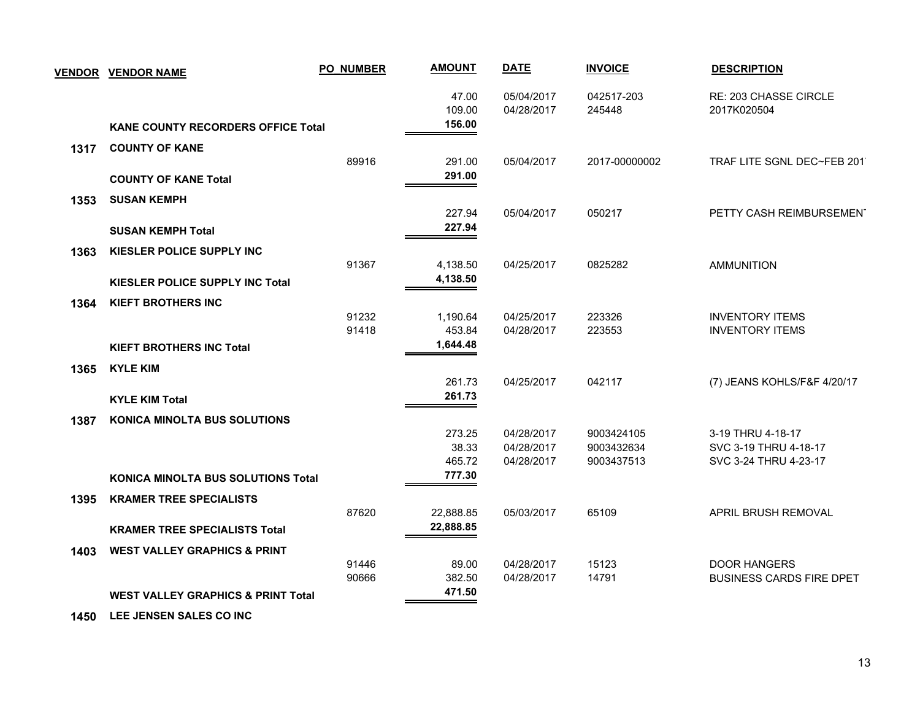| VENDOR | VENDOR NAME | PO NUMBER | AMOUNT | DATE | INVOICE | DESCRIPTION |
|---|---|---|---|---|---|---|
| | | | 47.00 | 05/04/2017 | 042517-203 | RE: 203 CHASSE CIRCLE |
| | | | 109.00 | 04/28/2017 | 245448 | 2017K020504 |
| | **KANE COUNTY RECORDERS OFFICE Total** | | **156.00** | | | |
| **1317** | **COUNTY OF KANE** | | | | | |
| | | 89916 | 291.00 | 05/04/2017 | 2017-00000002 | TRAF LITE SGNL DEC~FEB 201 |
| | **COUNTY OF KANE Total** | | **291.00** | | | |
| **1353** | **SUSAN KEMPH** | | | | | |
| | | | 227.94 | 05/04/2017 | 050217 | PETTY CASH REIMBURSEMEN |
| | **SUSAN KEMPH Total** | | **227.94** | | | |
| **1363** | **KIESLER POLICE SUPPLY INC** | | | | | |
| | | 91367 | 4,138.50 | 04/25/2017 | 0825282 | AMMUNITION |
| | **KIESLER POLICE SUPPLY INC Total** | | **4,138.50** | | | |
| **1364** | **KIEFT BROTHERS INC** | | | | | |
| | | 91232 | 1,190.64 | 04/25/2017 | 223326 | INVENTORY ITEMS |
| | | 91418 | 453.84 | 04/28/2017 | 223553 | INVENTORY ITEMS |
| | **KIEFT BROTHERS INC Total** | | **1,644.48** | | | |
| **1365** | **KYLE KIM** | | | | | |
| | | | 261.73 | 04/25/2017 | 042117 | (7) JEANS KOHLS/F&F 4/20/17 |
| | **KYLE KIM Total** | | **261.73** | | | |
| **1387** | **KONICA MINOLTA BUS SOLUTIONS** | | | | | |
| | | | 273.25 | 04/28/2017 | 9003424105 | 3-19 THRU 4-18-17 |
| | | | 38.33 | 04/28/2017 | 9003432634 | SVC 3-19 THRU 4-18-17 |
| | | | 465.72 | 04/28/2017 | 9003437513 | SVC 3-24 THRU 4-23-17 |
| | **KONICA MINOLTA BUS SOLUTIONS Total** | | **777.30** | | | |
| **1395** | **KRAMER TREE SPECIALISTS** | | | | | |
| | | 87620 | 22,888.85 | 05/03/2017 | 65109 | APRIL BRUSH REMOVAL |
| | **KRAMER TREE SPECIALISTS Total** | | **22,888.85** | | | |
| **1403** | **WEST VALLEY GRAPHICS & PRINT** | | | | | |
| | | 91446 | 89.00 | 04/28/2017 | 15123 | DOOR HANGERS |
| | | 90666 | 382.50 | 04/28/2017 | 14791 | BUSINESS CARDS FIRE DPET |
| | **WEST VALLEY GRAPHICS & PRINT Total** | | **471.50** | | | |
| **1450** | **LEE JENSEN SALES CO INC** | | | | | |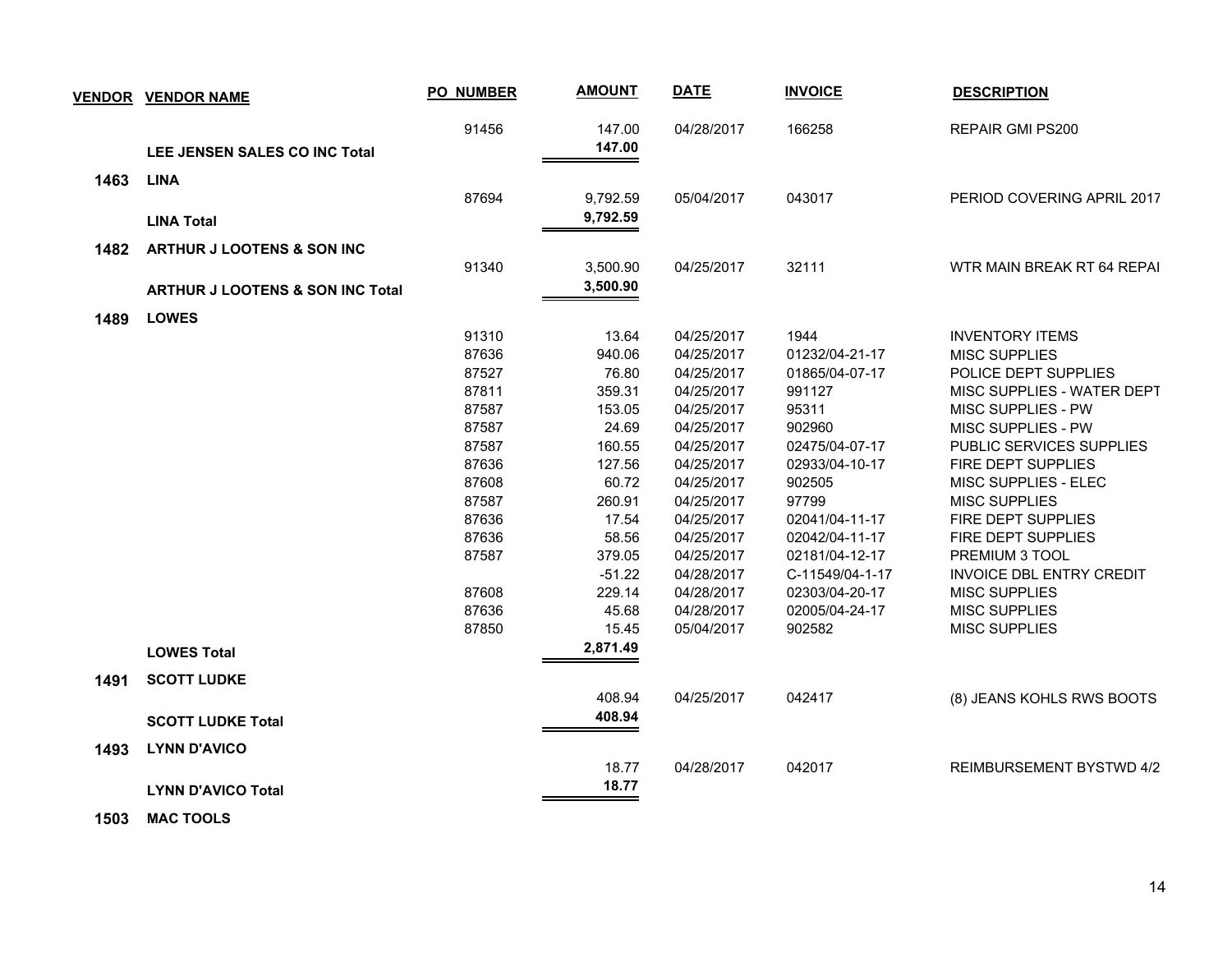| VENDOR | VENDOR NAME | PO NUMBER | AMOUNT | DATE | INVOICE | DESCRIPTION |
|---|---|---|---|---|---|---|
| | | 91456 | 147.00 | 04/28/2017 | 166258 | REPAIR GMI PS200 |
| | **LEE JENSEN SALES CO INC Total** | | **147.00** | | | |
| **1463** | **LINA** | | | | | |
| | | 87694 | 9,792.59 | 05/04/2017 | 043017 | PERIOD COVERING APRIL 2017 |
| | **LINA Total** | | **9,792.59** | | | |
| **1482** | **ARTHUR J LOOTENS & SON INC** | | | | | |
| | | 91340 | 3,500.90 | 04/25/2017 | 32111 | WTR MAIN BREAK RT 64 REPAI |
| | **ARTHUR J LOOTENS & SON INC Total** | | **3,500.90** | | | |
| **1489** | **LOWES** | | | | | |
| | | 91310 | 13.64 | 04/25/2017 | 1944 | INVENTORY ITEMS |
| | | 87636 | 940.06 | 04/25/2017 | 01232/04-21-17 | MISC SUPPLIES |
| | | 87527 | 76.80 | 04/25/2017 | 01865/04-07-17 | POLICE DEPT SUPPLIES |
| | | 87811 | 359.31 | 04/25/2017 | 991127 | MISC SUPPLIES - WATER DEPT |
| | | 87587 | 153.05 | 04/25/2017 | 95311 | MISC SUPPLIES - PW |
| | | 87587 | 24.69 | 04/25/2017 | 902960 | MISC SUPPLIES - PW |
| | | 87587 | 160.55 | 04/25/2017 | 02475/04-07-17 | PUBLIC SERVICES SUPPLIES |
| | | 87636 | 127.56 | 04/25/2017 | 02933/04-10-17 | FIRE DEPT SUPPLIES |
| | | 87608 | 60.72 | 04/25/2017 | 902505 | MISC SUPPLIES - ELEC |
| | | 87587 | 260.91 | 04/25/2017 | 97799 | MISC SUPPLIES |
| | | 87636 | 17.54 | 04/25/2017 | 02041/04-11-17 | FIRE DEPT SUPPLIES |
| | | 87636 | 58.56 | 04/25/2017 | 02042/04-11-17 | FIRE DEPT SUPPLIES |
| | | 87587 | 379.05 | 04/25/2017 | 02181/04-12-17 | PREMIUM 3 TOOL |
| | | | -51.22 | 04/28/2017 | C-11549/04-1-17 | INVOICE DBL ENTRY CREDIT |
| | | 87608 | 229.14 | 04/28/2017 | 02303/04-20-17 | MISC SUPPLIES |
| | | 87636 | 45.68 | 04/28/2017 | 02005/04-24-17 | MISC SUPPLIES |
| | | 87850 | 15.45 | 05/04/2017 | 902582 | MISC SUPPLIES |
| | **LOWES Total** | | **2,871.49** | | | |
| **1491** | **SCOTT LUDKE** | | | | | |
| | | | 408.94 | 04/25/2017 | 042417 | (8) JEANS KOHLS RWS BOOTS |
| | **SCOTT LUDKE Total** | | **408.94** | | | |
| **1493** | **LYNN D'AVICO** | | | | | |
| | | | 18.77 | 04/28/2017 | 042017 | REIMBURSEMENT BYSTWD 4/2 |
| | **LYNN D'AVICO Total** | | **18.77** | | | |
| **1503** | **MAC TOOLS** | | | | | |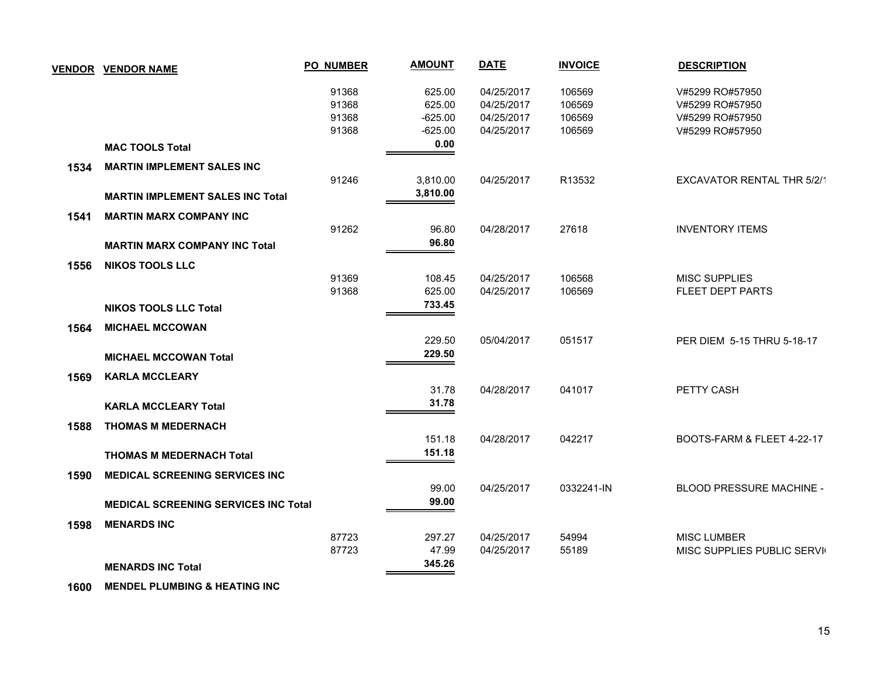| VENDOR | VENDOR NAME | PO NUMBER | AMOUNT | DATE | INVOICE | DESCRIPTION |
|---|---|---|---|---|---|---|
| | | 91368 | 625.00 | 04/25/2017 | 106569 | V#5299 RO#57950 |
| | | 91368 | 625.00 | 04/25/2017 | 106569 | V#5299 RO#57950 |
| | | 91368 | -625.00 | 04/25/2017 | 106569 | V#5299 RO#57950 |
| | | 91368 | -625.00 | 04/25/2017 | 106569 | V#5299 RO#57950 |
| | **MAC TOOLS Total** | | **0.00** | | | |
| **1534** | **MARTIN IMPLEMENT SALES INC** | | | | | |
| | | 91246 | 3,810.00 | 04/25/2017 | R13532 | EXCAVATOR RENTAL THR 5/2/1 |
| | **MARTIN IMPLEMENT SALES INC Total** | | **3,810.00** | | | |
| **1541** | **MARTIN MARX COMPANY INC** | | | | | |
| | | 91262 | 96.80 | 04/28/2017 | 27618 | INVENTORY ITEMS |
| | **MARTIN MARX COMPANY INC Total** | | **96.80** | | | |
| **1556** | **NIKOS TOOLS LLC** | | | | | |
| | | 91369 | 108.45 | 04/25/2017 | 106568 | MISC SUPPLIES |
| | | 91368 | 625.00 | 04/25/2017 | 106569 | FLEET DEPT PARTS |
| | **NIKOS TOOLS LLC Total** | | **733.45** | | | |
| **1564** | **MICHAEL MCCOWAN** | | | | | |
| | | | 229.50 | 05/04/2017 | 051517 | PER DIEM 5-15 THRU 5-18-17 |
| | **MICHAEL MCCOWAN Total** | | **229.50** | | | |
| **1569** | **KARLA MCCLEARY** | | | | | |
| | | | 31.78 | 04/28/2017 | 041017 | PETTY CASH |
| | **KARLA MCCLEARY Total** | | **31.78** | | | |
| **1588** | **THOMAS M MEDERNACH** | | | | | |
| | | | 151.18 | 04/28/2017 | 042217 | BOOTS-FARM & FLEET 4-22-17 |
| | **THOMAS M MEDERNACH Total** | | **151.18** | | | |
| **1590** | **MEDICAL SCREENING SERVICES INC** | | | | | |
| | | | 99.00 | 04/25/2017 | 0332241-IN | BLOOD PRESSURE MACHINE - |
| | **MEDICAL SCREENING SERVICES INC Total** | | **99.00** | | | |
| **1598** | **MENARDS INC** | | | | | |
| | | 87723 | 297.27 | 04/25/2017 | 54994 | MISC LUMBER |
| | | 87723 | 47.99 | 04/25/2017 | 55189 | MISC SUPPLIES PUBLIC SERVI |
| | **MENARDS INC Total** | | **345.26** | | | |
| **1600** | **MENDEL PLUMBING & HEATING INC** | | | | | |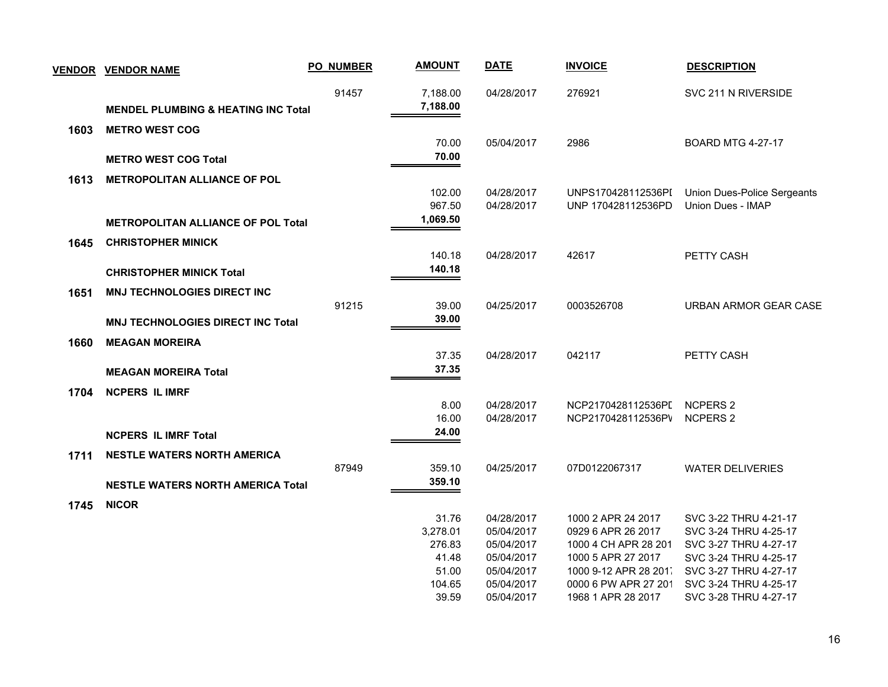| VENDOR | VENDOR NAME | PO NUMBER | AMOUNT | DATE | INVOICE | DESCRIPTION |
|---|---|---|---|---|---|---|
| | | 91457 | 7,188.00 | 04/28/2017 | 276921 | SVC 211 N RIVERSIDE |
| | **MENDEL PLUMBING & HEATING INC Total** | | **7,188.00** | | | |
| **1603** | **METRO WEST COG** | | | | | |
| | | | 70.00 | 05/04/2017 | 2986 | BOARD MTG 4-27-17 |
| | **METRO WEST COG Total** | | **70.00** | | | |
| **1613** | **METROPOLITAN ALLIANCE OF POL** | | | | | |
| | | | 102.00 | 04/28/2017 | UNPS170428112536PI | Union Dues-Police Sergeants |
| | | | 967.50 | 04/28/2017 | UNP 170428112536PD | Union Dues - IMAP |
| | **METROPOLITAN ALLIANCE OF POL Total** | | **1,069.50** | | | |
| **1645** | **CHRISTOPHER MINICK** | | | | | |
| | | | 140.18 | 04/28/2017 | 42617 | PETTY CASH |
| | **CHRISTOPHER MINICK Total** | | **140.18** | | | |
| **1651** | **MNJ TECHNOLOGIES DIRECT INC** | | | | | |
| | | 91215 | 39.00 | 04/25/2017 | 0003526708 | URBAN ARMOR GEAR CASE |
| | **MNJ TECHNOLOGIES DIRECT INC Total** | | **39.00** | | | |
| **1660** | **MEAGAN MOREIRA** | | | | | |
| | | | 37.35 | 04/28/2017 | 042117 | PETTY CASH |
| | **MEAGAN MOREIRA Total** | | **37.35** | | | |
| **1704** | **NCPERS IL IMRF** | | | | | |
| | | | 8.00 | 04/28/2017 | NCP2170428112536PI | NCPERS 2 |
| | | | 16.00 | 04/28/2017 | NCP2170428112536PV | NCPERS 2 |
| | **NCPERS IL IMRF Total** | | **24.00** | | | |
| **1711** | **NESTLE WATERS NORTH AMERICA** | | | | | |
| | | 87949 | 359.10 | 04/25/2017 | 07D0122067317 | WATER DELIVERIES |
| | **NESTLE WATERS NORTH AMERICA Total** | | **359.10** | | | |
| **1745** | **NICOR** | | | | | |
| | | | 31.76 | 04/28/2017 | 1000 2 APR 24 2017 | SVC 3-22 THRU 4-21-17 |
| | | | 3,278.01 | 05/04/2017 | 0929 6 APR 26 2017 | SVC 3-24 THRU 4-25-17 |
| | | | 276.83 | 05/04/2017 | 1000 4 CH APR 28 201 | SVC 3-27 THRU 4-27-17 |
| | | | 41.48 | 05/04/2017 | 1000 5 APR 27 2017 | SVC 3-24 THRU 4-25-17 |
| | | | 51.00 | 05/04/2017 | 1000 9-12 APR 28 2017 | SVC 3-27 THRU 4-27-17 |
| | | | 104.65 | 05/04/2017 | 0000 6 PW APR 27 201 | SVC 3-24 THRU 4-25-17 |
| | | | 39.59 | 05/04/2017 | 1968 1 APR 28 2017 | SVC 3-28 THRU 4-27-17 |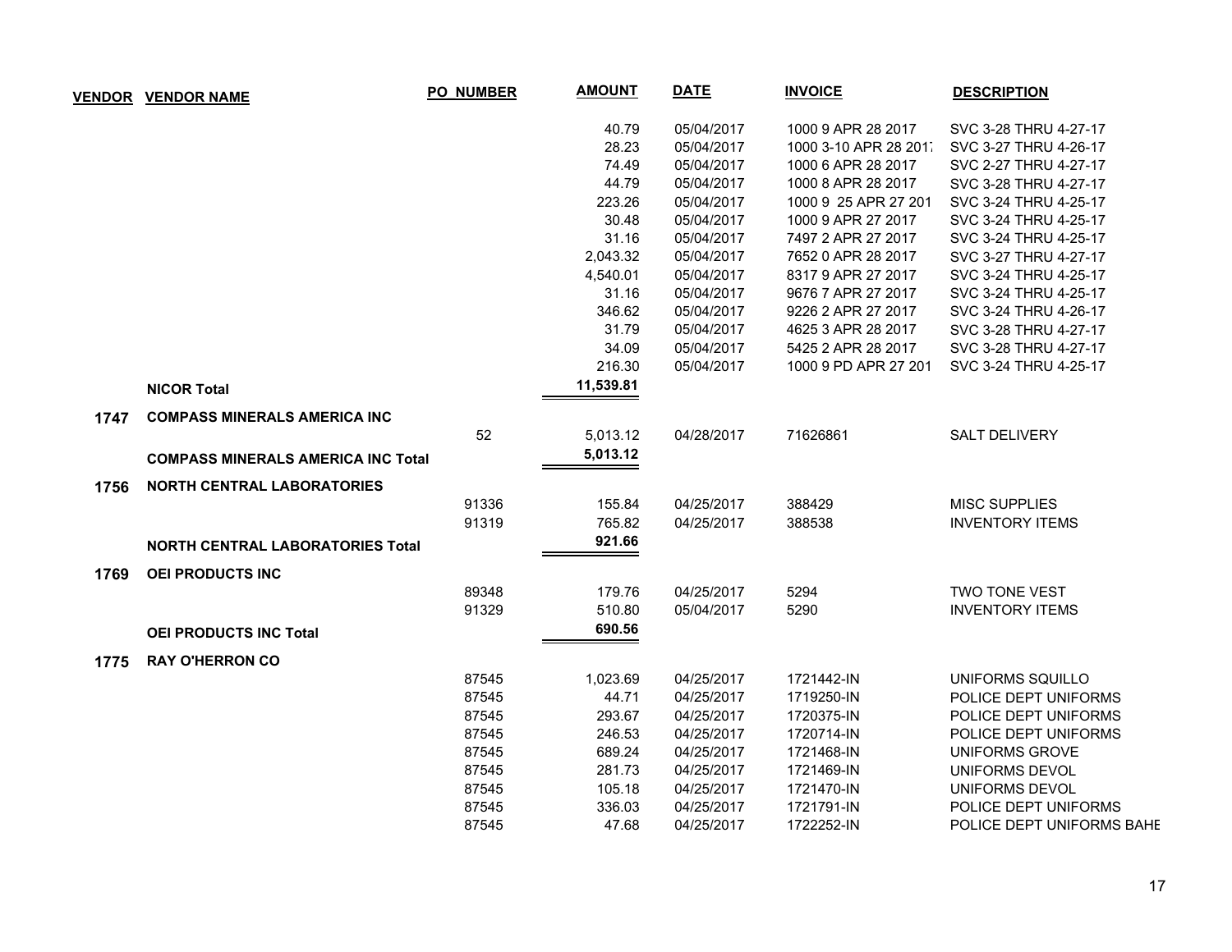| VENDOR | VENDOR NAME | PO NUMBER | AMOUNT | DATE | INVOICE | DESCRIPTION |
|---|---|---|---|---|---|---|
| | | | 40.79 | 05/04/2017 | 1000 9 APR 28 2017 | SVC 3-28 THRU 4-27-17 |
| | | | 28.23 | 05/04/2017 | 1000 3-10 APR 28 2017 | SVC 3-27 THRU 4-26-17 |
| | | | 74.49 | 05/04/2017 | 1000 6 APR 28 2017 | SVC 2-27 THRU 4-27-17 |
| | | | 44.79 | 05/04/2017 | 1000 8 APR 28 2017 | SVC 3-28 THRU 4-27-17 |
| | | | 223.26 | 05/04/2017 | 1000 9 25 APR 27 201 | SVC 3-24 THRU 4-25-17 |
| | | | 30.48 | 05/04/2017 | 1000 9 APR 27 2017 | SVC 3-24 THRU 4-25-17 |
| | | | 31.16 | 05/04/2017 | 7497 2 APR 27 2017 | SVC 3-24 THRU 4-25-17 |
| | | | 2,043.32 | 05/04/2017 | 7652 0 APR 28 2017 | SVC 3-27 THRU 4-27-17 |
| | | | 4,540.01 | 05/04/2017 | 8317 9 APR 27 2017 | SVC 3-24 THRU 4-25-17 |
| | | | 31.16 | 05/04/2017 | 9676 7 APR 27 2017 | SVC 3-24 THRU 4-25-17 |
| | | | 346.62 | 05/04/2017 | 9226 2 APR 27 2017 | SVC 3-24 THRU 4-26-17 |
| | | | 31.79 | 05/04/2017 | 4625 3 APR 28 2017 | SVC 3-28 THRU 4-27-17 |
| | | | 34.09 | 05/04/2017 | 5425 2 APR 28 2017 | SVC 3-28 THRU 4-27-17 |
| | | | 216.30 | 05/04/2017 | 1000 9 PD APR 27 201 | SVC 3-24 THRU 4-25-17 |
| | **NICOR Total** | | **11,539.81** | | | |
| **1747** | **COMPASS MINERALS AMERICA INC** | | | | | |
| | | 52 | 5,013.12 | 04/28/2017 | 71626861 | SALT DELIVERY |
| | **COMPASS MINERALS AMERICA INC Total** | | **5,013.12** | | | |
| **1756** | **NORTH CENTRAL LABORATORIES** | | | | | |
| | | 91336 | 155.84 | 04/25/2017 | 388429 | MISC SUPPLIES |
| | | 91319 | 765.82 | 04/25/2017 | 388538 | INVENTORY ITEMS |
| | **NORTH CENTRAL LABORATORIES Total** | | **921.66** | | | |
| **1769** | **OEI PRODUCTS INC** | | | | | |
| | | 89348 | 179.76 | 04/25/2017 | 5294 | TWO TONE VEST |
| | | 91329 | 510.80 | 05/04/2017 | 5290 | INVENTORY ITEMS |
| | **OEI PRODUCTS INC Total** | | **690.56** | | | |
| **1775** | **RAY O'HERRON CO** | | | | | |
| | | 87545 | 1,023.69 | 04/25/2017 | 1721442-IN | UNIFORMS SQUILLO |
| | | 87545 | 44.71 | 04/25/2017 | 1719250-IN | POLICE DEPT UNIFORMS |
| | | 87545 | 293.67 | 04/25/2017 | 1720375-IN | POLICE DEPT UNIFORMS |
| | | 87545 | 246.53 | 04/25/2017 | 1720714-IN | POLICE DEPT UNIFORMS |
| | | 87545 | 689.24 | 04/25/2017 | 1721468-IN | UNIFORMS GROVE |
| | | 87545 | 281.73 | 04/25/2017 | 1721469-IN | UNIFORMS DEVOL |
| | | 87545 | 105.18 | 04/25/2017 | 1721470-IN | UNIFORMS DEVOL |
| | | 87545 | 336.03 | 04/25/2017 | 1721791-IN | POLICE DEPT UNIFORMS |
| | | 87545 | 47.68 | 04/25/2017 | 1722252-IN | POLICE DEPT UNIFORMS BAHE |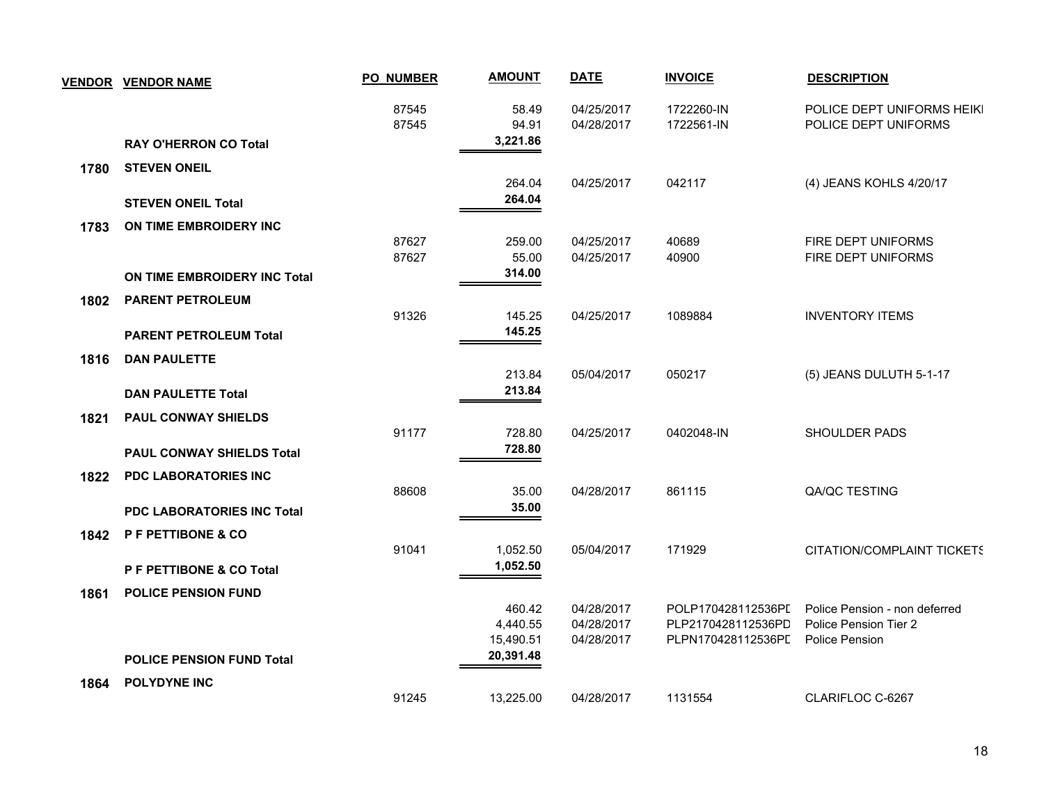| VENDOR | VENDOR NAME | PO_NUMBER | AMOUNT | DATE | INVOICE | DESCRIPTION |
|---|---|---|---|---|---|---|
| | | 87545 | 58.49 | 04/25/2017 | 1722260-IN | POLICE DEPT UNIFORMS HEIKI |
| | | 87545 | 94.91 | 04/28/2017 | 1722561-IN | POLICE DEPT UNIFORMS |
| | **RAY O'HERRON CO Total** | | **3,221.86** | | | |
| **1780** | **STEVEN ONEIL** | | | | | |
| | | | 264.04 | 04/25/2017 | 042117 | (4) JEANS KOHLS 4/20/17 |
| | **STEVEN ONEIL Total** | | **264.04** | | | |
| **1783** | **ON TIME EMBROIDERY INC** | | | | | |
| | | 87627 | 259.00 | 04/25/2017 | 40689 | FIRE DEPT UNIFORMS |
| | | 87627 | 55.00 | 04/25/2017 | 40900 | FIRE DEPT UNIFORMS |
| | **ON TIME EMBROIDERY INC Total** | | **314.00** | | | |
| **1802** | **PARENT PETROLEUM** | | | | | |
| | | 91326 | 145.25 | 04/25/2017 | 1089884 | INVENTORY ITEMS |
| | **PARENT PETROLEUM Total** | | **145.25** | | | |
| **1816** | **DAN PAULETTE** | | | | | |
| | | | 213.84 | 05/04/2017 | 050217 | (5) JEANS DULUTH 5-1-17 |
| | **DAN PAULETTE Total** | | **213.84** | | | |
| **1821** | **PAUL CONWAY SHIELDS** | | | | | |
| | | 91177 | 728.80 | 04/25/2017 | 0402048-IN | SHOULDER PADS |
| | **PAUL CONWAY SHIELDS Total** | | **728.80** | | | |
| **1822** | **PDC LABORATORIES INC** | | | | | |
| | | 88608 | 35.00 | 04/28/2017 | 861115 | QA/QC TESTING |
| | **PDC LABORATORIES INC Total** | | **35.00** | | | |
| **1842** | **P F PETTIBONE & CO** | | | | | |
| | | 91041 | 1,052.50 | 05/04/2017 | 171929 | CITATION/COMPLAINT TICKETS |
| | **P F PETTIBONE & CO Total** | | **1,052.50** | | | |
| **1861** | **POLICE PENSION FUND** | | | | | |
| | | | 460.42 | 04/28/2017 | POLP170428112536PD | Police Pension - non deferred |
| | | | 4,440.55 | 04/28/2017 | PLP2170428112536PD | Police Pension Tier 2 |
| | | | 15,490.51 | 04/28/2017 | PLPN170428112536PD | Police Pension |
| | **POLICE PENSION FUND Total** | | **20,391.48** | | | |
| **1864** | **POLYDYNE INC** | | | | | |
| | | 91245 | 13,225.00 | 04/28/2017 | 1131554 | CLARIFLOC C-6267 |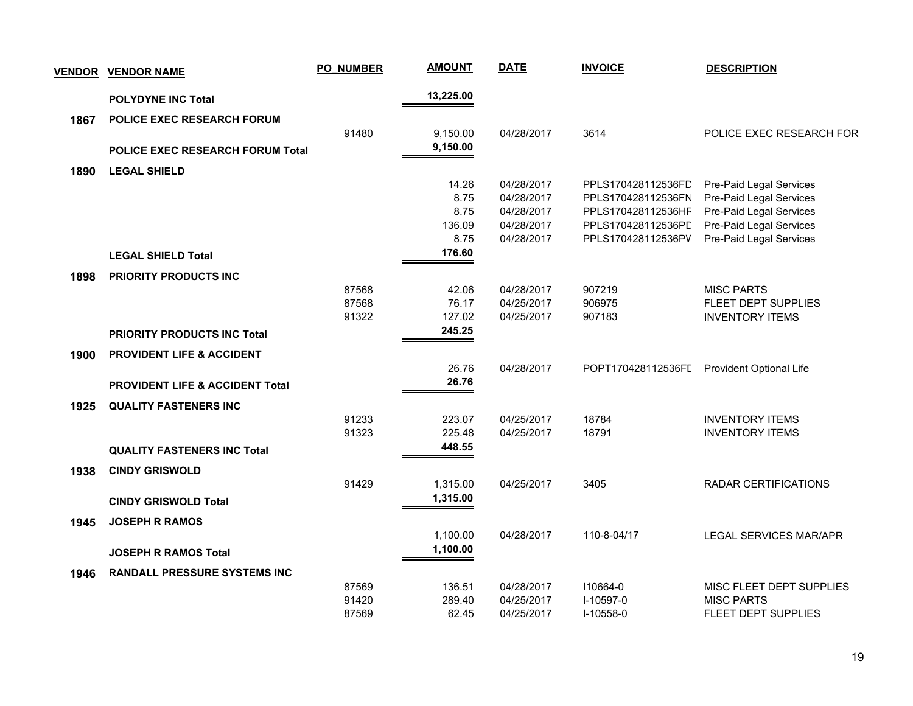| VENDOR | VENDOR NAME | PO NUMBER | AMOUNT | DATE | INVOICE | DESCRIPTION |
|---|---|---|---|---|---|---|
| | **POLYDYNE INC Total** | | **13,225.00** | | | |
| **1867** | **POLICE EXEC RESEARCH FORUM** | | | | | |
| | | 91480 | 9,150.00 | 04/28/2017 | 3614 | POLICE EXEC RESEARCH FOR |
| | **POLICE EXEC RESEARCH FORUM Total** | | **9,150.00** | | | |
| **1890** | **LEGAL SHIELD** | | | | | |
| | | | 14.26 | 04/28/2017 | PPLS170428112536FD | Pre-Paid Legal Services |
| | | | 8.75 | 04/28/2017 | PPLS170428112536FN | Pre-Paid Legal Services |
| | | | 8.75 | 04/28/2017 | PPLS170428112536HF | Pre-Paid Legal Services |
| | | | 136.09 | 04/28/2017 | PPLS170428112536PD | Pre-Paid Legal Services |
| | | | 8.75 | 04/28/2017 | PPLS170428112536PV | Pre-Paid Legal Services |
| | **LEGAL SHIELD Total** | | **176.60** | | | |
| **1898** | **PRIORITY PRODUCTS INC** | | | | | |
| | | 87568 | 42.06 | 04/28/2017 | 907219 | MISC PARTS |
| | | 87568 | 76.17 | 04/25/2017 | 906975 | FLEET DEPT SUPPLIES |
| | | 91322 | 127.02 | 04/25/2017 | 907183 | INVENTORY ITEMS |
| | **PRIORITY PRODUCTS INC Total** | | **245.25** | | | |
| **1900** | **PROVIDENT LIFE & ACCIDENT** | | | | | |
| | | | 26.76 | 04/28/2017 | POPT170428112536FD | Provident Optional Life |
| | **PROVIDENT LIFE & ACCIDENT Total** | | **26.76** | | | |
| **1925** | **QUALITY FASTENERS INC** | | | | | |
| | | 91233 | 223.07 | 04/25/2017 | 18784 | INVENTORY ITEMS |
| | | 91323 | 225.48 | 04/25/2017 | 18791 | INVENTORY ITEMS |
| | **QUALITY FASTENERS INC Total** | | **448.55** | | | |
| **1938** | **CINDY GRISWOLD** | | | | | |
| | | 91429 | 1,315.00 | 04/25/2017 | 3405 | RADAR CERTIFICATIONS |
| | **CINDY GRISWOLD Total** | | **1,315.00** | | | |
| **1945** | **JOSEPH R RAMOS** | | | | | |
| | | | 1,100.00 | 04/28/2017 | 110-8-04/17 | LEGAL SERVICES MAR/APR |
| | **JOSEPH R RAMOS Total** | | **1,100.00** | | | |
| **1946** | **RANDALL PRESSURE SYSTEMS INC** | | | | | |
| | | 87569 | 136.51 | 04/28/2017 | I10664-0 | MISC FLEET DEPT SUPPLIES |
| | | 91420 | 289.40 | 04/25/2017 | I-10597-0 | MISC PARTS |
| | | 87569 | 62.45 | 04/25/2017 | I-10558-0 | FLEET DEPT SUPPLIES |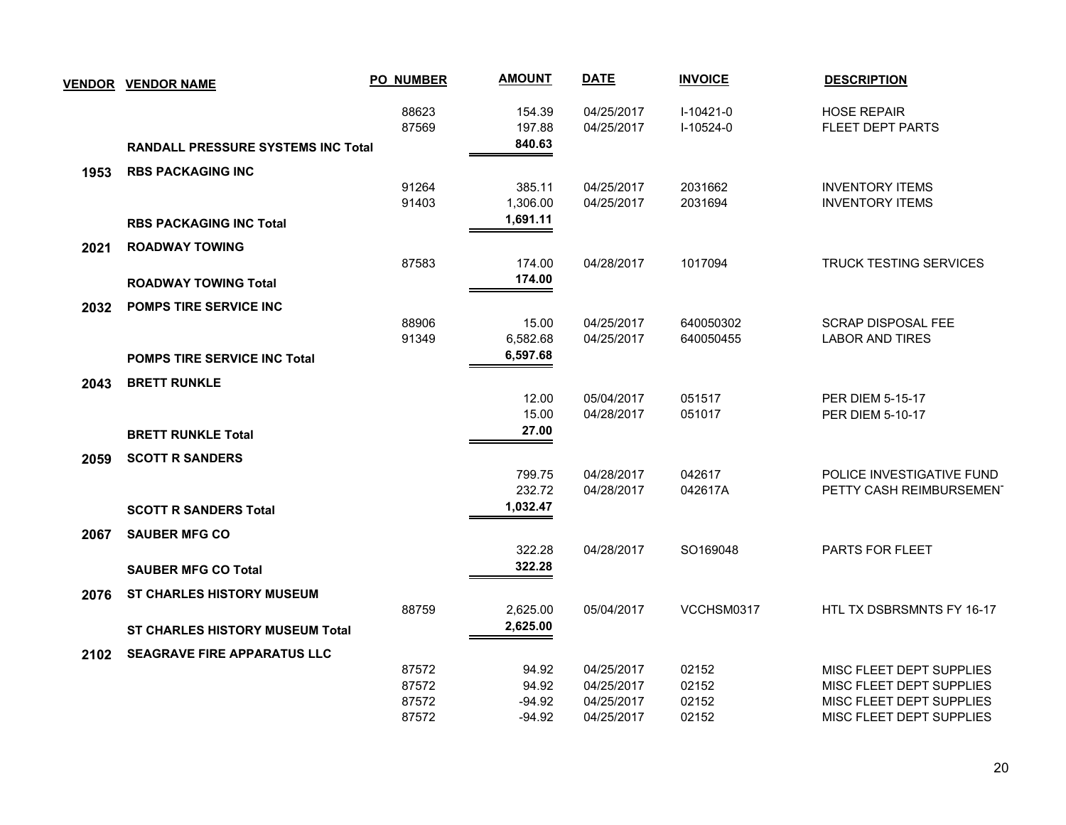| VENDOR | VENDOR NAME | PO NUMBER | AMOUNT | DATE | INVOICE | DESCRIPTION |
|---|---|---|---|---|---|---|
| | | 88623 | 154.39 | 04/25/2017 | I-10421-0 | HOSE REPAIR |
| | | 87569 | 197.88 | 04/25/2017 | I-10524-0 | FLEET DEPT PARTS |
| | **RANDALL PRESSURE SYSTEMS INC Total** | | **840.63** | | | |
| **1953** | **RBS PACKAGING INC** | | | | | |
| | | 91264 | 385.11 | 04/25/2017 | 2031662 | INVENTORY ITEMS |
| | | 91403 | 1,306.00 | 04/25/2017 | 2031694 | INVENTORY ITEMS |
| | **RBS PACKAGING INC Total** | | **1,691.11** | | | |
| **2021** | **ROADWAY TOWING** | | | | | |
| | | 87583 | 174.00 | 04/28/2017 | 1017094 | TRUCK TESTING SERVICES |
| | **ROADWAY TOWING Total** | | **174.00** | | | |
| **2032** | **POMPS TIRE SERVICE INC** | | | | | |
| | | 88906 | 15.00 | 04/25/2017 | 640050302 | SCRAP DISPOSAL FEE |
| | | 91349 | 6,582.68 | 04/25/2017 | 640050455 | LABOR AND TIRES |
| | **POMPS TIRE SERVICE INC Total** | | **6,597.68** | | | |
| **2043** | **BRETT RUNKLE** | | | | | |
| | | | 12.00 | 05/04/2017 | 051517 | PER DIEM 5-15-17 |
| | | | 15.00 | 04/28/2017 | 051017 | PER DIEM 5-10-17 |
| | **BRETT RUNKLE Total** | | **27.00** | | | |
| **2059** | **SCOTT R SANDERS** | | | | | |
| | | | 799.75 | 04/28/2017 | 042617 | POLICE INVESTIGATIVE FUND |
| | | | 232.72 | 04/28/2017 | 042617A | PETTY CASH REIMBURSEMENT |
| | **SCOTT R SANDERS Total** | | **1,032.47** | | | |
| **2067** | **SAUBER MFG CO** | | | | | |
| | | | 322.28 | 04/28/2017 | SO169048 | PARTS FOR FLEET |
| | **SAUBER MFG CO Total** | | **322.28** | | | |
| **2076** | **ST CHARLES HISTORY MUSEUM** | | | | | |
| | | 88759 | 2,625.00 | 05/04/2017 | VCCHSM0317 | HTL TX DSBRSMNTS FY 16-17 |
| | **ST CHARLES HISTORY MUSEUM Total** | | **2,625.00** | | | |
| **2102** | **SEAGRAVE FIRE APPARATUS LLC** | | | | | |
| | | 87572 | 94.92 | 04/25/2017 | 02152 | MISC FLEET DEPT SUPPLIES |
| | | 87572 | 94.92 | 04/25/2017 | 02152 | MISC FLEET DEPT SUPPLIES |
| | | 87572 | -94.92 | 04/25/2017 | 02152 | MISC FLEET DEPT SUPPLIES |
| | | 87572 | -94.92 | 04/25/2017 | 02152 | MISC FLEET DEPT SUPPLIES |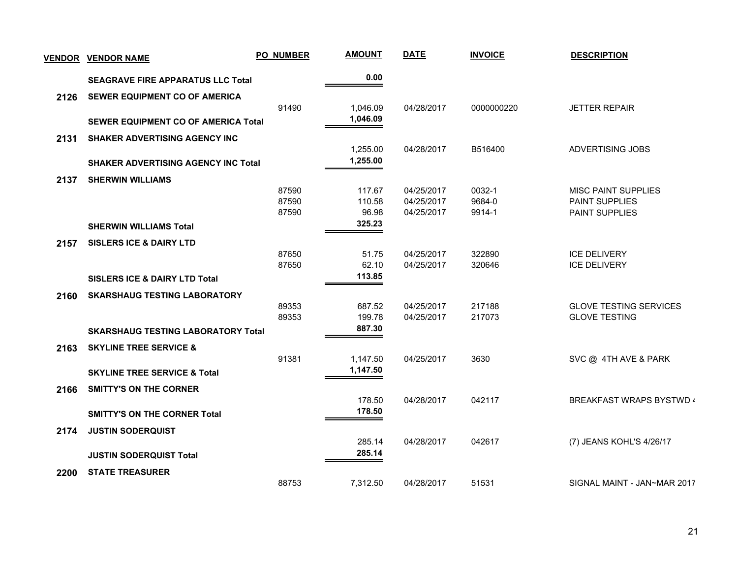| VENDOR | VENDOR NAME | PO NUMBER | AMOUNT | DATE | INVOICE | DESCRIPTION |
|---|---|---|---|---|---|---|
| | **SEAGRAVE FIRE APPARATUS LLC Total** | | **0.00** | | | |
| **2126** | **SEWER EQUIPMENT CO OF AMERICA** | | | | | |
| | | 91490 | 1,046.09 | 04/28/2017 | 0000000220 | JETTER REPAIR |
| | **SEWER EQUIPMENT CO OF AMERICA Total** | | **1,046.09** | | | |
| **2131** | **SHAKER ADVERTISING AGENCY INC** | | | | | |
| | | | 1,255.00 | 04/28/2017 | B516400 | ADVERTISING JOBS |
| | **SHAKER ADVERTISING AGENCY INC Total** | | **1,255.00** | | | |
| **2137** | **SHERWIN WILLIAMS** | | | | | |
| | | 87590 | 117.67 | 04/25/2017 | 0032-1 | MISC PAINT SUPPLIES |
| | | 87590 | 110.58 | 04/25/2017 | 9684-0 | PAINT SUPPLIES |
| | | 87590 | 96.98 | 04/25/2017 | 9914-1 | PAINT SUPPLIES |
| | **SHERWIN WILLIAMS Total** | | **325.23** | | | |
| **2157** | **SISLERS ICE & DAIRY LTD** | | | | | |
| | | 87650 | 51.75 | 04/25/2017 | 322890 | ICE DELIVERY |
| | | 87650 | 62.10 | 04/25/2017 | 320646 | ICE DELIVERY |
| | **SISLERS ICE & DAIRY LTD Total** | | **113.85** | | | |
| **2160** | **SKARSHAUG TESTING LABORATORY** | | | | | |
| | | 89353 | 687.52 | 04/25/2017 | 217188 | GLOVE TESTING SERVICES |
| | | 89353 | 199.78 | 04/25/2017 | 217073 | GLOVE TESTING |
| | **SKARSHAUG TESTING LABORATORY Total** | | **887.30** | | | |
| **2163** | **SKYLINE TREE SERVICE &** | | | | | |
| | | 91381 | 1,147.50 | 04/25/2017 | 3630 | SVC @ 4TH AVE & PARK |
| | **SKYLINE TREE SERVICE & Total** | | **1,147.50** | | | |
| **2166** | **SMITTY'S ON THE CORNER** | | | | | |
| | | | 178.50 | 04/28/2017 | 042117 | BREAKFAST WRAPS BYSTWD 4 |
| | **SMITTY'S ON THE CORNER Total** | | **178.50** | | | |
| **2174** | **JUSTIN SODERQUIST** | | | | | |
| | | | 285.14 | 04/28/2017 | 042617 | (7) JEANS KOHL'S 4/26/17 |
| | **JUSTIN SODERQUIST Total** | | **285.14** | | | |
| **2200** | **STATE TREASURER** | | | | | |
| | | 88753 | 7,312.50 | 04/28/2017 | 51531 | SIGNAL MAINT - JAN~MAR 2017 |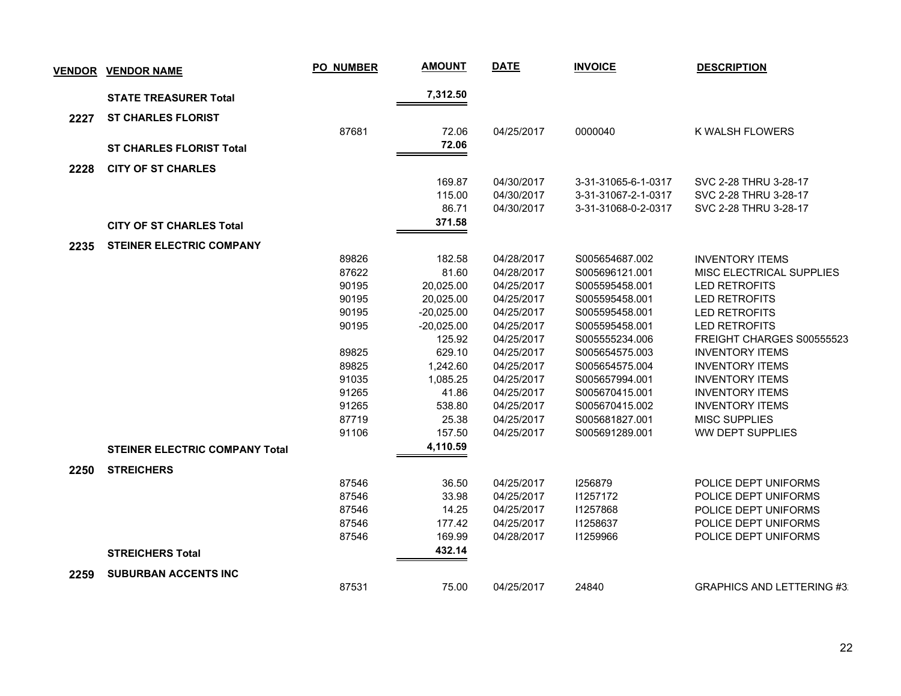| VENDOR | VENDOR NAME | PO_NUMBER | AMOUNT | DATE | INVOICE | DESCRIPTION |
|---|---|---|---|---|---|---|
| | **STATE TREASURER Total** | | **7,312.50** | | | |
| **2227** | **ST CHARLES FLORIST** | | | | | |
| | | 87681 | 72.06 | 04/25/2017 | 0000040 | K WALSH FLOWERS |
| | **ST CHARLES FLORIST Total** | | **72.06** | | | |
| **2228** | **CITY OF ST CHARLES** | | | | | |
| | | | 169.87 | 04/30/2017 | 3-31-31065-6-1-0317 | SVC 2-28 THRU 3-28-17 |
| | | | 115.00 | 04/30/2017 | 3-31-31067-2-1-0317 | SVC 2-28 THRU 3-28-17 |
| | | | 86.71 | 04/30/2017 | 3-31-31068-0-2-0317 | SVC 2-28 THRU 3-28-17 |
| | **CITY OF ST CHARLES Total** | | **371.58** | | | |
| **2235** | **STEINER ELECTRIC COMPANY** | | | | | |
| | | 89826 | 182.58 | 04/28/2017 | S005654687.002 | INVENTORY ITEMS |
| | | 87622 | 81.60 | 04/28/2017 | S005696121.001 | MISC ELECTRICAL SUPPLIES |
| | | 90195 | 20,025.00 | 04/25/2017 | S005595458.001 | LED RETROFITS |
| | | 90195 | 20,025.00 | 04/25/2017 | S005595458.001 | LED RETROFITS |
| | | 90195 | -20,025.00 | 04/25/2017 | S005595458.001 | LED RETROFITS |
| | | 90195 | -20,025.00 | 04/25/2017 | S005595458.001 | LED RETROFITS |
| | | | 125.92 | 04/25/2017 | S005555234.006 | FREIGHT CHARGES S00555523 |
| | | 89825 | 629.10 | 04/25/2017 | S005654575.003 | INVENTORY ITEMS |
| | | 89825 | 1,242.60 | 04/25/2017 | S005654575.004 | INVENTORY ITEMS |
| | | 91035 | 1,085.25 | 04/25/2017 | S005657994.001 | INVENTORY ITEMS |
| | | 91265 | 41.86 | 04/25/2017 | S005670415.001 | INVENTORY ITEMS |
| | | 91265 | 538.80 | 04/25/2017 | S005670415.002 | INVENTORY ITEMS |
| | | 87719 | 25.38 | 04/25/2017 | S005681827.001 | MISC SUPPLIES |
| | | 91106 | 157.50 | 04/25/2017 | S005691289.001 | WW DEPT SUPPLIES |
| | **STEINER ELECTRIC COMPANY Total** | | **4,110.59** | | | |
| **2250** | **STREICHERS** | | | | | |
| | | 87546 | 36.50 | 04/25/2017 | I256879 | POLICE DEPT UNIFORMS |
| | | 87546 | 33.98 | 04/25/2017 | I1257172 | POLICE DEPT UNIFORMS |
| | | 87546 | 14.25 | 04/25/2017 | I1257868 | POLICE DEPT UNIFORMS |
| | | 87546 | 177.42 | 04/25/2017 | I1258637 | POLICE DEPT UNIFORMS |
| | | 87546 | 169.99 | 04/28/2017 | I1259966 | POLICE DEPT UNIFORMS |
| | **STREICHERS Total** | | **432.14** | | | |
| **2259** | **SUBURBAN ACCENTS INC** | | | | | |
| | | 87531 | 75.00 | 04/25/2017 | 24840 | GRAPHICS AND LETTERING #3 |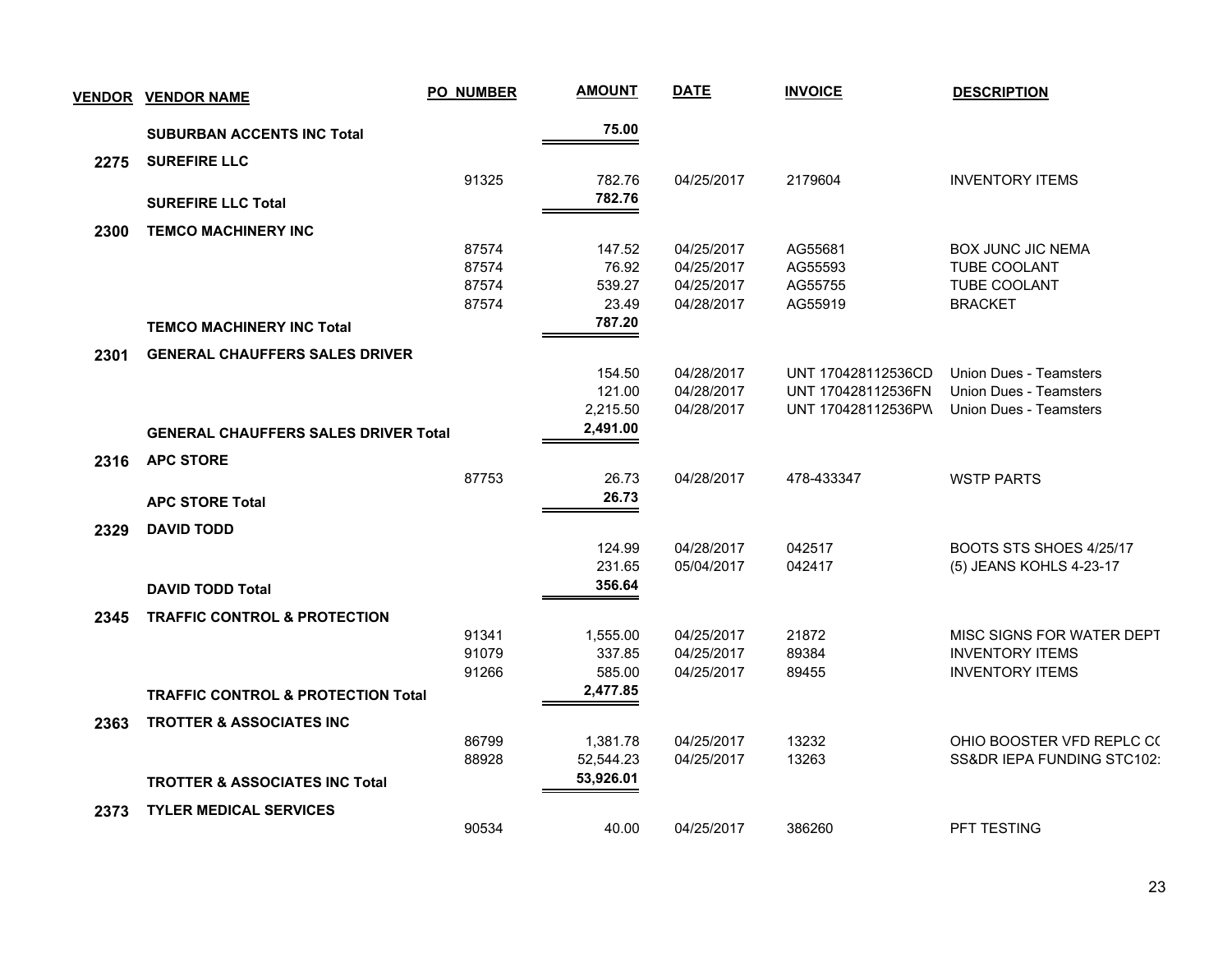| VENDOR | VENDOR NAME | PO NUMBER | AMOUNT | DATE | INVOICE | DESCRIPTION |
|---|---|---|---|---|---|---|
| | **SUBURBAN ACCENTS INC Total** | | **75.00** | | | |
| **2275** | **SUREFIRE LLC** | | | | | |
| | | 91325 | 782.76 | 04/25/2017 | 2179604 | INVENTORY ITEMS |
| | **SUREFIRE LLC Total** | | **782.76** | | | |
| **2300** | **TEMCO MACHINERY INC** | | | | | |
| | | 87574 | 147.52 | 04/25/2017 | AG55681 | BOX JUNC JIC NEMA |
| | | 87574 | 76.92 | 04/25/2017 | AG55593 | TUBE COOLANT |
| | | 87574 | 539.27 | 04/25/2017 | AG55755 | TUBE COOLANT |
| | | 87574 | 23.49 | 04/28/2017 | AG55919 | BRACKET |
| | **TEMCO MACHINERY INC Total** | | **787.20** | | | |
| **2301** | **GENERAL CHAUFFERS SALES DRIVER** | | | | | |
| | | | 154.50 | 04/28/2017 | UNT 170428112536CD | Union Dues - Teamsters |
| | | | 121.00 | 04/28/2017 | UNT 170428112536FN | Union Dues - Teamsters |
| | | | 2,215.50 | 04/28/2017 | UNT 170428112536PW | Union Dues - Teamsters |
| | **GENERAL CHAUFFERS SALES DRIVER Total** | | **2,491.00** | | | |
| **2316** | **APC STORE** | | | | | |
| | | 87753 | 26.73 | 04/28/2017 | 478-433347 | WSTP PARTS |
| | **APC STORE Total** | | **26.73** | | | |
| **2329** | **DAVID TODD** | | | | | |
| | | | 124.99 | 04/28/2017 | 042517 | BOOTS STS SHOES 4/25/17 |
| | | | 231.65 | 05/04/2017 | 042417 | (5) JEANS KOHLS 4-23-17 |
| | **DAVID TODD Total** | | **356.64** | | | |
| **2345** | **TRAFFIC CONTROL & PROTECTION** | | | | | |
| | | 91341 | 1,555.00 | 04/25/2017 | 21872 | MISC SIGNS FOR WATER DEPT |
| | | 91079 | 337.85 | 04/25/2017 | 89384 | INVENTORY ITEMS |
| | | 91266 | 585.00 | 04/25/2017 | 89455 | INVENTORY ITEMS |
| | **TRAFFIC CONTROL & PROTECTION Total** | | **2,477.85** | | | |
| **2363** | **TROTTER & ASSOCIATES INC** | | | | | |
| | | 86799 | 1,381.78 | 04/25/2017 | 13232 | OHIO BOOSTER VFD REPLC CO |
| | | 88928 | 52,544.23 | 04/25/2017 | 13263 | SS&DR IEPA FUNDING STC102: |
| | **TROTTER & ASSOCIATES INC Total** | | **53,926.01** | | | |
| **2373** | **TYLER MEDICAL SERVICES** | | | | | |
| | | 90534 | 40.00 | 04/25/2017 | 386260 | PFT TESTING |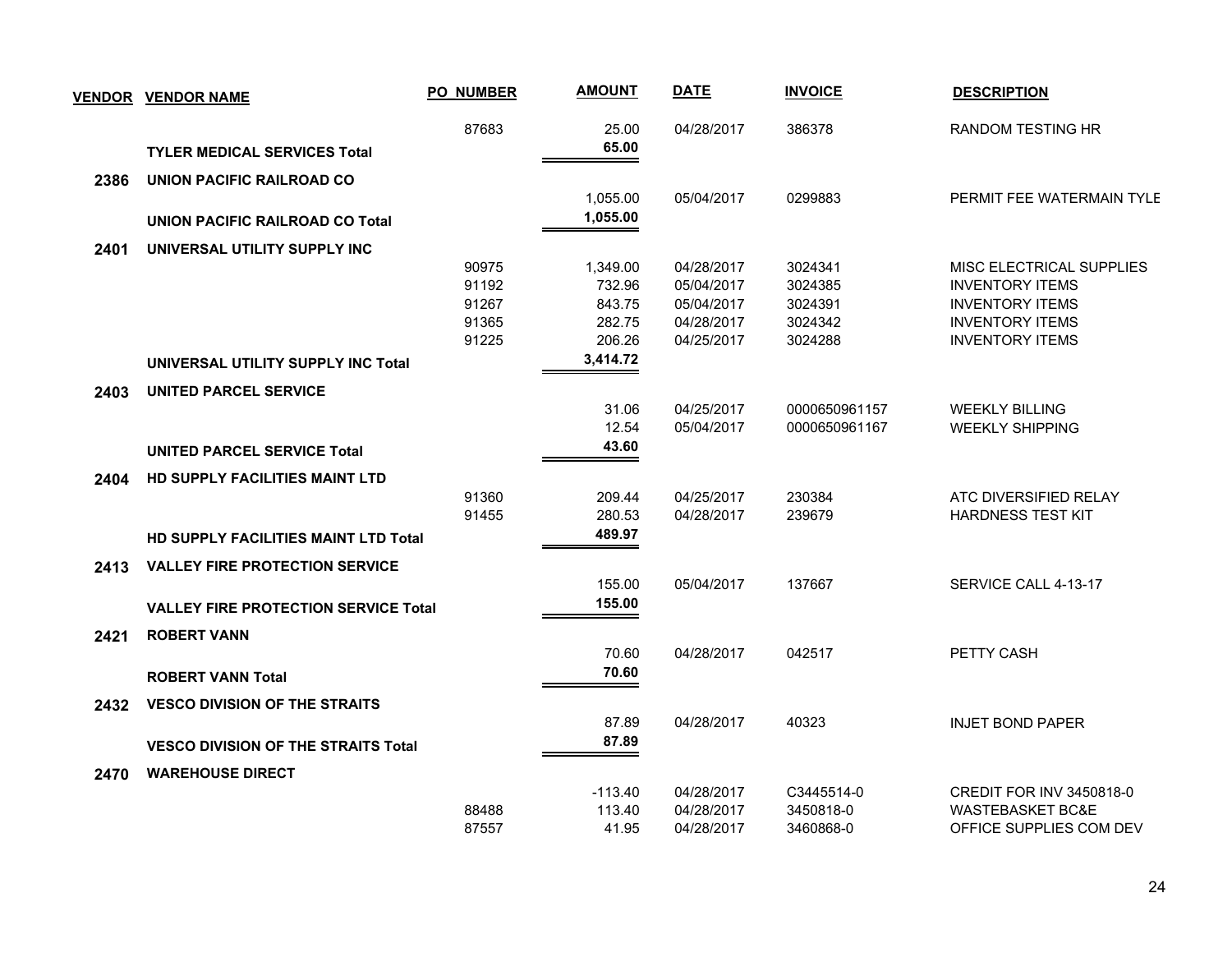| VENDOR | VENDOR NAME | PO NUMBER | AMOUNT | DATE | INVOICE | DESCRIPTION |
|---|---|---|---|---|---|---|
| | | 87683 | 25.00 | 04/28/2017 | 386378 | RANDOM TESTING HR |
| | **TYLER MEDICAL SERVICES Total** | | **65.00** | | | |
| **2386** | **UNION PACIFIC RAILROAD CO** | | | | | |
| | | | 1,055.00 | 05/04/2017 | 0299883 | PERMIT FEE WATERMAIN TYLE |
| | **UNION PACIFIC RAILROAD CO Total** | | **1,055.00** | | | |
| **2401** | **UNIVERSAL UTILITY SUPPLY INC** | | | | | |
| | | 90975 | 1,349.00 | 04/28/2017 | 3024341 | MISC ELECTRICAL SUPPLIES |
| | | 91192 | 732.96 | 05/04/2017 | 3024385 | INVENTORY ITEMS |
| | | 91267 | 843.75 | 05/04/2017 | 3024391 | INVENTORY ITEMS |
| | | 91365 | 282.75 | 04/28/2017 | 3024342 | INVENTORY ITEMS |
| | | 91225 | 206.26 | 04/25/2017 | 3024288 | INVENTORY ITEMS |
| | **UNIVERSAL UTILITY SUPPLY INC Total** | | **3,414.72** | | | |
| **2403** | **UNITED PARCEL SERVICE** | | | | | |
| | | | 31.06 | 04/25/2017 | 0000650961157 | WEEKLY BILLING |
| | | | 12.54 | 05/04/2017 | 0000650961167 | WEEKLY SHIPPING |
| | **UNITED PARCEL SERVICE Total** | | **43.60** | | | |
| **2404** | **HD SUPPLY FACILITIES MAINT LTD** | | | | | |
| | | 91360 | 209.44 | 04/25/2017 | 230384 | ATC DIVERSIFIED RELAY |
| | | 91455 | 280.53 | 04/28/2017 | 239679 | HARDNESS TEST KIT |
| | **HD SUPPLY FACILITIES MAINT LTD Total** | | **489.97** | | | |
| **2413** | **VALLEY FIRE PROTECTION SERVICE** | | | | | |
| | | | 155.00 | 05/04/2017 | 137667 | SERVICE CALL 4-13-17 |
| | **VALLEY FIRE PROTECTION SERVICE Total** | | **155.00** | | | |
| **2421** | **ROBERT VANN** | | | | | |
| | | | 70.60 | 04/28/2017 | 042517 | PETTY CASH |
| | **ROBERT VANN Total** | | **70.60** | | | |
| **2432** | **VESCO DIVISION OF THE STRAITS** | | | | | |
| | | | 87.89 | 04/28/2017 | 40323 | INJET BOND PAPER |
| | **VESCO DIVISION OF THE STRAITS Total** | | **87.89** | | | |
| **2470** | **WAREHOUSE DIRECT** | | | | | |
| | | | -113.40 | 04/28/2017 | C3445514-0 | CREDIT FOR INV 3450818-0 |
| | | 88488 | 113.40 | 04/28/2017 | 3450818-0 | WASTEBASKET BC&E |
| | | 87557 | 41.95 | 04/28/2017 | 3460868-0 | OFFICE SUPPLIES COM DEV |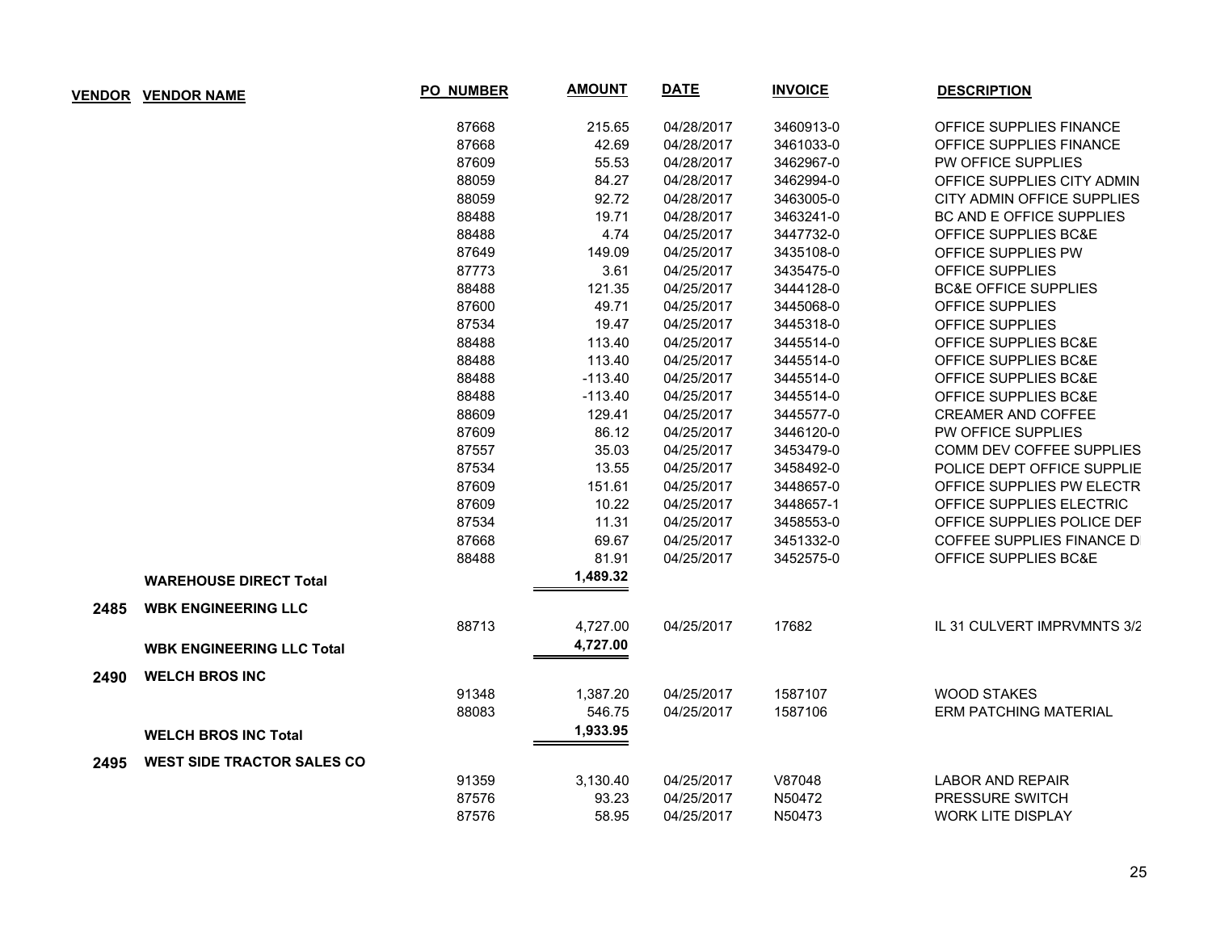| VENDOR | VENDOR NAME | PO_NUMBER | AMOUNT | DATE | INVOICE | DESCRIPTION |
|---|---|---|---|---|---|---|
| | | 87668 | 215.65 | 04/28/2017 | 3460913-0 | OFFICE SUPPLIES FINANCE |
| | | 87668 | 42.69 | 04/28/2017 | 3461033-0 | OFFICE SUPPLIES FINANCE |
| | | 87609 | 55.53 | 04/28/2017 | 3462967-0 | PW OFFICE SUPPLIES |
| | | 88059 | 84.27 | 04/28/2017 | 3462994-0 | OFFICE SUPPLIES CITY ADMIN |
| | | 88059 | 92.72 | 04/28/2017 | 3463005-0 | CITY ADMIN OFFICE SUPPLIES |
| | | 88488 | 19.71 | 04/28/2017 | 3463241-0 | BC AND E OFFICE SUPPLIES |
| | | 88488 | 4.74 | 04/25/2017 | 3447732-0 | OFFICE SUPPLIES BC&E |
| | | 87649 | 149.09 | 04/25/2017 | 3435108-0 | OFFICE SUPPLIES PW |
| | | 87773 | 3.61 | 04/25/2017 | 3435475-0 | OFFICE SUPPLIES |
| | | 88488 | 121.35 | 04/25/2017 | 3444128-0 | BC&E OFFICE SUPPLIES |
| | | 87600 | 49.71 | 04/25/2017 | 3445068-0 | OFFICE SUPPLIES |
| | | 87534 | 19.47 | 04/25/2017 | 3445318-0 | OFFICE SUPPLIES |
| | | 88488 | 113.40 | 04/25/2017 | 3445514-0 | OFFICE SUPPLIES BC&E |
| | | 88488 | 113.40 | 04/25/2017 | 3445514-0 | OFFICE SUPPLIES BC&E |
| | | 88488 | -113.40 | 04/25/2017 | 3445514-0 | OFFICE SUPPLIES BC&E |
| | | 88488 | -113.40 | 04/25/2017 | 3445514-0 | OFFICE SUPPLIES BC&E |
| | | 88609 | 129.41 | 04/25/2017 | 3445577-0 | CREAMER AND COFFEE |
| | | 87609 | 86.12 | 04/25/2017 | 3446120-0 | PW OFFICE SUPPLIES |
| | | 87557 | 35.03 | 04/25/2017 | 3453479-0 | COMM DEV COFFEE SUPPLIES |
| | | 87534 | 13.55 | 04/25/2017 | 3458492-0 | POLICE DEPT OFFICE SUPPLIE |
| | | 87609 | 151.61 | 04/25/2017 | 3448657-0 | OFFICE SUPPLIES PW ELECTR |
| | | 87609 | 10.22 | 04/25/2017 | 3448657-1 | OFFICE SUPPLIES ELECTRIC |
| | | 87534 | 11.31 | 04/25/2017 | 3458553-0 | OFFICE SUPPLIES POLICE DEF |
| | | 87668 | 69.67 | 04/25/2017 | 3451332-0 | COFFEE SUPPLIES FINANCE D |
| | | 88488 | 81.91 | 04/25/2017 | 3452575-0 | OFFICE SUPPLIES BC&E |
| | **WAREHOUSE DIRECT Total** | | **1,489.32** | | | |
| **2485** | **WBK ENGINEERING LLC** | | | | | |
| | | 88713 | 4,727.00 | 04/25/2017 | 17682 | IL 31 CULVERT IMPRVMNTS 3/2 |
| | **WBK ENGINEERING LLC Total** | | **4,727.00** | | | |
| **2490** | **WELCH BROS INC** | | | | | |
| | | 91348 | 1,387.20 | 04/25/2017 | 1587107 | WOOD STAKES |
| | | 88083 | 546.75 | 04/25/2017 | 1587106 | ERM PATCHING MATERIAL |
| | **WELCH BROS INC Total** | | **1,933.95** | | | |
| **2495** | **WEST SIDE TRACTOR SALES CO** | | | | | |
| | | 91359 | 3,130.40 | 04/25/2017 | V87048 | LABOR AND REPAIR |
| | | 87576 | 93.23 | 04/25/2017 | N50472 | PRESSURE SWITCH |
| | | 87576 | 58.95 | 04/25/2017 | N50473 | WORK LITE DISPLAY |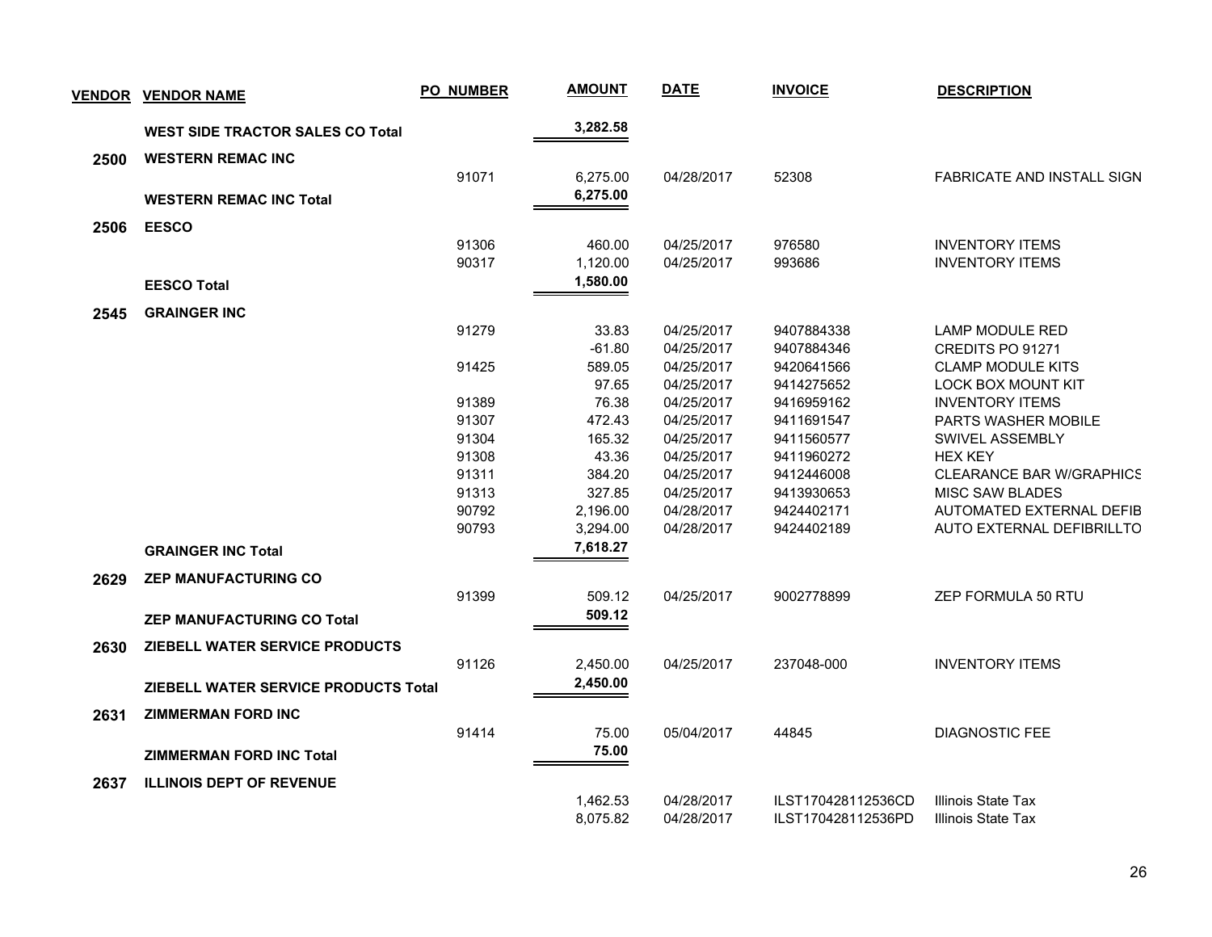| VENDOR | VENDOR NAME | PO_NUMBER | AMOUNT | DATE | INVOICE | DESCRIPTION |
|---|---|---|---|---|---|---|
| | **WEST SIDE TRACTOR SALES CO Total** | | **3,282.58** | | | |
| **2500** | **WESTERN REMAC INC** | | | | | |
| | | 91071 | 6,275.00 | 04/28/2017 | 52308 | FABRICATE AND INSTALL SIGN |
| | **WESTERN REMAC INC Total** | | **6,275.00** | | | |
| **2506** | **EESCO** | | | | | |
| | | 91306 | 460.00 | 04/25/2017 | 976580 | INVENTORY ITEMS |
| | | 90317 | 1,120.00 | 04/25/2017 | 993686 | INVENTORY ITEMS |
| | **EESCO Total** | | **1,580.00** | | | |
| **2545** | **GRAINGER INC** | | | | | |
| | | 91279 | 33.83 | 04/25/2017 | 9407884338 | LAMP MODULE RED |
| | | | -61.80 | 04/25/2017 | 9407884346 | CREDITS PO 91271 |
| | | 91425 | 589.05 | 04/25/2017 | 9420641566 | CLAMP MODULE KITS |
| | | | 97.65 | 04/25/2017 | 9414275652 | LOCK BOX MOUNT KIT |
| | | 91389 | 76.38 | 04/25/2017 | 9416959162 | INVENTORY ITEMS |
| | | 91307 | 472.43 | 04/25/2017 | 9411691547 | PARTS WASHER MOBILE |
| | | 91304 | 165.32 | 04/25/2017 | 9411560577 | SWIVEL ASSEMBLY |
| | | 91308 | 43.36 | 04/25/2017 | 9411960272 | HEX KEY |
| | | 91311 | 384.20 | 04/25/2017 | 9412446008 | CLEARANCE BAR W/GRAPHICS |
| | | 91313 | 327.85 | 04/25/2017 | 9413930653 | MISC SAW BLADES |
| | | 90792 | 2,196.00 | 04/28/2017 | 9424402171 | AUTOMATED EXTERNAL DEFIB |
| | | 90793 | 3,294.00 | 04/28/2017 | 9424402189 | AUTO EXTERNAL DEFIBRILLTO |
| | **GRAINGER INC Total** | | **7,618.27** | | | |
| **2629** | **ZEP MANUFACTURING CO** | | | | | |
| | | 91399 | 509.12 | 04/25/2017 | 9002778899 | ZEP FORMULA 50 RTU |
| | **ZEP MANUFACTURING CO Total** | | **509.12** | | | |
| **2630** | **ZIEBELL WATER SERVICE PRODUCTS** | | | | | |
| | | 91126 | 2,450.00 | 04/25/2017 | 237048-000 | INVENTORY ITEMS |
| | **ZIEBELL WATER SERVICE PRODUCTS Total** | | **2,450.00** | | | |
| **2631** | **ZIMMERMAN FORD INC** | | | | | |
| | | 91414 | 75.00 | 05/04/2017 | 44845 | DIAGNOSTIC FEE |
| | **ZIMMERMAN FORD INC Total** | | **75.00** | | | |
| **2637** | **ILLINOIS DEPT OF REVENUE** | | | | | |
| | | | 1,462.53 | 04/28/2017 | ILST170428112536CD | Illinois State Tax |
| | | | 8,075.82 | 04/28/2017 | ILST170428112536PD | Illinois State Tax |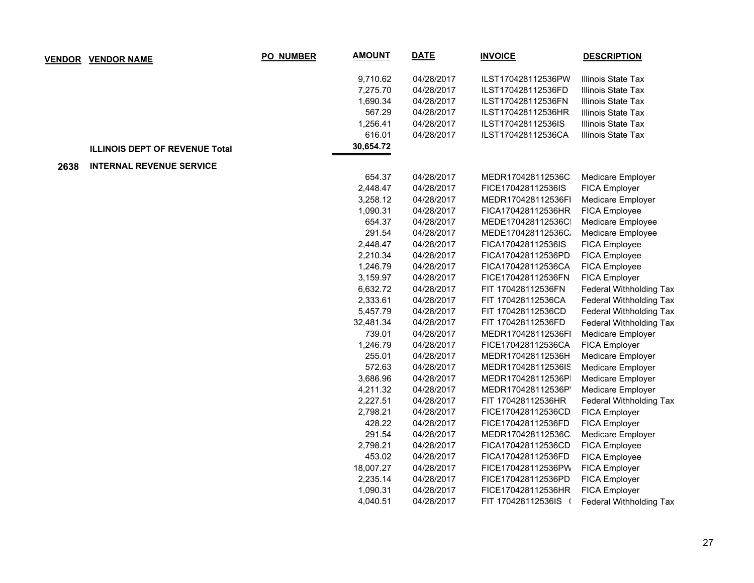| VENDOR | VENDOR NAME | PO_NUMBER | AMOUNT | DATE | INVOICE | DESCRIPTION |
|---|---|---|---|---|---|---|
| | | | 9,710.62 | 04/28/2017 | ILST170428112536PW | Illinois State Tax |
| | | | 7,275.70 | 04/28/2017 | ILST170428112536FD | Illinois State Tax |
| | | | 1,690.34 | 04/28/2017 | ILST170428112536FN | Illinois State Tax |
| | | | 567.29 | 04/28/2017 | ILST170428112536HR | Illinois State Tax |
| | | | 1,256.41 | 04/28/2017 | ILST170428112536IS | Illinois State Tax |
| | | | 616.01 | 04/28/2017 | ILST170428112536CA | Illinois State Tax |
| | **ILLINOIS DEPT OF REVENUE Total** | | **30,654.72** | | | |
| **2638** | **INTERNAL REVENUE SERVICE** | | | | | |
| | | | 654.37 | 04/28/2017 | MEDR170428112536C | Medicare Employer |
| | | | 2,448.47 | 04/28/2017 | FICE170428112536IS | FICA Employer |
| | | | 3,258.12 | 04/28/2017 | MEDR170428112536FI | Medicare Employer |
| | | | 1,090.31 | 04/28/2017 | FICA170428112536HR | FICA Employee |
| | | | 654.37 | 04/28/2017 | MEDE170428112536CI | Medicare Employee |
| | | | 291.54 | 04/28/2017 | MEDE170428112536C | Medicare Employee |
| | | | 2,448.47 | 04/28/2017 | FICA170428112536IS | FICA Employee |
| | | | 2,210.34 | 04/28/2017 | FICA170428112536PD | FICA Employee |
| | | | 1,246.79 | 04/28/2017 | FICA170428112536CA | FICA Employee |
| | | | 3,159.97 | 04/28/2017 | FICE170428112536FN | FICA Employer |
| | | | 6,632.72 | 04/28/2017 | FIT 170428112536FN | Federal Withholding Tax |
| | | | 2,333.61 | 04/28/2017 | FIT 170428112536CA | Federal Withholding Tax |
| | | | 5,457.79 | 04/28/2017 | FIT 170428112536CD | Federal Withholding Tax |
| | | | 32,481.34 | 04/28/2017 | FIT 170428112536FD | Federal Withholding Tax |
| | | | 739.01 | 04/28/2017 | MEDR170428112536FI | Medicare Employer |
| | | | 1,246.79 | 04/28/2017 | FICE170428112536CA | FICA Employer |
| | | | 255.01 | 04/28/2017 | MEDR170428112536H | Medicare Employer |
| | | | 572.63 | 04/28/2017 | MEDR170428112536IS | Medicare Employer |
| | | | 3,686.96 | 04/28/2017 | MEDR170428112536PI | Medicare Employer |
| | | | 4,211.32 | 04/28/2017 | MEDR170428112536P | Medicare Employer |
| | | | 2,227.51 | 04/28/2017 | FIT 170428112536HR | Federal Withholding Tax |
| | | | 2,798.21 | 04/28/2017 | FICE170428112536CD | FICA Employer |
| | | | 428.22 | 04/28/2017 | FICE170428112536FD | FICA Employer |
| | | | 291.54 | 04/28/2017 | MEDR170428112536C | Medicare Employer |
| | | | 2,798.21 | 04/28/2017 | FICA170428112536CD | FICA Employee |
| | | | 453.02 | 04/28/2017 | FICA170428112536FD | FICA Employee |
| | | | 18,007.27 | 04/28/2017 | FICE170428112536PW | FICA Employer |
| | | | 2,235.14 | 04/28/2017 | FICE170428112536PD | FICA Employer |
| | | | 1,090.31 | 04/28/2017 | FICE170428112536HR | FICA Employer |
| | | | 4,040.51 | 04/28/2017 | FIT 170428112536IS ( | Federal Withholding Tax |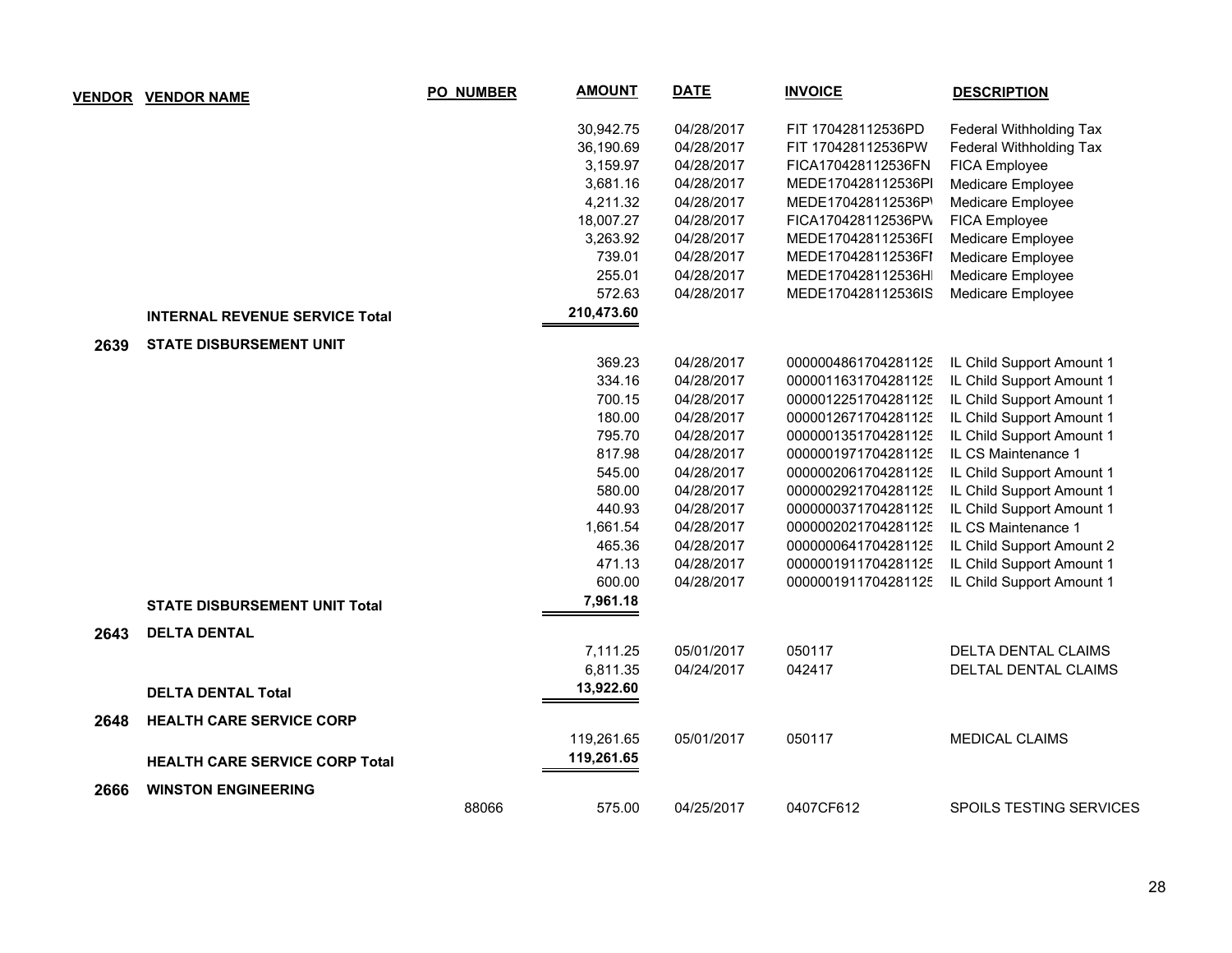| VENDOR | VENDOR NAME | PO NUMBER | AMOUNT | DATE | INVOICE | DESCRIPTION |
|---|---|---|---|---|---|---|
| | | | 30,942.75 | 04/28/2017 | FIT 170428112536PD | Federal Withholding Tax |
| | | | 36,190.69 | 04/28/2017 | FIT 170428112536PW | Federal Withholding Tax |
| | | | 3,159.97 | 04/28/2017 | FICA170428112536FN | FICA Employee |
| | | | 3,681.16 | 04/28/2017 | MEDE170428112536PI | Medicare Employee |
| | | | 4,211.32 | 04/28/2017 | MEDE170428112536P\ | Medicare Employee |
| | | | 18,007.27 | 04/28/2017 | FICA170428112536PW | FICA Employee |
| | | | 3,263.92 | 04/28/2017 | MEDE170428112536FI | Medicare Employee |
| | | | 739.01 | 04/28/2017 | MEDE170428112536FI | Medicare Employee |
| | | | 255.01 | 04/28/2017 | MEDE170428112536HI | Medicare Employee |
| | | | 572.63 | 04/28/2017 | MEDE170428112536IS | Medicare Employee |
| | **INTERNAL REVENUE SERVICE Total** | | **210,473.60** | | | |
| **2639** | **STATE DISBURSEMENT UNIT** | | | | | |
| | | | 369.23 | 04/28/2017 | 0000004861704281125 | IL Child Support Amount 1 |
| | | | 334.16 | 04/28/2017 | 0000011631704281125 | IL Child Support Amount 1 |
| | | | 700.15 | 04/28/2017 | 0000012251704281125 | IL Child Support Amount 1 |
| | | | 180.00 | 04/28/2017 | 0000012671704281125 | IL Child Support Amount 1 |
| | | | 795.70 | 04/28/2017 | 0000001351704281125 | IL Child Support Amount 1 |
| | | | 817.98 | 04/28/2017 | 0000001971704281125 | IL CS Maintenance 1 |
| | | | 545.00 | 04/28/2017 | 0000002061704281125 | IL Child Support Amount 1 |
| | | | 580.00 | 04/28/2017 | 0000002921704281125 | IL Child Support Amount 1 |
| | | | 440.93 | 04/28/2017 | 0000000371704281125 | IL Child Support Amount 1 |
| | | | 1,661.54 | 04/28/2017 | 0000002021704281125 | IL CS Maintenance 1 |
| | | | 465.36 | 04/28/2017 | 0000000641704281125 | IL Child Support Amount 2 |
| | | | 471.13 | 04/28/2017 | 0000001911704281125 | IL Child Support Amount 1 |
| | | | 600.00 | 04/28/2017 | 0000001911704281125 | IL Child Support Amount 1 |
| | **STATE DISBURSEMENT UNIT Total** | | **7,961.18** | | | |
| **2643** | **DELTA DENTAL** | | | | | |
| | | | 7,111.25 | 05/01/2017 | 050117 | DELTA DENTAL CLAIMS |
| | | | 6,811.35 | 04/24/2017 | 042417 | DELTAL DENTAL CLAIMS |
| | **DELTA DENTAL Total** | | **13,922.60** | | | |
| **2648** | **HEALTH CARE SERVICE CORP** | | | | | |
| | | | 119,261.65 | 05/01/2017 | 050117 | MEDICAL CLAIMS |
| | **HEALTH CARE SERVICE CORP Total** | | **119,261.65** | | | |
| **2666** | **WINSTON ENGINEERING** | | | | | |
| | | 88066 | 575.00 | 04/25/2017 | 0407CF612 | SPOILS TESTING SERVICES |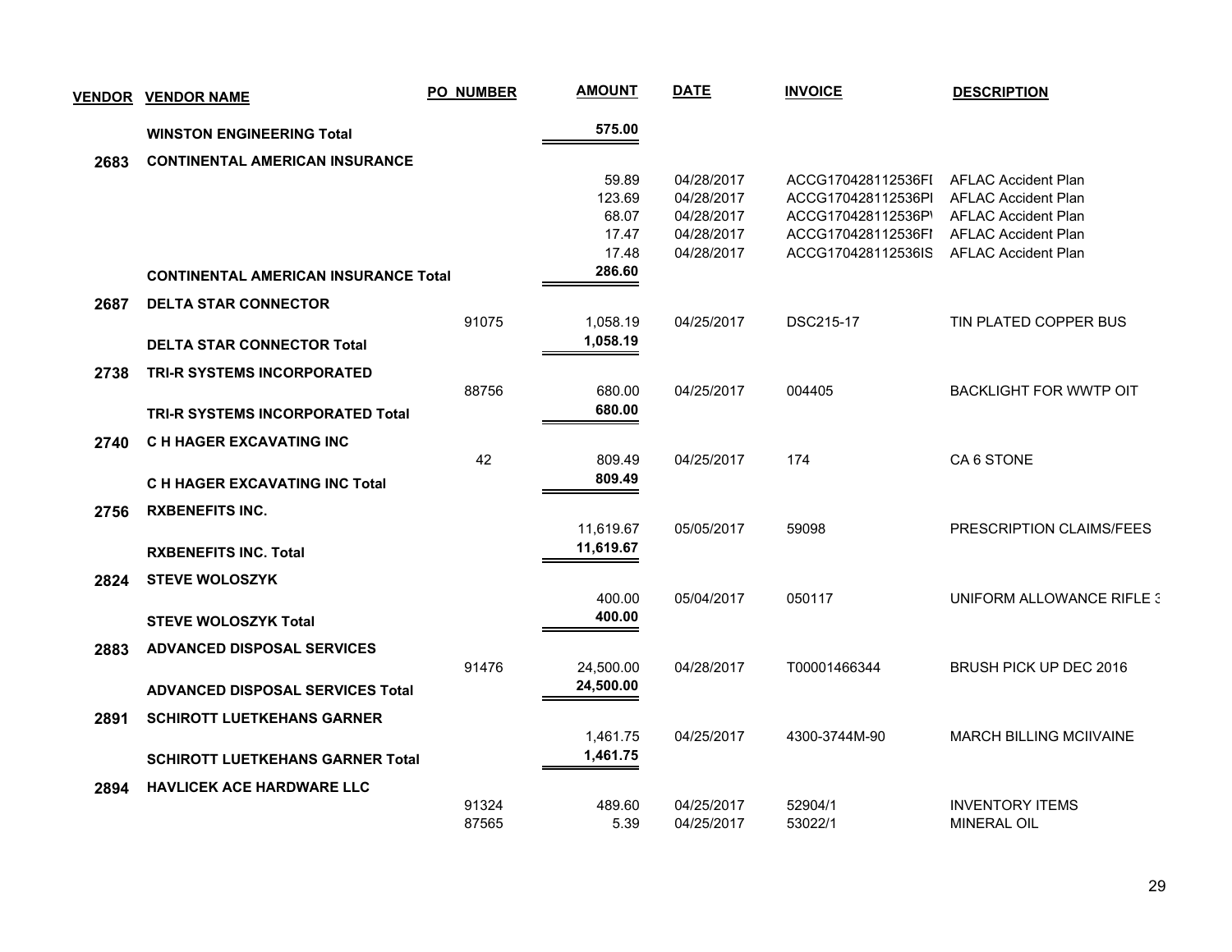| VENDOR | VENDOR NAME | PO NUMBER | AMOUNT | DATE | INVOICE | DESCRIPTION |
|---|---|---|---|---|---|---|
| | **WINSTON ENGINEERING Total** | | **575.00** | | | |
| **2683** | **CONTINENTAL AMERICAN INSURANCE** | | | | | |
| | | | 59.89 | 04/28/2017 | ACCG170428112536FI | AFLAC Accident Plan |
| | | | 123.69 | 04/28/2017 | ACCG170428112536PI | AFLAC Accident Plan |
| | | | 68.07 | 04/28/2017 | ACCG170428112536P\ | AFLAC Accident Plan |
| | | | 17.47 | 04/28/2017 | ACCG170428112536FI | AFLAC Accident Plan |
| | | | 17.48 | 04/28/2017 | ACCG170428112536IS | AFLAC Accident Plan |
| | **CONTINENTAL AMERICAN INSURANCE Total** | | **286.60** | | | |
| **2687** | **DELTA STAR CONNECTOR** | | | | | |
| | | 91075 | 1,058.19 | 04/25/2017 | DSC215-17 | TIN PLATED COPPER BUS |
| | **DELTA STAR CONNECTOR Total** | | **1,058.19** | | | |
| **2738** | **TRI-R SYSTEMS INCORPORATED** | | | | | |
| | | 88756 | 680.00 | 04/25/2017 | 004405 | BACKLIGHT FOR WWTP OIT |
| | **TRI-R SYSTEMS INCORPORATED Total** | | **680.00** | | | |
| **2740** | **C H HAGER EXCAVATING INC** | | | | | |
| | | 42 | 809.49 | 04/25/2017 | 174 | CA 6 STONE |
| | **C H HAGER EXCAVATING INC Total** | | **809.49** | | | |
| **2756** | **RXBENEFITS INC.** | | | | | |
| | | | 11,619.67 | 05/05/2017 | 59098 | PRESCRIPTION CLAIMS/FEES |
| | **RXBENEFITS INC. Total** | | **11,619.67** | | | |
| **2824** | **STEVE WOLOSZYK** | | | | | |
| | | | 400.00 | 05/04/2017 | 050117 | UNIFORM ALLOWANCE RIFLE 3 |
| | **STEVE WOLOSZYK Total** | | **400.00** | | | |
| **2883** | **ADVANCED DISPOSAL SERVICES** | | | | | |
| | | 91476 | 24,500.00 | 04/28/2017 | T00001466344 | BRUSH PICK UP DEC 2016 |
| | **ADVANCED DISPOSAL SERVICES Total** | | **24,500.00** | | | |
| **2891** | **SCHIROTT LUETKEHANS GARNER** | | | | | |
| | | | 1,461.75 | 04/25/2017 | 4300-3744M-90 | MARCH BILLING MCIIVAINE |
| | **SCHIROTT LUETKEHANS GARNER Total** | | **1,461.75** | | | |
| **2894** | **HAVLICEK ACE HARDWARE LLC** | | | | | |
| | | 91324 | 489.60 | 04/25/2017 | 52904/1 | INVENTORY ITEMS |
| | | 87565 | 5.39 | 04/25/2017 | 53022/1 | MINERAL OIL |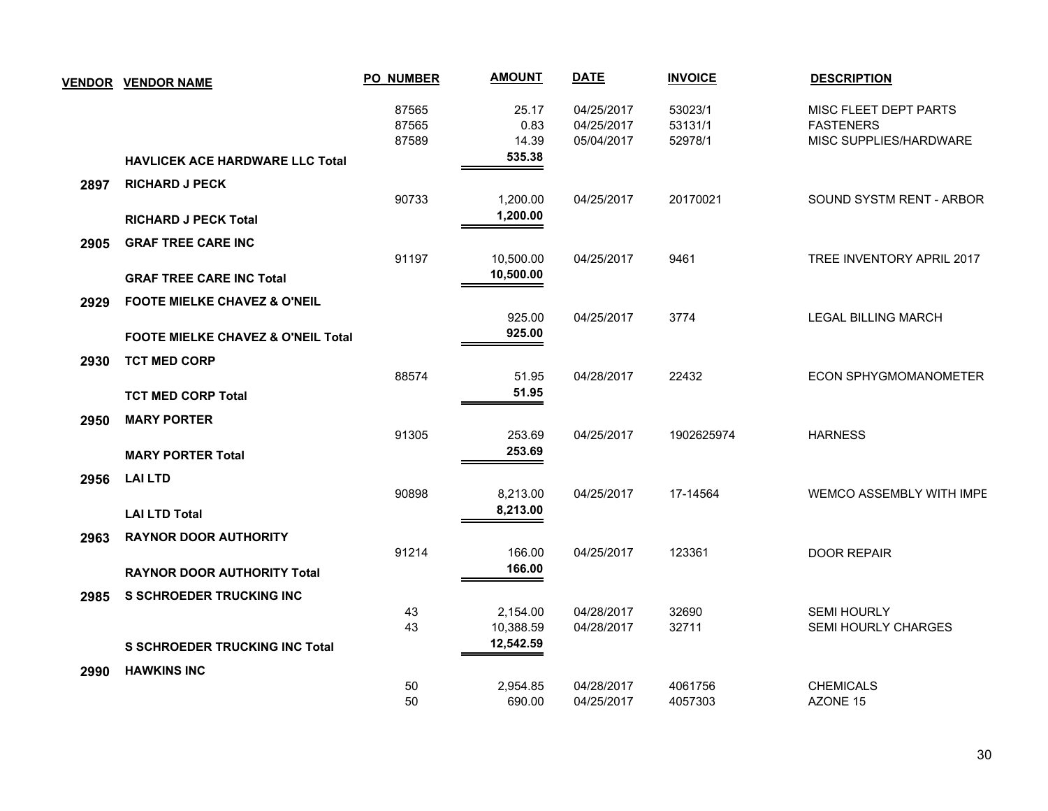| VENDOR | VENDOR NAME | PO NUMBER | AMOUNT | DATE | INVOICE | DESCRIPTION |
|---|---|---|---|---|---|---|
| | | 87565 | 25.17 | 04/25/2017 | 53023/1 | MISC FLEET DEPT PARTS |
| | | 87565 | 0.83 | 04/25/2017 | 53131/1 | FASTENERS |
| | | 87589 | 14.39 | 05/04/2017 | 52978/1 | MISC SUPPLIES/HARDWARE |
| | **HAVLICEK ACE HARDWARE LLC Total** | | **535.38** | | | |
| **2897** | **RICHARD J PECK** | | | | | |
| | | 90733 | 1,200.00 | 04/25/2017 | 20170021 | SOUND SYSTM RENT - ARBOR |
| | **RICHARD J PECK Total** | | **1,200.00** | | | |
| **2905** | **GRAF TREE CARE INC** | | | | | |
| | | 91197 | 10,500.00 | 04/25/2017 | 9461 | TREE INVENTORY APRIL 2017 |
| | **GRAF TREE CARE INC Total** | | **10,500.00** | | | |
| **2929** | **FOOTE MIELKE CHAVEZ & O'NEIL** | | | | | |
| | | | 925.00 | 04/25/2017 | 3774 | LEGAL BILLING MARCH |
| | **FOOTE MIELKE CHAVEZ & O'NEIL Total** | | **925.00** | | | |
| **2930** | **TCT MED CORP** | | | | | |
| | | 88574 | 51.95 | 04/28/2017 | 22432 | ECON SPHYGMOMANOMETER |
| | **TCT MED CORP Total** | | **51.95** | | | |
| **2950** | **MARY PORTER** | | | | | |
| | | 91305 | 253.69 | 04/25/2017 | 1902625974 | HARNESS |
| | **MARY PORTER Total** | | **253.69** | | | |
| **2956** | **LAI LTD** | | | | | |
| | | 90898 | 8,213.00 | 04/25/2017 | 17-14564 | WEMCO ASSEMBLY WITH IMPE |
| | **LAI LTD Total** | | **8,213.00** | | | |
| **2963** | **RAYNOR DOOR AUTHORITY** | | | | | |
| | | 91214 | 166.00 | 04/25/2017 | 123361 | DOOR REPAIR |
| | **RAYNOR DOOR AUTHORITY Total** | | **166.00** | | | |
| **2985** | **S SCHROEDER TRUCKING INC** | | | | | |
| | | 43 | 2,154.00 | 04/28/2017 | 32690 | SEMI HOURLY |
| | | 43 | 10,388.59 | 04/28/2017 | 32711 | SEMI HOURLY CHARGES |
| | **S SCHROEDER TRUCKING INC Total** | | **12,542.59** | | | |
| **2990** | **HAWKINS INC** | | | | | |
| | | 50 | 2,954.85 | 04/28/2017 | 4061756 | CHEMICALS |
| | | 50 | 690.00 | 04/25/2017 | 4057303 | AZONE 15 |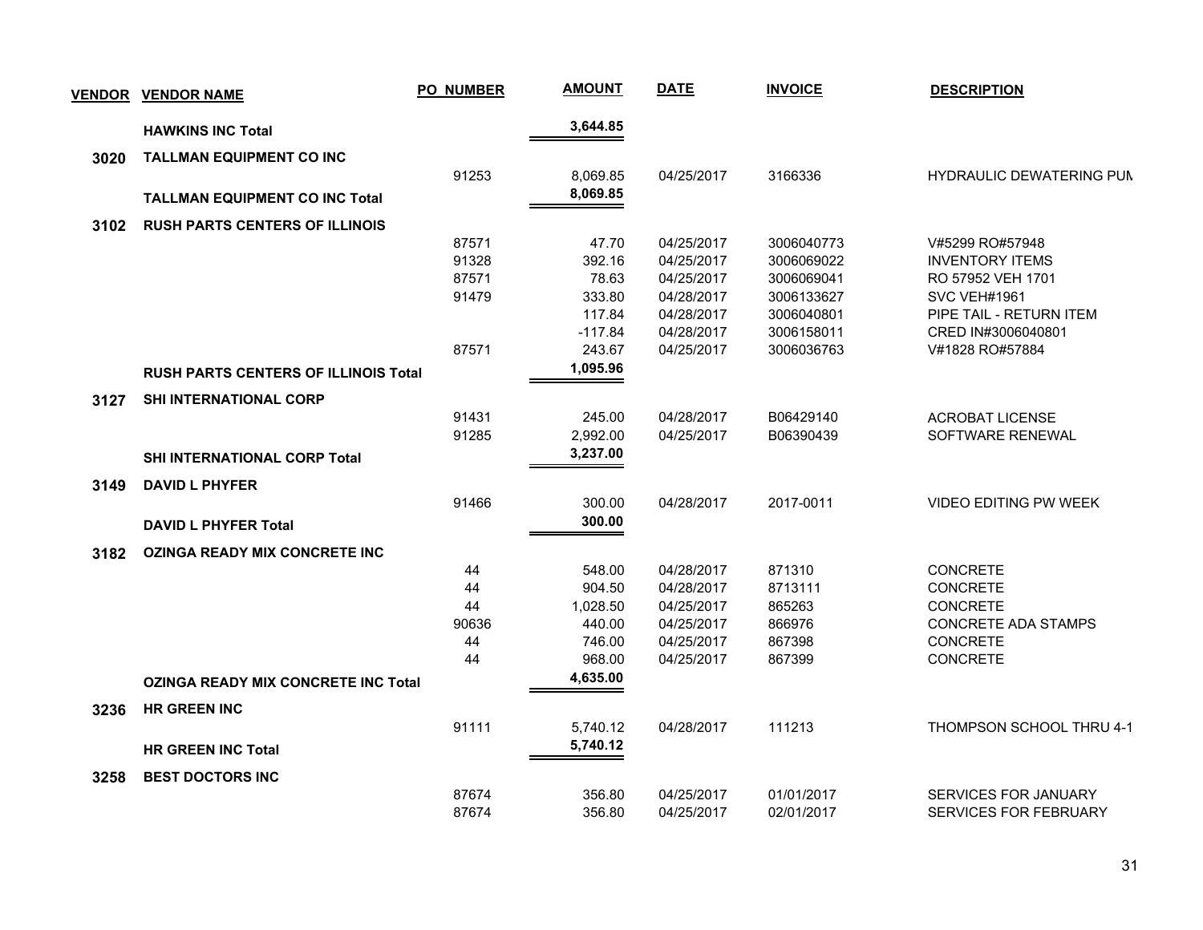| VENDOR | VENDOR NAME | PO NUMBER | AMOUNT | DATE | INVOICE | DESCRIPTION |
|---|---|---|---|---|---|---|
| | **HAWKINS INC Total** | | **3,644.85** | | | |
| **3020** | **TALLMAN EQUIPMENT CO INC** | | | | | |
| | | 91253 | 8,069.85 | 04/25/2017 | 3166336 | HYDRAULIC DEWATERING PUM |
| | **TALLMAN EQUIPMENT CO INC Total** | | **8,069.85** | | | |
| **3102** | **RUSH PARTS CENTERS OF ILLINOIS** | | | | | |
| | | 87571 | 47.70 | 04/25/2017 | 3006040773 | V#5299 RO#57948 |
| | | 91328 | 392.16 | 04/25/2017 | 3006069022 | INVENTORY ITEMS |
| | | 87571 | 78.63 | 04/25/2017 | 3006069041 | RO 57952 VEH 1701 |
| | | 91479 | 333.80 | 04/28/2017 | 3006133627 | SVC VEH#1961 |
| | | | 117.84 | 04/28/2017 | 3006040801 | PIPE TAIL - RETURN ITEM |
| | | | -117.84 | 04/28/2017 | 3006158011 | CRED IN#3006040801 |
| | | 87571 | 243.67 | 04/25/2017 | 3006036763 | V#1828 RO#57884 |
| | **RUSH PARTS CENTERS OF ILLINOIS Total** | | **1,095.96** | | | |
| **3127** | **SHI INTERNATIONAL CORP** | | | | | |
| | | 91431 | 245.00 | 04/28/2017 | B06429140 | ACROBAT LICENSE |
| | | 91285 | 2,992.00 | 04/25/2017 | B06390439 | SOFTWARE RENEWAL |
| | **SHI INTERNATIONAL CORP Total** | | **3,237.00** | | | |
| **3149** | **DAVID L PHYFER** | | | | | |
| | | 91466 | 300.00 | 04/28/2017 | 2017-0011 | VIDEO EDITING PW WEEK |
| | **DAVID L PHYFER Total** | | **300.00** | | | |
| **3182** | **OZINGA READY MIX CONCRETE INC** | | | | | |
| | | 44 | 548.00 | 04/28/2017 | 871310 | CONCRETE |
| | | 44 | 904.50 | 04/28/2017 | 8713111 | CONCRETE |
| | | 44 | 1,028.50 | 04/25/2017 | 865263 | CONCRETE |
| | | 90636 | 440.00 | 04/25/2017 | 866976 | CONCRETE ADA STAMPS |
| | | 44 | 746.00 | 04/25/2017 | 867398 | CONCRETE |
| | | 44 | 968.00 | 04/25/2017 | 867399 | CONCRETE |
| | **OZINGA READY MIX CONCRETE INC Total** | | **4,635.00** | | | |
| **3236** | **HR GREEN INC** | | | | | |
| | | 91111 | 5,740.12 | 04/28/2017 | 111213 | THOMPSON SCHOOL THRU 4-1 |
| | **HR GREEN INC Total** | | **5,740.12** | | | |
| **3258** | **BEST DOCTORS INC** | | | | | |
| | | 87674 | 356.80 | 04/25/2017 | 01/01/2017 | SERVICES FOR JANUARY |
| | | 87674 | 356.80 | 04/25/2017 | 02/01/2017 | SERVICES FOR FEBRUARY |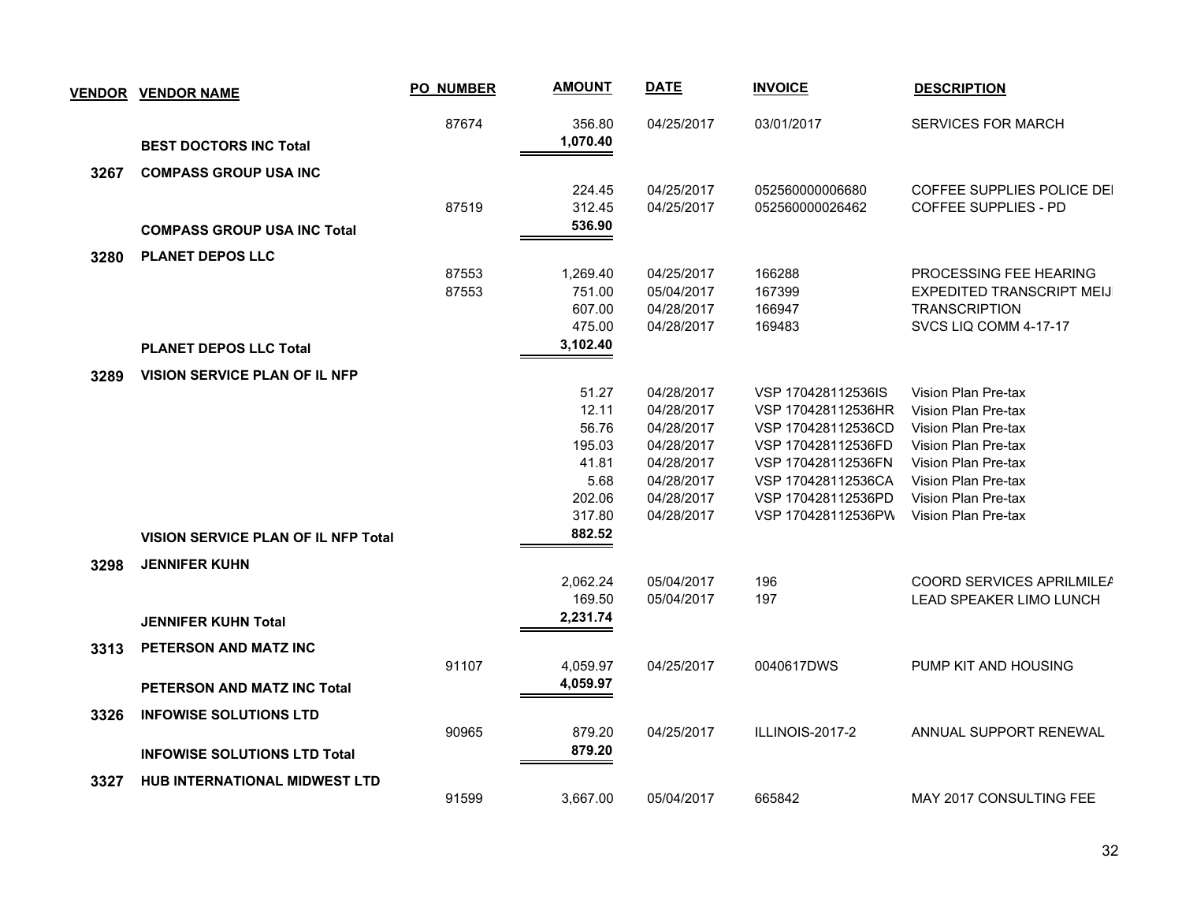| VENDOR | VENDOR NAME | PO NUMBER | AMOUNT | DATE | INVOICE | DESCRIPTION |
|---|---|---|---|---|---|---|
| | | 87674 | 356.80 | 04/25/2017 | 03/01/2017 | SERVICES FOR MARCH |
| | **BEST DOCTORS INC Total** | | **1,070.40** | | | |
| **3267** | **COMPASS GROUP USA INC** | | | | | |
| | | | 224.45 | 04/25/2017 | 052560000006680 | COFFEE SUPPLIES POLICE DEI |
| | | 87519 | 312.45 | 04/25/2017 | 052560000026462 | COFFEE SUPPLIES - PD |
| | **COMPASS GROUP USA INC Total** | | **536.90** | | | |
| **3280** | **PLANET DEPOS LLC** | | | | | |
| | | 87553 | 1,269.40 | 04/25/2017 | 166288 | PROCESSING FEE HEARING |
| | | 87553 | 751.00 | 05/04/2017 | 167399 | EXPEDITED TRANSCRIPT MEIJ |
| | | | 607.00 | 04/28/2017 | 166947 | TRANSCRIPTION |
| | | | 475.00 | 04/28/2017 | 169483 | SVCS LIQ COMM 4-17-17 |
| | **PLANET DEPOS LLC Total** | | **3,102.40** | | | |
| **3289** | **VISION SERVICE PLAN OF IL NFP** | | | | | |
| | | | 51.27 | 04/28/2017 | VSP 170428112536IS | Vision Plan Pre-tax |
| | | | 12.11 | 04/28/2017 | VSP 170428112536HR | Vision Plan Pre-tax |
| | | | 56.76 | 04/28/2017 | VSP 170428112536CD | Vision Plan Pre-tax |
| | | | 195.03 | 04/28/2017 | VSP 170428112536FD | Vision Plan Pre-tax |
| | | | 41.81 | 04/28/2017 | VSP 170428112536FN | Vision Plan Pre-tax |
| | | | 5.68 | 04/28/2017 | VSP 170428112536CA | Vision Plan Pre-tax |
| | | | 202.06 | 04/28/2017 | VSP 170428112536PD | Vision Plan Pre-tax |
| | | | 317.80 | 04/28/2017 | VSP 170428112536PW | Vision Plan Pre-tax |
| | **VISION SERVICE PLAN OF IL NFP Total** | | **882.52** | | | |
| **3298** | **JENNIFER KUHN** | | | | | |
| | | | 2,062.24 | 05/04/2017 | 196 | COORD SERVICES APRILMILEA |
| | | | 169.50 | 05/04/2017 | 197 | LEAD SPEAKER LIMO LUNCH |
| | **JENNIFER KUHN Total** | | **2,231.74** | | | |
| **3313** | **PETERSON AND MATZ INC** | | | | | |
| | | 91107 | 4,059.97 | 04/25/2017 | 0040617DWS | PUMP KIT AND HOUSING |
| | **PETERSON AND MATZ INC Total** | | **4,059.97** | | | |
| **3326** | **INFOWISE SOLUTIONS LTD** | | | | | |
| | | 90965 | 879.20 | 04/25/2017 | ILLINOIS-2017-2 | ANNUAL SUPPORT RENEWAL |
| | **INFOWISE SOLUTIONS LTD Total** | | **879.20** | | | |
| **3327** | **HUB INTERNATIONAL MIDWEST LTD** | | | | | |
| | | 91599 | 3,667.00 | 05/04/2017 | 665842 | MAY 2017 CONSULTING FEE |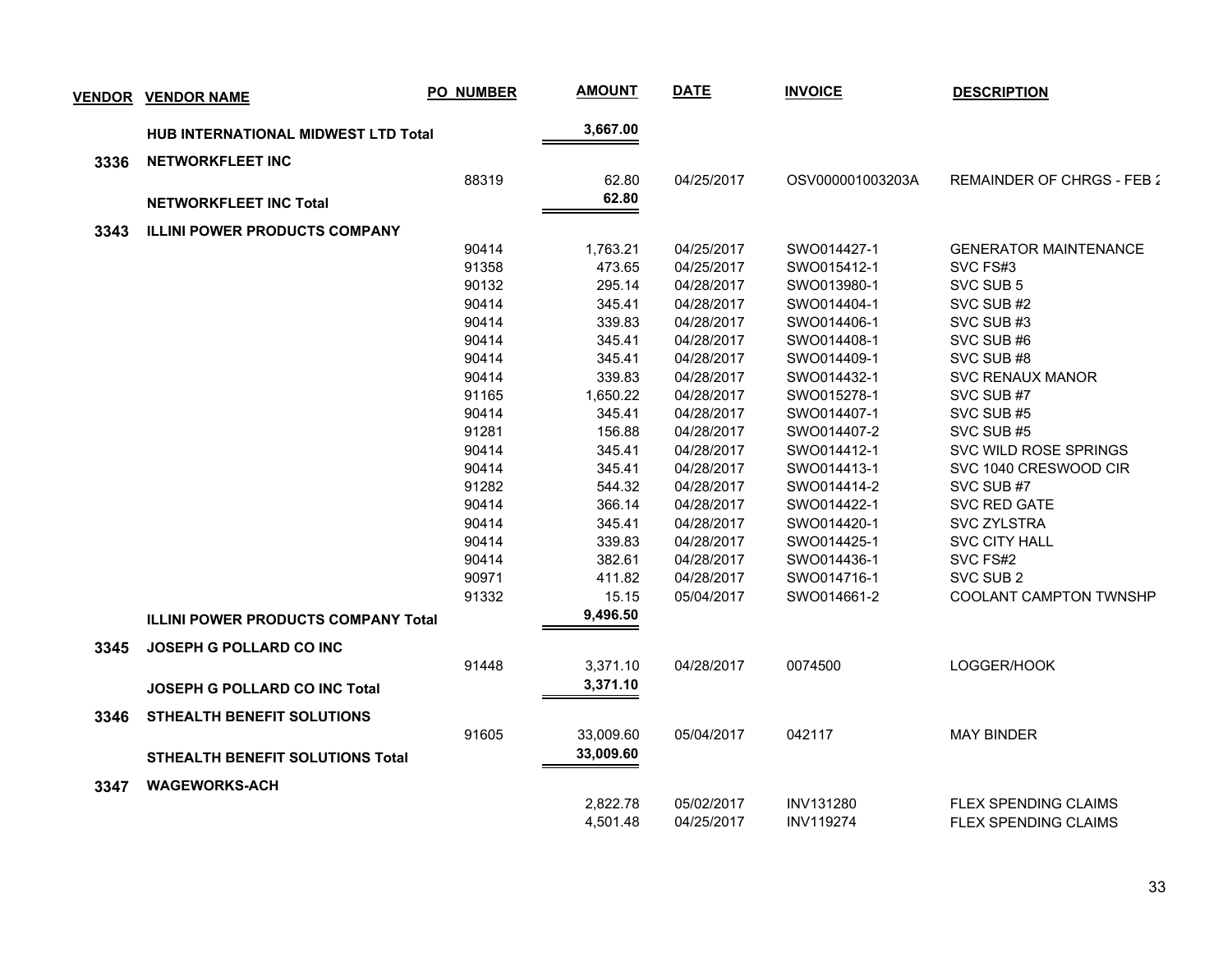| VENDOR | VENDOR NAME | PO NUMBER | AMOUNT | DATE | INVOICE | DESCRIPTION |
|---|---|---|---|---|---|---|
| | **HUB INTERNATIONAL MIDWEST LTD Total** | | **3,667.00** | | | |
| **3336** | **NETWORKFLEET INC** | | | | | |
| | | 88319 | 62.80 | 04/25/2017 | OSV000001003203A | REMAINDER OF CHRGS - FEB 2 |
| | **NETWORKFLEET INC Total** | | **62.80** | | | |
| **3343** | **ILLINI POWER PRODUCTS COMPANY** | | | | | |
| | | 90414 | 1,763.21 | 04/25/2017 | SWO014427-1 | GENERATOR MAINTENANCE |
| | | 91358 | 473.65 | 04/25/2017 | SWO015412-1 | SVC FS#3 |
| | | 90132 | 295.14 | 04/28/2017 | SWO013980-1 | SVC SUB 5 |
| | | 90414 | 345.41 | 04/28/2017 | SWO014404-1 | SVC SUB #2 |
| | | 90414 | 339.83 | 04/28/2017 | SWO014406-1 | SVC SUB #3 |
| | | 90414 | 345.41 | 04/28/2017 | SWO014408-1 | SVC SUB #6 |
| | | 90414 | 345.41 | 04/28/2017 | SWO014409-1 | SVC SUB #8 |
| | | 90414 | 339.83 | 04/28/2017 | SWO014432-1 | SVC RENAUX MANOR |
| | | 91165 | 1,650.22 | 04/28/2017 | SWO015278-1 | SVC SUB #7 |
| | | 90414 | 345.41 | 04/28/2017 | SWO014407-1 | SVC SUB #5 |
| | | 91281 | 156.88 | 04/28/2017 | SWO014407-2 | SVC SUB #5 |
| | | 90414 | 345.41 | 04/28/2017 | SWO014412-1 | SVC WILD ROSE SPRINGS |
| | | 90414 | 345.41 | 04/28/2017 | SWO014413-1 | SVC 1040 CRESWOOD CIR |
| | | 91282 | 544.32 | 04/28/2017 | SWO014414-2 | SVC SUB #7 |
| | | 90414 | 366.14 | 04/28/2017 | SWO014422-1 | SVC RED GATE |
| | | 90414 | 345.41 | 04/28/2017 | SWO014420-1 | SVC ZYLSTRA |
| | | 90414 | 339.83 | 04/28/2017 | SWO014425-1 | SVC CITY HALL |
| | | 90414 | 382.61 | 04/28/2017 | SWO014436-1 | SVC FS#2 |
| | | 90971 | 411.82 | 04/28/2017 | SWO014716-1 | SVC SUB 2 |
| | | 91332 | 15.15 | 05/04/2017 | SWO014661-2 | COOLANT CAMPTON TWNSHP |
| | **ILLINI POWER PRODUCTS COMPANY Total** | | **9,496.50** | | | |
| **3345** | **JOSEPH G POLLARD CO INC** | | | | | |
| | | 91448 | 3,371.10 | 04/28/2017 | 0074500 | LOGGER/HOOK |
| | **JOSEPH G POLLARD CO INC Total** | | **3,371.10** | | | |
| **3346** | **STHEALTH BENEFIT SOLUTIONS** | | | | | |
| | | 91605 | 33,009.60 | 05/04/2017 | 042117 | MAY BINDER |
| | **STHEALTH BENEFIT SOLUTIONS Total** | | **33,009.60** | | | |
| **3347** | **WAGEWORKS-ACH** | | | | | |
| | | | 2,822.78 | 05/02/2017 | INV131280 | FLEX SPENDING CLAIMS |
| | | | 4,501.48 | 04/25/2017 | INV119274 | FLEX SPENDING CLAIMS |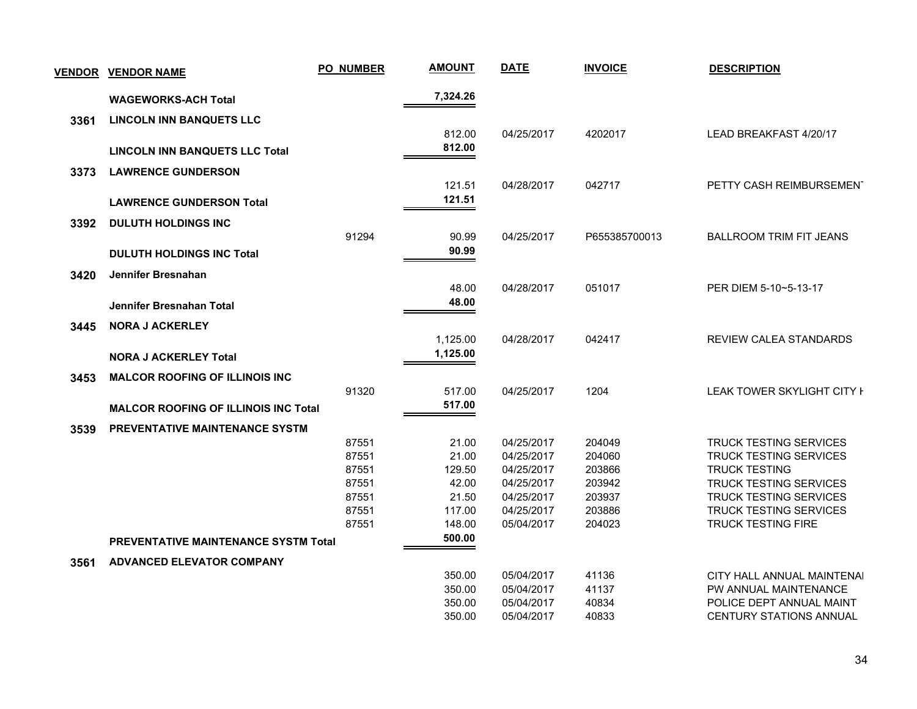| VENDOR | VENDOR NAME | PO NUMBER | AMOUNT | DATE | INVOICE | DESCRIPTION |
|---|---|---|---|---|---|---|
| | **WAGEWORKS-ACH Total** | | **7,324.26** | | | |
| **3361** | **LINCOLN INN BANQUETS LLC** | | | | | |
| | | | 812.00 | 04/25/2017 | 4202017 | LEAD BREAKFAST 4/20/17 |
| | **LINCOLN INN BANQUETS LLC Total** | | **812.00** | | | |
| **3373** | **LAWRENCE GUNDERSON** | | | | | |
| | | | 121.51 | 04/28/2017 | 042717 | PETTY CASH REIMBURSEMENT |
| | **LAWRENCE GUNDERSON Total** | | **121.51** | | | |
| **3392** | **DULUTH HOLDINGS INC** | | | | | |
| | | 91294 | 90.99 | 04/25/2017 | P655385700013 | BALLROOM TRIM FIT JEANS |
| | **DULUTH HOLDINGS INC Total** | | **90.99** | | | |
| **3420** | **Jennifer Bresnahan** | | | | | |
| | | | 48.00 | 04/28/2017 | 051017 | PER DIEM 5-10~5-13-17 |
| | **Jennifer Bresnahan Total** | | **48.00** | | | |
| **3445** | **NORA J ACKERLEY** | | | | | |
| | | | 1,125.00 | 04/28/2017 | 042417 | REVIEW CALEA STANDARDS |
| | **NORA J ACKERLEY Total** | | **1,125.00** | | | |
| **3453** | **MALCOR ROOFING OF ILLINOIS INC** | | | | | |
| | | 91320 | 517.00 | 04/25/2017 | 1204 | LEAK TOWER SKYLIGHT CITY H |
| | **MALCOR ROOFING OF ILLINOIS INC Total** | | **517.00** | | | |
| **3539** | **PREVENTATIVE MAINTENANCE SYSTM** | | | | | |
| | | 87551 | 21.00 | 04/25/2017 | 204049 | TRUCK TESTING SERVICES |
| | | 87551 | 21.00 | 04/25/2017 | 204060 | TRUCK TESTING SERVICES |
| | | 87551 | 129.50 | 04/25/2017 | 203866 | TRUCK TESTING |
| | | 87551 | 42.00 | 04/25/2017 | 203942 | TRUCK TESTING SERVICES |
| | | 87551 | 21.50 | 04/25/2017 | 203937 | TRUCK TESTING SERVICES |
| | | 87551 | 117.00 | 04/25/2017 | 203886 | TRUCK TESTING SERVICES |
| | | 87551 | 148.00 | 05/04/2017 | 204023 | TRUCK TESTING FIRE |
| | **PREVENTATIVE MAINTENANCE SYSTM Total** | | **500.00** | | | |
| **3561** | **ADVANCED ELEVATOR COMPANY** | | | | | |
| | | | 350.00 | 05/04/2017 | 41136 | CITY HALL ANNUAL MAINTENAI |
| | | | 350.00 | 05/04/2017 | 41137 | PW ANNUAL MAINTENANCE |
| | | | 350.00 | 05/04/2017 | 40834 | POLICE DEPT ANNUAL MAINT |
| | | | 350.00 | 05/04/2017 | 40833 | CENTURY STATIONS ANNUAL |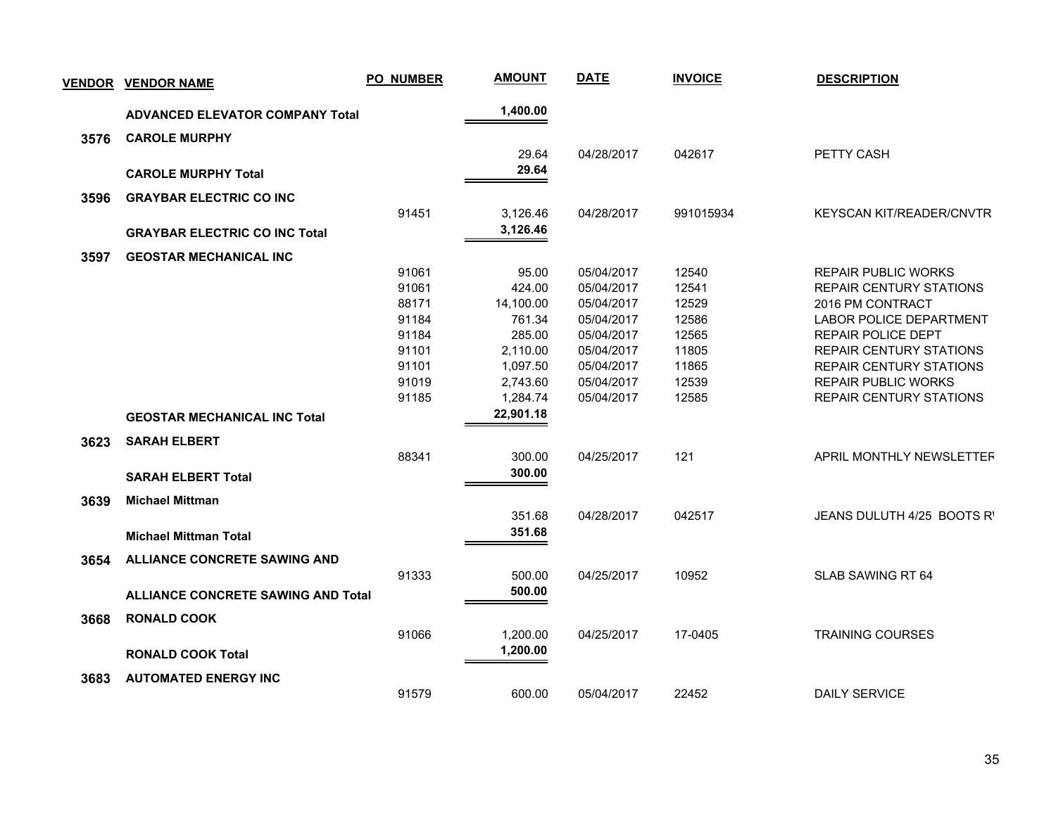| VENDOR | VENDOR NAME | PO NUMBER | AMOUNT | DATE | INVOICE | DESCRIPTION |
|---|---|---|---|---|---|---|
| | **ADVANCED ELEVATOR COMPANY Total** | | **1,400.00** | | | |
| **3576** | **CAROLE MURPHY** | | | | | |
| | | | 29.64 | 04/28/2017 | 042617 | PETTY CASH |
| | **CAROLE MURPHY Total** | | **29.64** | | | |
| **3596** | **GRAYBAR ELECTRIC CO INC** | | | | | |
| | | 91451 | 3,126.46 | 04/28/2017 | 991015934 | KEYSCAN KIT/READER/CNVTR |
| | **GRAYBAR ELECTRIC CO INC Total** | | **3,126.46** | | | |
| **3597** | **GEOSTAR MECHANICAL INC** | | | | | |
| | | 91061 | 95.00 | 05/04/2017 | 12540 | REPAIR PUBLIC WORKS |
| | | 91061 | 424.00 | 05/04/2017 | 12541 | REPAIR CENTURY STATIONS |
| | | 88171 | 14,100.00 | 05/04/2017 | 12529 | 2016 PM CONTRACT |
| | | 91184 | 761.34 | 05/04/2017 | 12586 | LABOR POLICE DEPARTMENT |
| | | 91184 | 285.00 | 05/04/2017 | 12565 | REPAIR POLICE DEPT |
| | | 91101 | 2,110.00 | 05/04/2017 | 11805 | REPAIR CENTURY STATIONS |
| | | 91101 | 1,097.50 | 05/04/2017 | 11865 | REPAIR CENTURY STATIONS |
| | | 91019 | 2,743.60 | 05/04/2017 | 12539 | REPAIR PUBLIC WORKS |
| | | 91185 | 1,284.74 | 05/04/2017 | 12585 | REPAIR CENTURY STATIONS |
| | **GEOSTAR MECHANICAL INC Total** | | **22,901.18** | | | |
| **3623** | **SARAH ELBERT** | | | | | |
| | | 88341 | 300.00 | 04/25/2017 | 121 | APRIL MONTHLY NEWSLETTER |
| | **SARAH ELBERT Total** | | **300.00** | | | |
| **3639** | **Michael Mittman** | | | | | |
| | | | 351.68 | 04/28/2017 | 042517 | JEANS DULUTH 4/25 BOOTS R' |
| | **Michael Mittman Total** | | **351.68** | | | |
| **3654** | **ALLIANCE CONCRETE SAWING AND** | | | | | |
| | | 91333 | 500.00 | 04/25/2017 | 10952 | SLAB SAWING RT 64 |
| | **ALLIANCE CONCRETE SAWING AND Total** | | **500.00** | | | |
| **3668** | **RONALD COOK** | | | | | |
| | | 91066 | 1,200.00 | 04/25/2017 | 17-0405 | TRAINING COURSES |
| | **RONALD COOK Total** | | **1,200.00** | | | |
| **3683** | **AUTOMATED ENERGY INC** | | | | | |
| | | 91579 | 600.00 | 05/04/2017 | 22452 | DAILY SERVICE |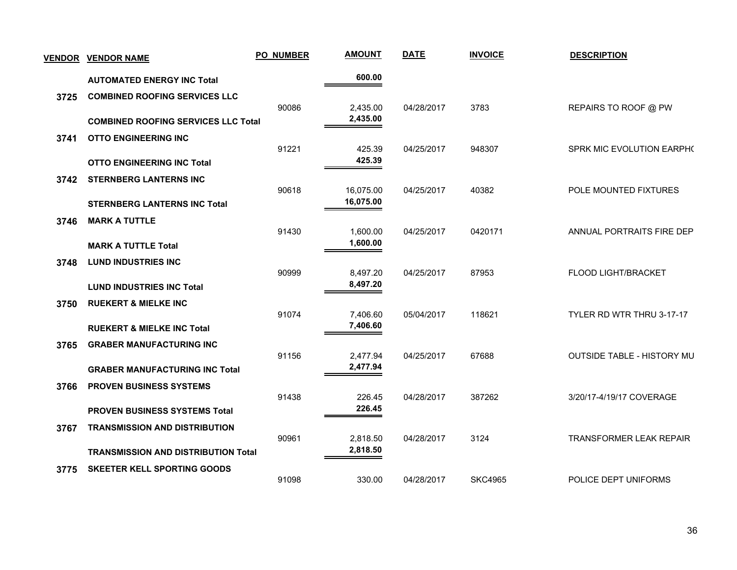| VENDOR | VENDOR NAME | PO NUMBER | AMOUNT | DATE | INVOICE | DESCRIPTION |
|---|---|---|---|---|---|---|
| | **AUTOMATED ENERGY INC Total** | | **600.00** | | | |
| **3725** | **COMBINED ROOFING SERVICES LLC** | | | | | |
| | | 90086 | 2,435.00 | 04/28/2017 | 3783 | REPAIRS TO ROOF @ PW |
| | **COMBINED ROOFING SERVICES LLC Total** | | **2,435.00** | | | |
| **3741** | **OTTO ENGINEERING INC** | | | | | |
| | | 91221 | 425.39 | 04/25/2017 | 948307 | SPRK MIC EVOLUTION EARPHO |
| | **OTTO ENGINEERING INC Total** | | **425.39** | | | |
| **3742** | **STERNBERG LANTERNS INC** | | | | | |
| | | 90618 | 16,075.00 | 04/25/2017 | 40382 | POLE MOUNTED FIXTURES |
| | **STERNBERG LANTERNS INC Total** | | **16,075.00** | | | |
| **3746** | **MARK A TUTTLE** | | | | | |
| | | 91430 | 1,600.00 | 04/25/2017 | 0420171 | ANNUAL PORTRAITS FIRE DEP |
| | **MARK A TUTTLE Total** | | **1,600.00** | | | |
| **3748** | **LUND INDUSTRIES INC** | | | | | |
| | | 90999 | 8,497.20 | 04/25/2017 | 87953 | FLOOD LIGHT/BRACKET |
| | **LUND INDUSTRIES INC Total** | | **8,497.20** | | | |
| **3750** | **RUEKERT & MIELKE INC** | | | | | |
| | | 91074 | 7,406.60 | 05/04/2017 | 118621 | TYLER RD WTR THRU 3-17-17 |
| | **RUEKERT & MIELKE INC Total** | | **7,406.60** | | | |
| **3765** | **GRABER MANUFACTURING INC** | | | | | |
| | | 91156 | 2,477.94 | 04/25/2017 | 67688 | OUTSIDE TABLE - HISTORY MU |
| | **GRABER MANUFACTURING INC Total** | | **2,477.94** | | | |
| **3766** | **PROVEN BUSINESS SYSTEMS** | | | | | |
| | | 91438 | 226.45 | 04/28/2017 | 387262 | 3/20/17-4/19/17 COVERAGE |
| | **PROVEN BUSINESS SYSTEMS Total** | | **226.45** | | | |
| **3767** | **TRANSMISSION AND DISTRIBUTION** | | | | | |
| | | 90961 | 2,818.50 | 04/28/2017 | 3124 | TRANSFORMER LEAK REPAIR |
| | **TRANSMISSION AND DISTRIBUTION Total** | | **2,818.50** | | | |
| **3775** | **SKEETER KELL SPORTING GOODS** | | | | | |
| | | 91098 | 330.00 | 04/28/2017 | SKC4965 | POLICE DEPT UNIFORMS |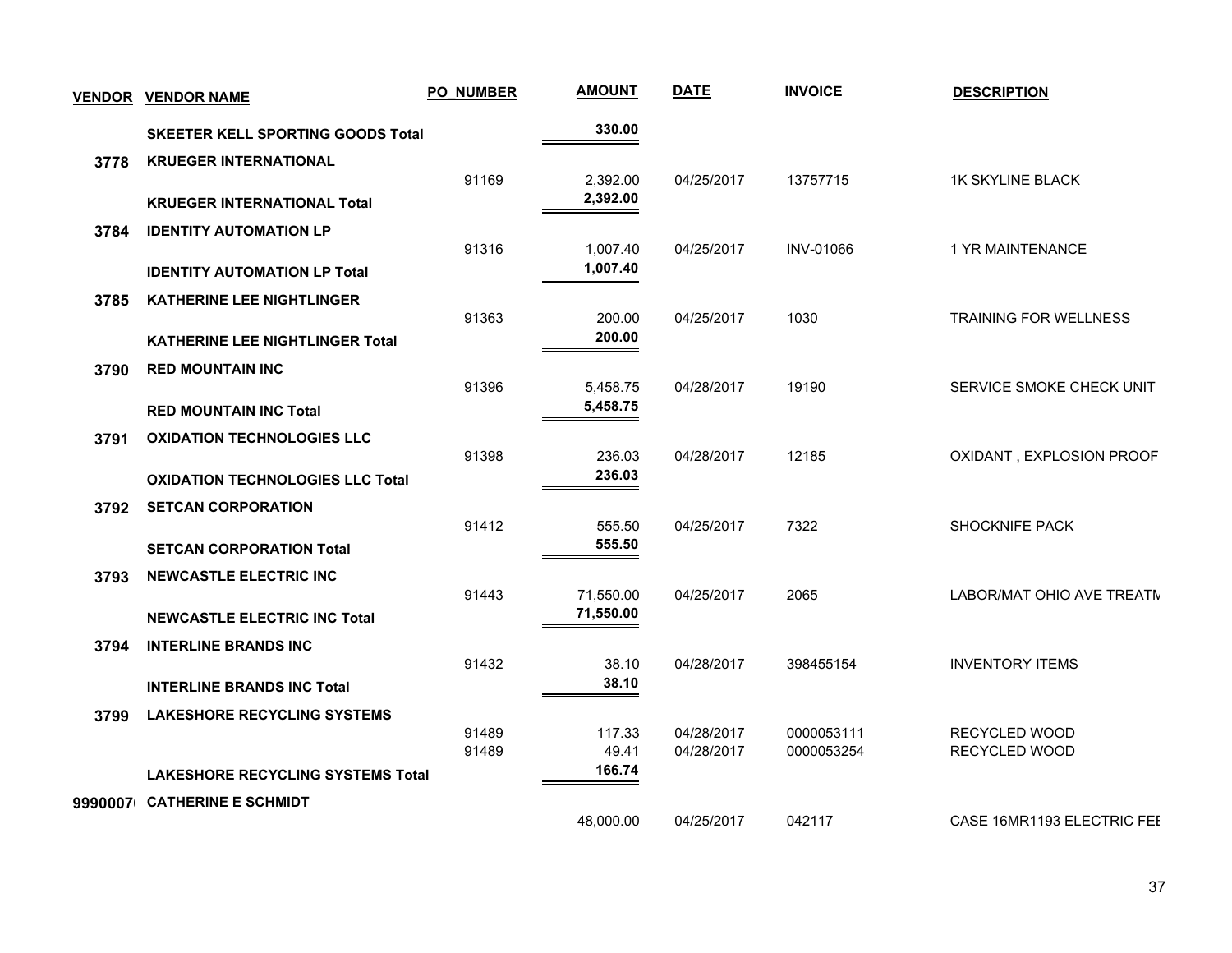| VENDOR | VENDOR NAME | PO NUMBER | AMOUNT | DATE | INVOICE | DESCRIPTION |
|---|---|---|---|---|---|---|
| | **SKEETER KELL SPORTING GOODS Total** | | **330.00** | | | |
| **3778** | **KRUEGER INTERNATIONAL** | | | | | |
| | | 91169 | 2,392.00 | 04/25/2017 | 13757715 | 1K SKYLINE BLACK |
| | **KRUEGER INTERNATIONAL Total** | | **2,392.00** | | | |
| **3784** | **IDENTITY AUTOMATION LP** | | | | | |
| | | 91316 | 1,007.40 | 04/25/2017 | INV-01066 | 1 YR MAINTENANCE |
| | **IDENTITY AUTOMATION LP Total** | | **1,007.40** | | | |
| **3785** | **KATHERINE LEE NIGHTLINGER** | | | | | |
| | | 91363 | 200.00 | 04/25/2017 | 1030 | TRAINING FOR WELLNESS |
| | **KATHERINE LEE NIGHTLINGER Total** | | **200.00** | | | |
| **3790** | **RED MOUNTAIN INC** | | | | | |
| | | 91396 | 5,458.75 | 04/28/2017 | 19190 | SERVICE SMOKE CHECK UNIT |
| | **RED MOUNTAIN INC Total** | | **5,458.75** | | | |
| **3791** | **OXIDATION TECHNOLOGIES LLC** | | | | | |
| | | 91398 | 236.03 | 04/28/2017 | 12185 | OXIDANT , EXPLOSION PROOF |
| | **OXIDATION TECHNOLOGIES LLC Total** | | **236.03** | | | |
| **3792** | **SETCAN CORPORATION** | | | | | |
| | | 91412 | 555.50 | 04/25/2017 | 7322 | SHOCKNIFE PACK |
| | **SETCAN CORPORATION Total** | | **555.50** | | | |
| **3793** | **NEWCASTLE ELECTRIC INC** | | | | | |
| | | 91443 | 71,550.00 | 04/25/2017 | 2065 | LABOR/MAT OHIO AVE TREATM |
| | **NEWCASTLE ELECTRIC INC Total** | | **71,550.00** | | | |
| **3794** | **INTERLINE BRANDS INC** | | | | | |
| | | 91432 | 38.10 | 04/28/2017 | 398455154 | INVENTORY ITEMS |
| | **INTERLINE BRANDS INC Total** | | **38.10** | | | |
| **3799** | **LAKESHORE RECYCLING SYSTEMS** | | | | | |
| | | 91489 | 117.33 | 04/28/2017 | 0000053111 | RECYCLED WOOD |
| | | 91489 | 49.41 | 04/28/2017 | 0000053254 | RECYCLED WOOD |
| | **LAKESHORE RECYCLING SYSTEMS Total** | | **166.74** | | | |
| **999007** | **CATHERINE E SCHMIDT** | | | | | |
| | | | 48,000.00 | 04/25/2017 | 042117 | CASE 16MR1193 ELECTRIC FEE |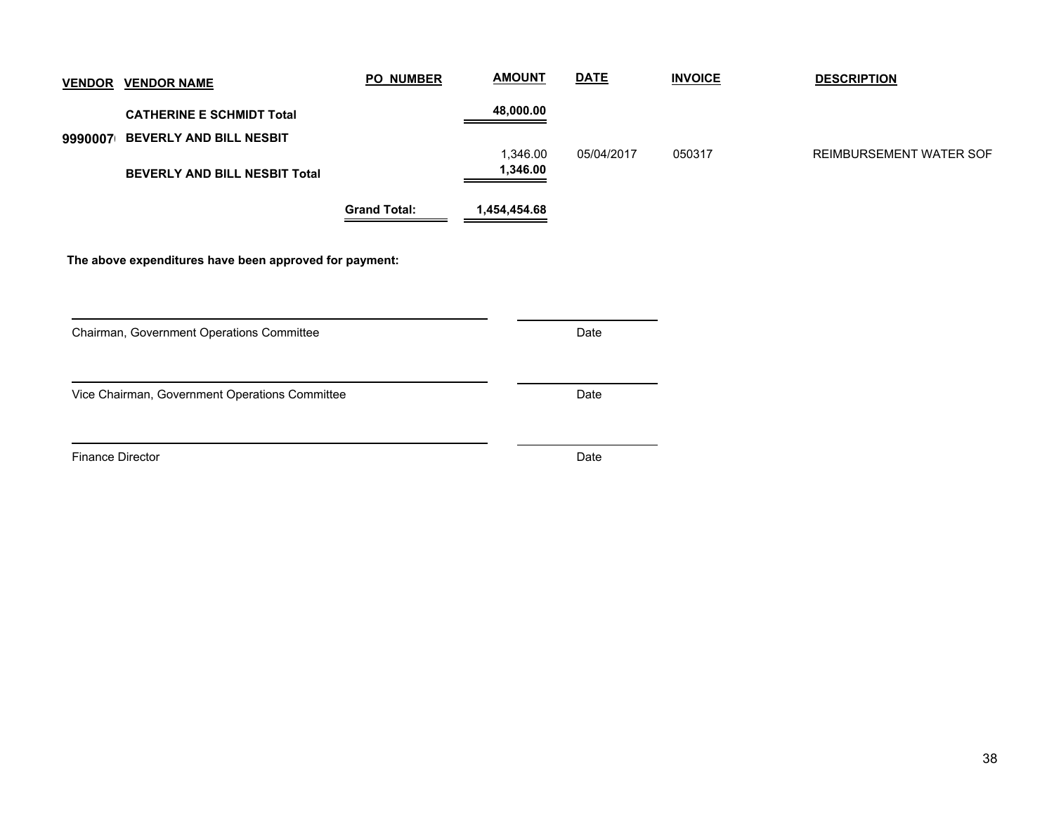| VENDOR | VENDOR NAME | PO NUMBER | AMOUNT | DATE | INVOICE | DESCRIPTION |
|---|---|---|---|---|---|---|
| | **CATHERINE E SCHMIDT Total** | | **48,000.00** | | | |
| **9990007** | **BEVERLY AND BILL NESBIT** | | | | | |
| | | | 1,346.00 | 05/04/2017 | 050317 | REIMBURSEMENT WATER SOF |
| | **BEVERLY AND BILL NESBIT Total** | | **1,346.00** | | | |
| | | **Grand Total:** | **1,454,454.68** | | | |

**The above expenditures have been approved for payment:**

Chairman, Government Operations Committee — Date

Vice Chairman, Government Operations Committee — Date

Finance Director — Date